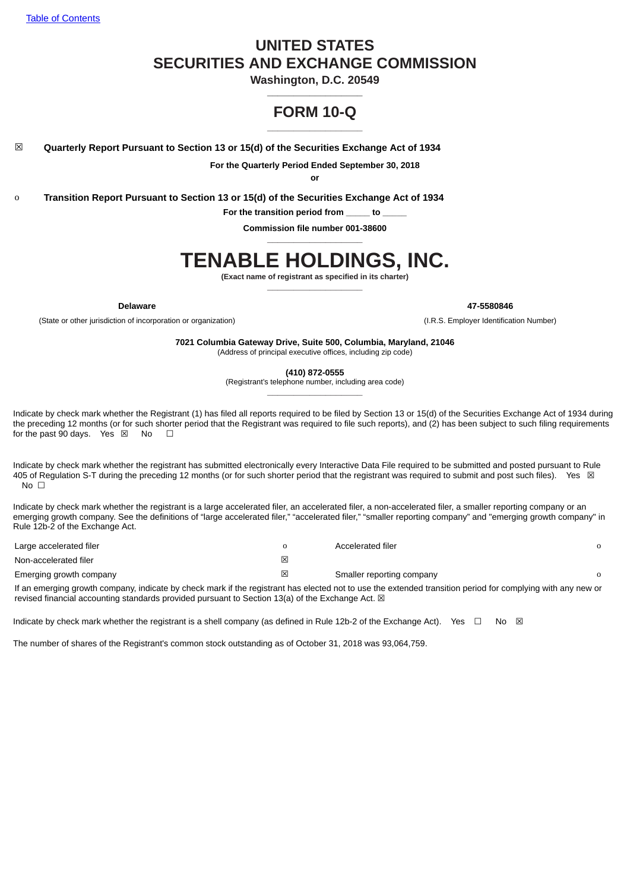[Table of Contents](#)

# UNITED STATES
# SECURITIES AND EXCHANGE COMMISSION

**Washington, D.C. 20549**

---

# FORM 10-Q

---

☒ **Quarterly Report Pursuant to Section 13 or 15(d) of the Securities Exchange Act of 1934**

**For the Quarterly Period Ended September 30, 2018**

**or**

o **Transition Report Pursuant to Section 13 or 15(d) of the Securities Exchange Act of 1934**

**For the transition period from _____ to _____**

**Commission file number 001-38600**

---

# TENABLE HOLDINGS, INC.

**(Exact name of registrant as specified in its charter)**

---

| **Delaware** | **47-5580846** |
|---|---|
| (State or other jurisdiction of incorporation or organization) | (I.R.S. Employer Identification Number) |

**7021 Columbia Gateway Drive, Suite 500, Columbia, Maryland, 21046**
(Address of principal executive offices, including zip code)

**(410) 872-0555**
(Registrant's telephone number, including area code)

---

Indicate by check mark whether the Registrant (1) has filed all reports required to be filed by Section 13 or 15(d) of the Securities Exchange Act of 1934 during the preceding 12 months (or for such shorter period that the Registrant was required to file such reports), and (2) has been subject to such filing requirements for the past 90 days. Yes ☒ No ☐

Indicate by check mark whether the registrant has submitted electronically every Interactive Data File required to be submitted and posted pursuant to Rule 405 of Regulation S-T during the preceding 12 months (or for such shorter period that the registrant was required to submit and post such files). Yes ☒ No ☐

Indicate by check mark whether the registrant is a large accelerated filer, an accelerated filer, a non-accelerated filer, a smaller reporting company or an emerging growth company. See the definitions of "large accelerated filer," "accelerated filer," "smaller reporting company" and "emerging growth company" in Rule 12b-2 of the Exchange Act.

| | | | |
|---|---|---|---|
| Large accelerated filer | o | Accelerated filer | o |
| Non-accelerated filer | ☒ | | |
| Emerging growth company | ☒ | Smaller reporting company | o |

If an emerging growth company, indicate by check mark if the registrant has elected not to use the extended transition period for complying with any new or revised financial accounting standards provided pursuant to Section 13(a) of the Exchange Act. ☒

Indicate by check mark whether the registrant is a shell company (as defined in Rule 12b-2 of the Exchange Act). Yes ☐ No ☒

The number of shares of the Registrant's common stock outstanding as of October 31, 2018 was 93,064,759.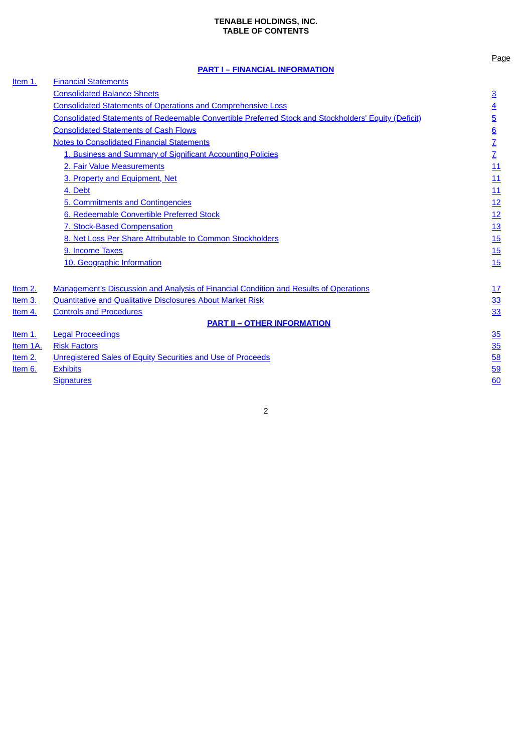**TENABLE HOLDINGS, INC.**
**TABLE OF CONTENTS**

| | | Page |
|---|---|---|
| | **PART I – FINANCIAL INFORMATION** | |
| Item 1. | Financial Statements | |
| | Consolidated Balance Sheets | 3 |
| | Consolidated Statements of Operations and Comprehensive Loss | 4 |
| | Consolidated Statements of Redeemable Convertible Preferred Stock and Stockholders' Equity (Deficit) | 5 |
| | Consolidated Statements of Cash Flows | 6 |
| | Notes to Consolidated Financial Statements | 7 |
| | 1. Business and Summary of Significant Accounting Policies | 7 |
| | 2. Fair Value Measurements | 11 |
| | 3. Property and Equipment, Net | 11 |
| | 4. Debt | 11 |
| | 5. Commitments and Contingencies | 12 |
| | 6. Redeemable Convertible Preferred Stock | 12 |
| | 7. Stock-Based Compensation | 13 |
| | 8. Net Loss Per Share Attributable to Common Stockholders | 15 |
| | 9. Income Taxes | 15 |
| | 10. Geographic Information | 15 |
| Item 2. | Management's Discussion and Analysis of Financial Condition and Results of Operations | 17 |
| Item 3. | Quantitative and Qualitative Disclosures About Market Risk | 33 |
| Item 4. | Controls and Procedures | 33 |
| | **PART II – OTHER INFORMATION** | |
| Item 1. | Legal Proceedings | 35 |
| Item 1A. | Risk Factors | 35 |
| Item 2. | Unregistered Sales of Equity Securities and Use of Proceeds | 58 |
| Item 6. | Exhibits | 59 |
| | Signatures | 60 |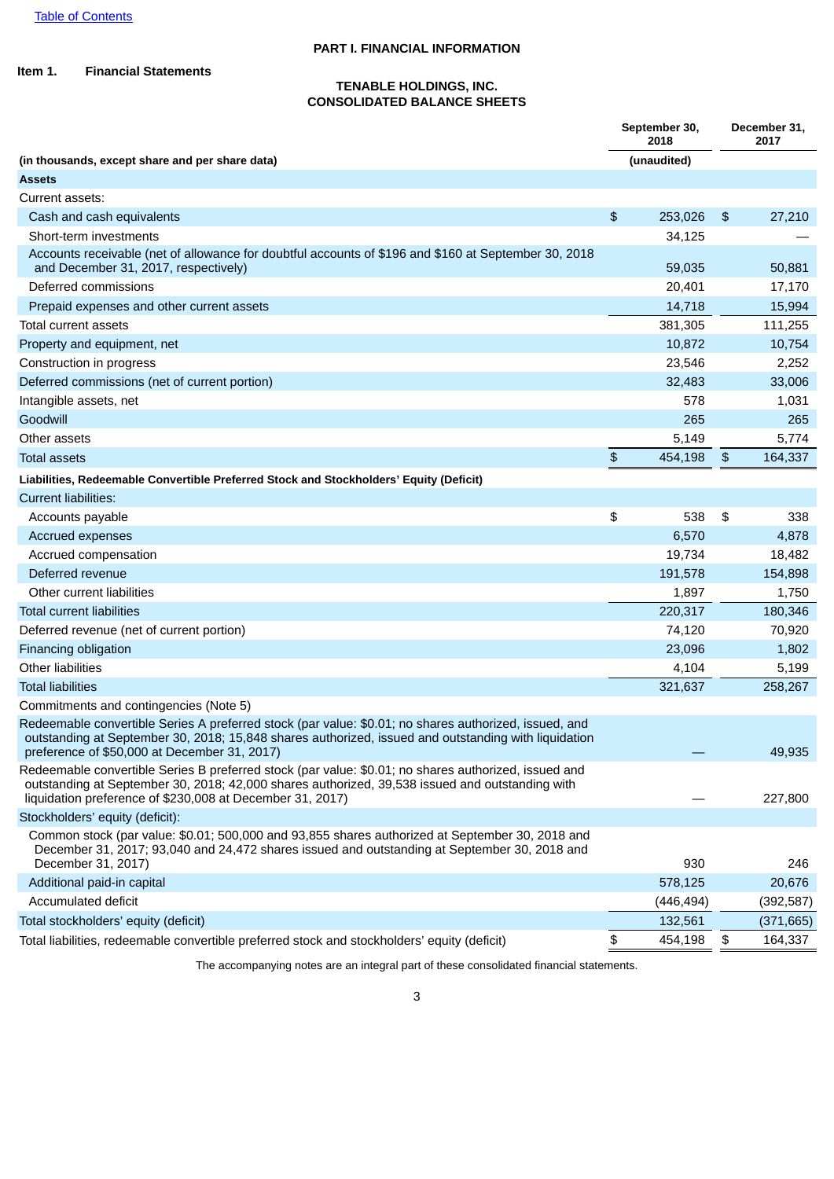# PART I. FINANCIAL INFORMATION

## Item 1. Financial Statements

### TENABLE HOLDINGS, INC.
### CONSOLIDATED BALANCE SHEETS

| (in thousands, except share and per share data) | September 30, 2018 | December 31, 2017 |
|---|---|---|
| | (unaudited) | |
| **Assets** | | |
| Current assets: | | |
| Cash and cash equivalents | $ 253,026 | $ 27,210 |
| Short-term investments | 34,125 | — |
| Accounts receivable (net of allowance for doubtful accounts of $196 and $160 at September 30, 2018 and December 31, 2017, respectively) | 59,035 | 50,881 |
| Deferred commissions | 20,401 | 17,170 |
| Prepaid expenses and other current assets | 14,718 | 15,994 |
| Total current assets | 381,305 | 111,255 |
| Property and equipment, net | 10,872 | 10,754 |
| Construction in progress | 23,546 | 2,252 |
| Deferred commissions (net of current portion) | 32,483 | 33,006 |
| Intangible assets, net | 578 | 1,031 |
| Goodwill | 265 | 265 |
| Other assets | 5,149 | 5,774 |
| Total assets | $ 454,198 | $ 164,337 |
| **Liabilities, Redeemable Convertible Preferred Stock and Stockholders' Equity (Deficit)** | | |
| Current liabilities: | | |
| Accounts payable | $ 538 | $ 338 |
| Accrued expenses | 6,570 | 4,878 |
| Accrued compensation | 19,734 | 18,482 |
| Deferred revenue | 191,578 | 154,898 |
| Other current liabilities | 1,897 | 1,750 |
| Total current liabilities | 220,317 | 180,346 |
| Deferred revenue (net of current portion) | 74,120 | 70,920 |
| Financing obligation | 23,096 | 1,802 |
| Other liabilities | 4,104 | 5,199 |
| Total liabilities | 321,637 | 258,267 |
| Commitments and contingencies (Note 5) | | |
| Redeemable convertible Series A preferred stock (par value: $0.01; no shares authorized, issued, and outstanding at September 30, 2018; 15,848 shares authorized, issued and outstanding with liquidation preference of $50,000 at December 31, 2017) | — | 49,935 |
| Redeemable convertible Series B preferred stock (par value: $0.01; no shares authorized, issued and outstanding at September 30, 2018; 42,000 shares authorized, 39,538 issued and outstanding with liquidation preference of $230,008 at December 31, 2017) | — | 227,800 |
| Stockholders' equity (deficit): | | |
| Common stock (par value: $0.01; 500,000 and 93,855 shares authorized at September 30, 2018 and December 31, 2017; 93,040 and 24,472 shares issued and outstanding at September 30, 2018 and December 31, 2017) | 930 | 246 |
| Additional paid-in capital | 578,125 | 20,676 |
| Accumulated deficit | (446,494) | (392,587) |
| Total stockholders' equity (deficit) | 132,561 | (371,665) |
| Total liabilities, redeemable convertible preferred stock and stockholders' equity (deficit) | $ 454,198 | $ 164,337 |

The accompanying notes are an integral part of these consolidated financial statements.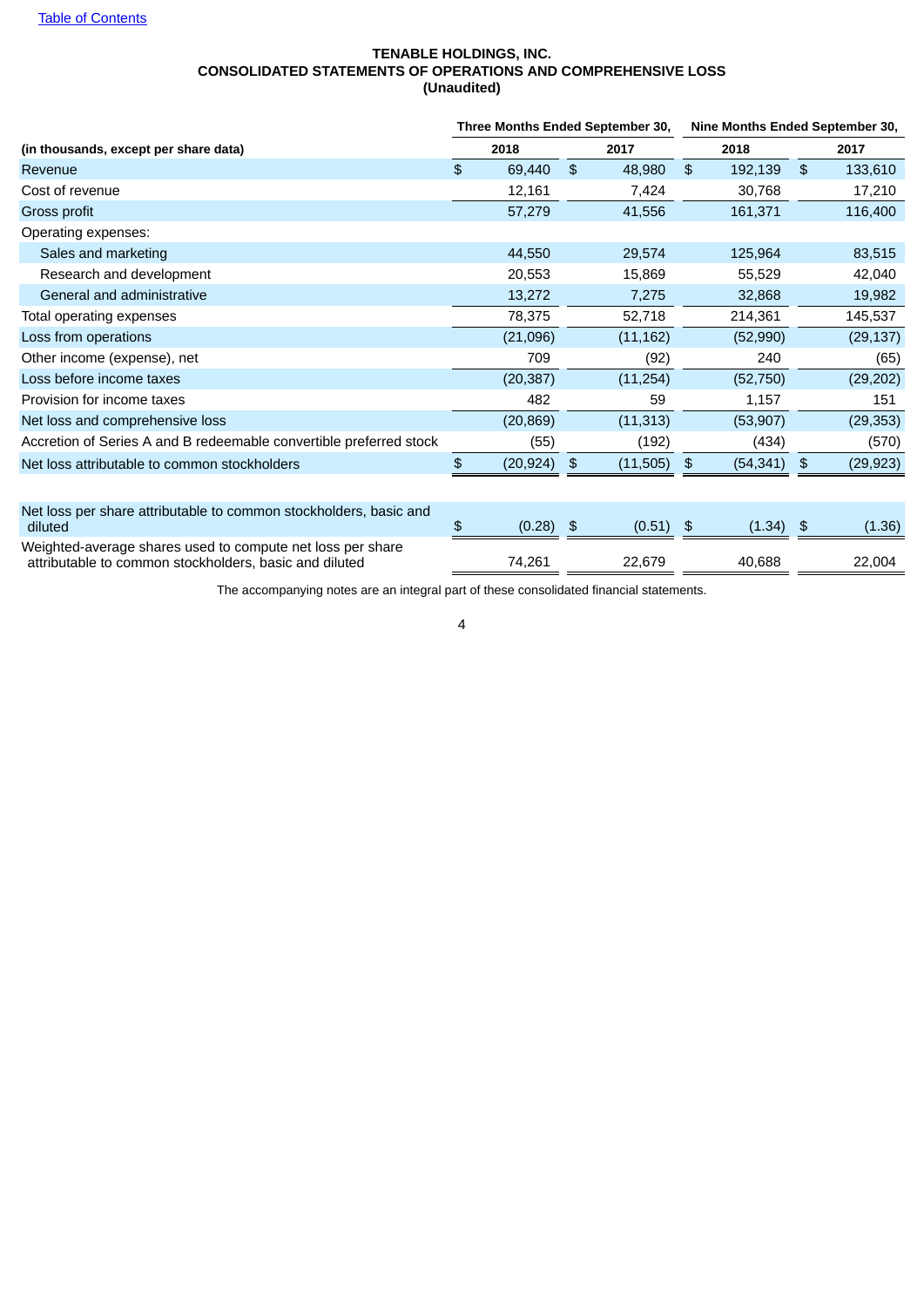[Table of Contents](#)

**TENABLE HOLDINGS, INC.**
**CONSOLIDATED STATEMENTS OF OPERATIONS AND COMPREHENSIVE LOSS**
**(Unaudited)**

| (in thousands, except per share data) | Three Months Ended September 30, 2018 | Three Months Ended September 30, 2017 | Nine Months Ended September 30, 2018 | Nine Months Ended September 30, 2017 |
|---|---|---|---|---|
| Revenue | $ 69,440 | $ 48,980 | $ 192,139 | $ 133,610 |
| Cost of revenue | 12,161 | 7,424 | 30,768 | 17,210 |
| Gross profit | 57,279 | 41,556 | 161,371 | 116,400 |
| Operating expenses: | | | | |
| Sales and marketing | 44,550 | 29,574 | 125,964 | 83,515 |
| Research and development | 20,553 | 15,869 | 55,529 | 42,040 |
| General and administrative | 13,272 | 7,275 | 32,868 | 19,982 |
| Total operating expenses | 78,375 | 52,718 | 214,361 | 145,537 |
| Loss from operations | (21,096) | (11,162) | (52,990) | (29,137) |
| Other income (expense), net | 709 | (92) | 240 | (65) |
| Loss before income taxes | (20,387) | (11,254) | (52,750) | (29,202) |
| Provision for income taxes | 482 | 59 | 1,157 | 151 |
| Net loss and comprehensive loss | (20,869) | (11,313) | (53,907) | (29,353) |
| Accretion of Series A and B redeemable convertible preferred stock | (55) | (192) | (434) | (570) |
| Net loss attributable to common stockholders | $ (20,924) | $ (11,505) | $ (54,341) | $ (29,923) |
| | | | | |
| Net loss per share attributable to common stockholders, basic and diluted | $ (0.28) | $ (0.51) | $ (1.34) | $ (1.36) |
| Weighted-average shares used to compute net loss per share attributable to common stockholders, basic and diluted | 74,261 | 22,679 | 40,688 | 22,004 |

The accompanying notes are an integral part of these consolidated financial statements.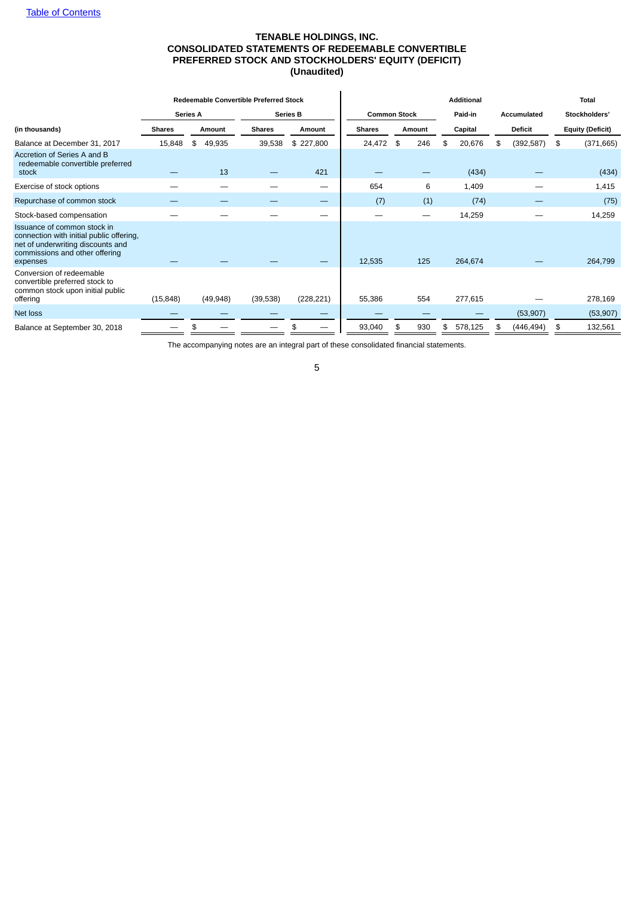# TENABLE HOLDINGS, INC.
# CONSOLIDATED STATEMENTS OF REDEEMABLE CONVERTIBLE PREFERRED STOCK AND STOCKHOLDERS' EQUITY (DEFICIT)
# (Unaudited)

| | Redeemable Convertible Preferred Stock | | | | | | Additional | Accumulated | Total |
|---|---|---|---|---|---|---|---|---|---|
| | Series A | | Series B | | Common Stock | | Paid-in | Deficit | Stockholders' |
| (in thousands) | Shares | Amount | Shares | Amount | Shares | Amount | Capital | | Equity (Deficit) |
| Balance at December 31, 2017 | 15,848 | $ 49,935 | 39,538 | $ 227,800 | 24,472 | $ 246 | $ 20,676 | $ (392,587) | $ (371,665) |
| Accretion of Series A and B redeemable convertible preferred stock | — | 13 | — | 421 | — | — | (434) | — | (434) |
| Exercise of stock options | — | — | — | — | 654 | 6 | 1,409 | — | 1,415 |
| Repurchase of common stock | — | — | — | — | (7) | (1) | (74) | — | (75) |
| Stock-based compensation | — | — | — | — | — | — | 14,259 | — | 14,259 |
| Issuance of common stock in connection with initial public offering, net of underwriting discounts and commissions and other offering expenses | — | — | — | — | 12,535 | 125 | 264,674 | — | 264,799 |
| Conversion of redeemable convertible preferred stock to common stock upon initial public offering | (15,848) | (49,948) | (39,538) | (228,221) | 55,386 | 554 | 277,615 | — | 278,169 |
| Net loss | — | — | — | — | — | — | — | (53,907) | (53,907) |
| Balance at September 30, 2018 | — | $ — | — | $ — | 93,040 | $ 930 | $ 578,125 | $ (446,494) | $ 132,561 |

The accompanying notes are an integral part of these consolidated financial statements.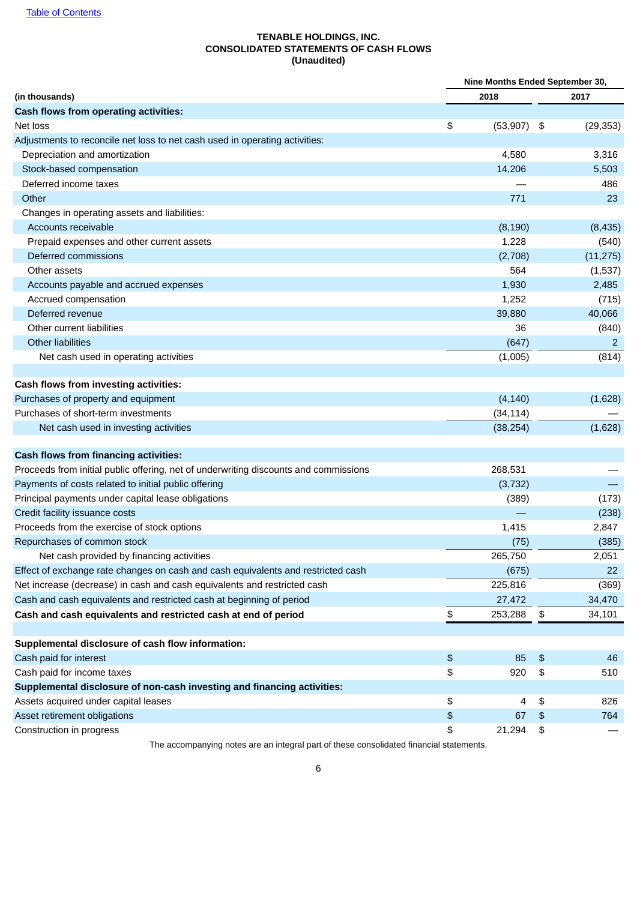Table of Contents

**TENABLE HOLDINGS, INC.**
**CONSOLIDATED STATEMENTS OF CASH FLOWS**
**(Unaudited)**

| | Nine Months Ended September 30, | |
|---|---|---|
| **(in thousands)** | **2018** | **2017** |
| **Cash flows from operating activities:** | | |
| Net loss | $ (53,907) | $ (29,353) |
| Adjustments to reconcile net loss to net cash used in operating activities: | | |
| Depreciation and amortization | 4,580 | 3,316 |
| Stock-based compensation | 14,206 | 5,503 |
| Deferred income taxes | — | 486 |
| Other | 771 | 23 |
| Changes in operating assets and liabilities: | | |
| Accounts receivable | (8,190) | (8,435) |
| Prepaid expenses and other current assets | 1,228 | (540) |
| Deferred commissions | (2,708) | (11,275) |
| Other assets | 564 | (1,537) |
| Accounts payable and accrued expenses | 1,930 | 2,485 |
| Accrued compensation | 1,252 | (715) |
| Deferred revenue | 39,880 | 40,066 |
| Other current liabilities | 36 | (840) |
| Other liabilities | (647) | 2 |
| Net cash used in operating activities | (1,005) | (814) |
| **Cash flows from investing activities:** | | |
| Purchases of property and equipment | (4,140) | (1,628) |
| Purchases of short-term investments | (34,114) | — |
| Net cash used in investing activities | (38,254) | (1,628) |
| **Cash flows from financing activities:** | | |
| Proceeds from initial public offering, net of underwriting discounts and commissions | 268,531 | — |
| Payments of costs related to initial public offering | (3,732) | — |
| Principal payments under capital lease obligations | (389) | (173) |
| Credit facility issuance costs | — | (238) |
| Proceeds from the exercise of stock options | 1,415 | 2,847 |
| Repurchases of common stock | (75) | (385) |
| Net cash provided by financing activities | 265,750 | 2,051 |
| Effect of exchange rate changes on cash and cash equivalents and restricted cash | (675) | 22 |
| Net increase (decrease) in cash and cash equivalents and restricted cash | 225,816 | (369) |
| Cash and cash equivalents and restricted cash at beginning of period | 27,472 | 34,470 |
| **Cash and cash equivalents and restricted cash at end of period** | $ 253,288 | $ 34,101 |
| **Supplemental disclosure of cash flow information:** | | |
| Cash paid for interest | $ 85 | $ 46 |
| Cash paid for income taxes | $ 920 | $ 510 |
| **Supplemental disclosure of non-cash investing and financing activities:** | | |
| Assets acquired under capital leases | $ 4 | $ 826 |
| Asset retirement obligations | $ 67 | $ 764 |
| Construction in progress | $ 21,294 | $ — |

The accompanying notes are an integral part of these consolidated financial statements.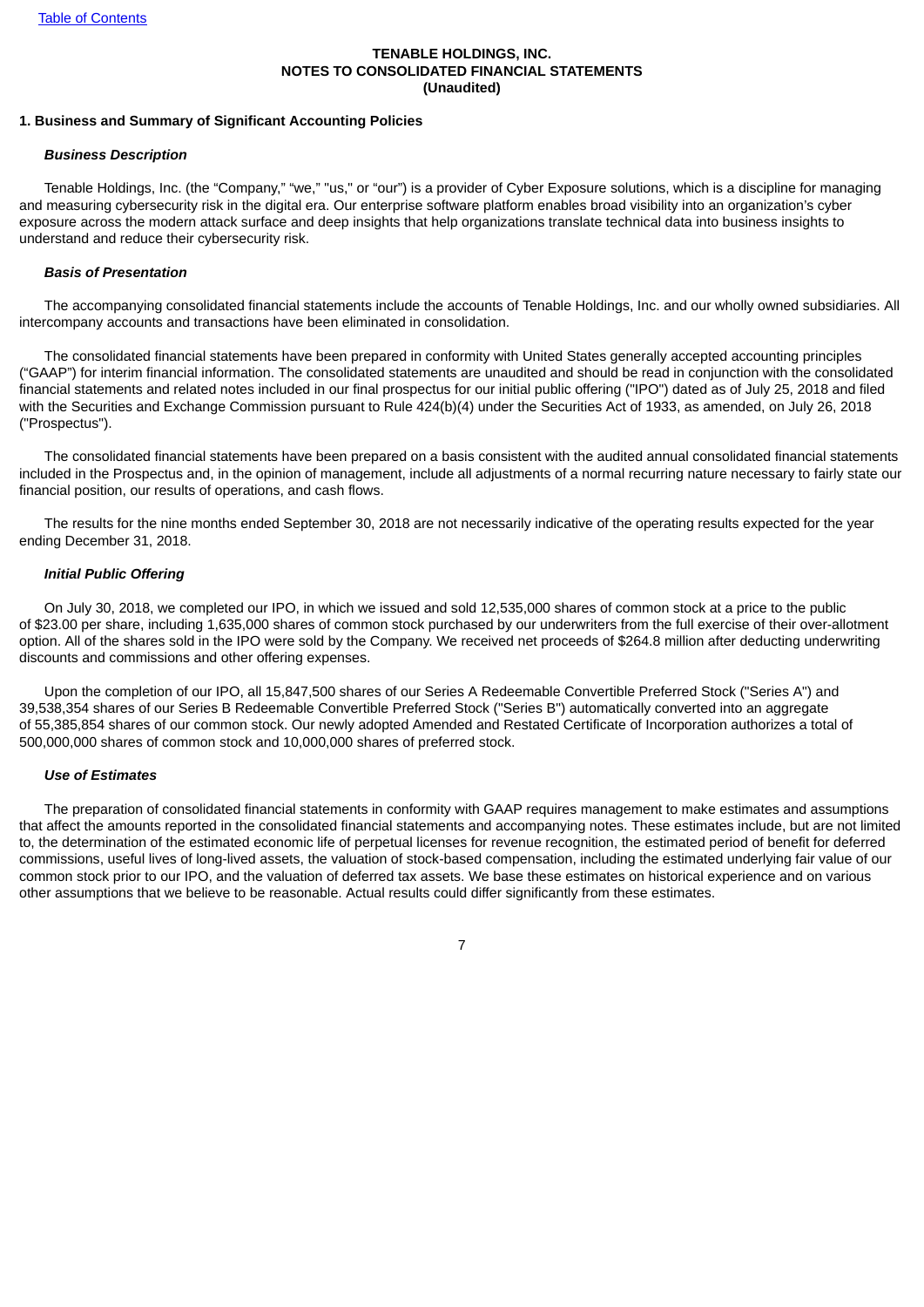**TENABLE HOLDINGS, INC.**
**NOTES TO CONSOLIDATED FINANCIAL STATEMENTS**
**(Unaudited)**

## 1. Business and Summary of Significant Accounting Policies

***Business Description***

Tenable Holdings, Inc. (the "Company," "we," "us," or "our") is a provider of Cyber Exposure solutions, which is a discipline for managing and measuring cybersecurity risk in the digital era. Our enterprise software platform enables broad visibility into an organization's cyber exposure across the modern attack surface and deep insights that help organizations translate technical data into business insights to understand and reduce their cybersecurity risk.

***Basis of Presentation***

The accompanying consolidated financial statements include the accounts of Tenable Holdings, Inc. and our wholly owned subsidiaries. All intercompany accounts and transactions have been eliminated in consolidation.

The consolidated financial statements have been prepared in conformity with United States generally accepted accounting principles ("GAAP") for interim financial information. The consolidated statements are unaudited and should be read in conjunction with the consolidated financial statements and related notes included in our final prospectus for our initial public offering ("IPO") dated as of July 25, 2018 and filed with the Securities and Exchange Commission pursuant to Rule 424(b)(4) under the Securities Act of 1933, as amended, on July 26, 2018 ("Prospectus").

The consolidated financial statements have been prepared on a basis consistent with the audited annual consolidated financial statements included in the Prospectus and, in the opinion of management, include all adjustments of a normal recurring nature necessary to fairly state our financial position, our results of operations, and cash flows.

The results for the nine months ended September 30, 2018 are not necessarily indicative of the operating results expected for the year ending December 31, 2018.

***Initial Public Offering***

On July 30, 2018, we completed our IPO, in which we issued and sold 12,535,000 shares of common stock at a price to the public of $23.00 per share, including 1,635,000 shares of common stock purchased by our underwriters from the full exercise of their over-allotment option. All of the shares sold in the IPO were sold by the Company. We received net proceeds of $264.8 million after deducting underwriting discounts and commissions and other offering expenses.

Upon the completion of our IPO, all 15,847,500 shares of our Series A Redeemable Convertible Preferred Stock ("Series A") and 39,538,354 shares of our Series B Redeemable Convertible Preferred Stock ("Series B") automatically converted into an aggregate of 55,385,854 shares of our common stock. Our newly adopted Amended and Restated Certificate of Incorporation authorizes a total of 500,000,000 shares of common stock and 10,000,000 shares of preferred stock.

***Use of Estimates***

The preparation of consolidated financial statements in conformity with GAAP requires management to make estimates and assumptions that affect the amounts reported in the consolidated financial statements and accompanying notes. These estimates include, but are not limited to, the determination of the estimated economic life of perpetual licenses for revenue recognition, the estimated period of benefit for deferred commissions, useful lives of long-lived assets, the valuation of stock-based compensation, including the estimated underlying fair value of our common stock prior to our IPO, and the valuation of deferred tax assets. We base these estimates on historical experience and on various other assumptions that we believe to be reasonable. Actual results could differ significantly from these estimates.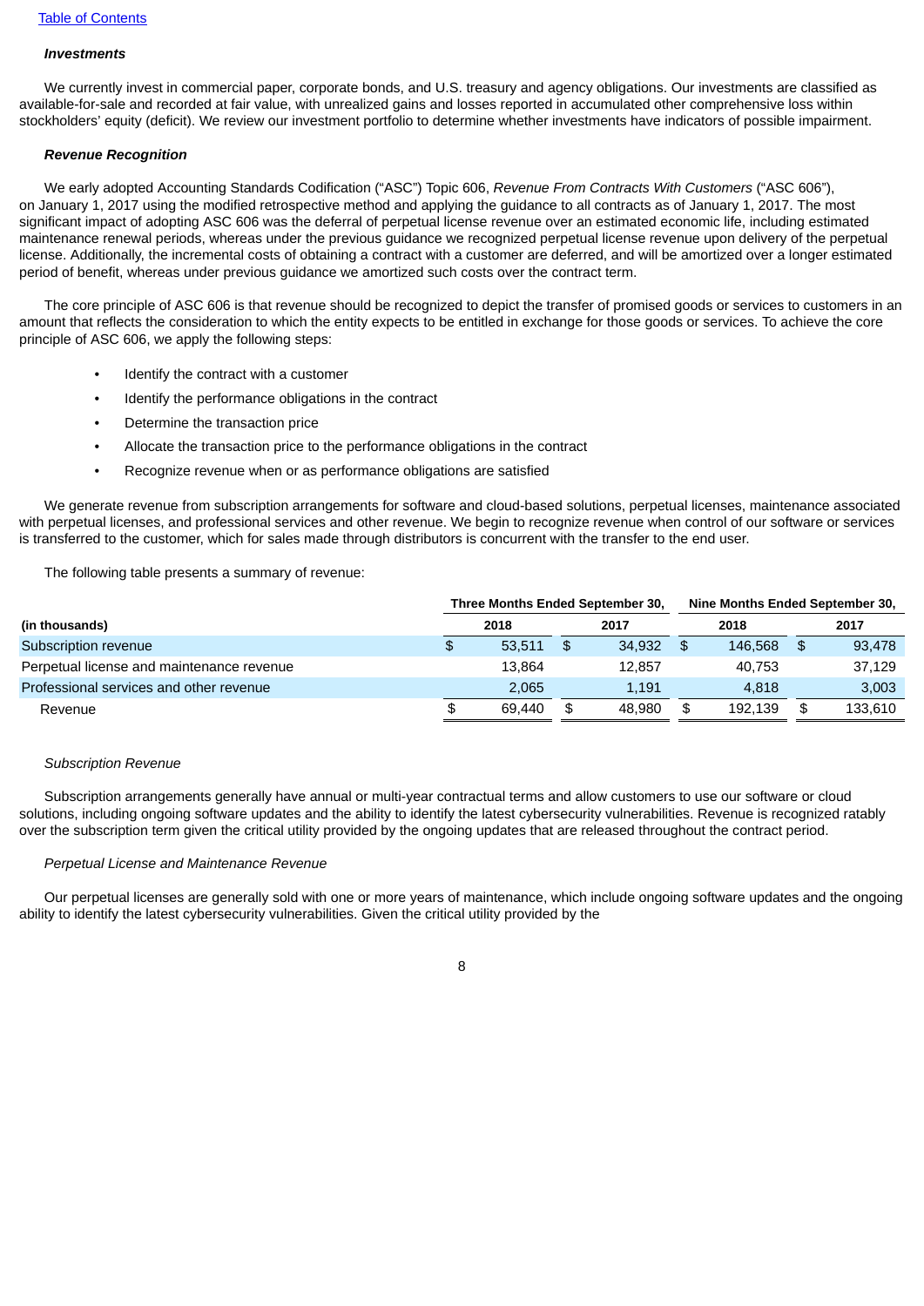***Investments***

We currently invest in commercial paper, corporate bonds, and U.S. treasury and agency obligations. Our investments are classified as available-for-sale and recorded at fair value, with unrealized gains and losses reported in accumulated other comprehensive loss within stockholders' equity (deficit). We review our investment portfolio to determine whether investments have indicators of possible impairment.

***Revenue Recognition***

We early adopted Accounting Standards Codification ("ASC") Topic 606, *Revenue From Contracts With Customers* ("ASC 606"), on January 1, 2017 using the modified retrospective method and applying the guidance to all contracts as of January 1, 2017. The most significant impact of adopting ASC 606 was the deferral of perpetual license revenue over an estimated economic life, including estimated maintenance renewal periods, whereas under the previous guidance we recognized perpetual license revenue upon delivery of the perpetual license. Additionally, the incremental costs of obtaining a contract with a customer are deferred, and will be amortized over a longer estimated period of benefit, whereas under previous guidance we amortized such costs over the contract term.

The core principle of ASC 606 is that revenue should be recognized to depict the transfer of promised goods or services to customers in an amount that reflects the consideration to which the entity expects to be entitled in exchange for those goods or services. To achieve the core principle of ASC 606, we apply the following steps:

- Identify the contract with a customer
- Identify the performance obligations in the contract
- Determine the transaction price
- Allocate the transaction price to the performance obligations in the contract
- Recognize revenue when or as performance obligations are satisfied

We generate revenue from subscription arrangements for software and cloud-based solutions, perpetual licenses, maintenance associated with perpetual licenses, and professional services and other revenue. We begin to recognize revenue when control of our software or services is transferred to the customer, which for sales made through distributors is concurrent with the transfer to the end user.

The following table presents a summary of revenue:

| | Three Months Ended September 30, | | Nine Months Ended September 30, | |
|---|---|---|---|---|
| **(in thousands)** | **2018** | **2017** | **2018** | **2017** |
| Subscription revenue | $ 53,511 | $ 34,932 | $ 146,568 | $ 93,478 |
| Perpetual license and maintenance revenue | 13,864 | 12,857 | 40,753 | 37,129 |
| Professional services and other revenue | 2,065 | 1,191 | 4,818 | 3,003 |
| Revenue | $ 69,440 | $ 48,980 | $ 192,139 | $ 133,610 |

*Subscription Revenue*

Subscription arrangements generally have annual or multi-year contractual terms and allow customers to use our software or cloud solutions, including ongoing software updates and the ability to identify the latest cybersecurity vulnerabilities. Revenue is recognized ratably over the subscription term given the critical utility provided by the ongoing updates that are released throughout the contract period.

*Perpetual License and Maintenance Revenue*

Our perpetual licenses are generally sold with one or more years of maintenance, which include ongoing software updates and the ongoing ability to identify the latest cybersecurity vulnerabilities. Given the critical utility provided by the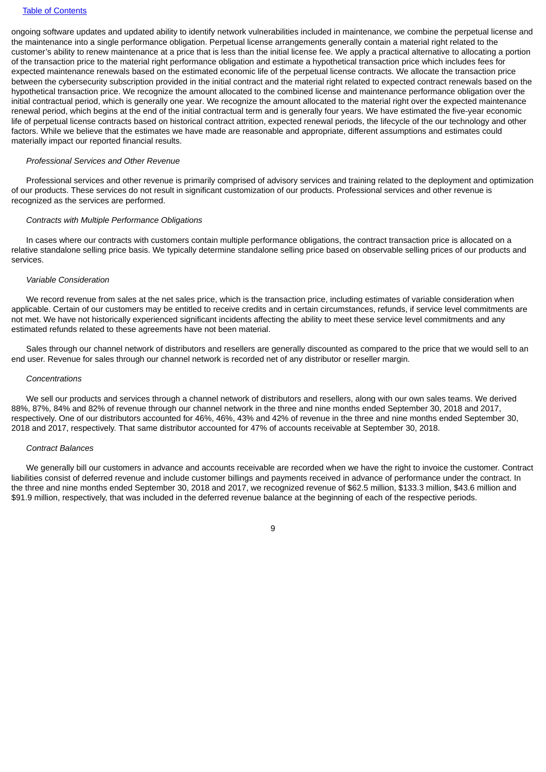ongoing software updates and updated ability to identify network vulnerabilities included in maintenance, we combine the perpetual license and the maintenance into a single performance obligation. Perpetual license arrangements generally contain a material right related to the customer's ability to renew maintenance at a price that is less than the initial license fee. We apply a practical alternative to allocating a portion of the transaction price to the material right performance obligation and estimate a hypothetical transaction price which includes fees for expected maintenance renewals based on the estimated economic life of the perpetual license contracts. We allocate the transaction price between the cybersecurity subscription provided in the initial contract and the material right related to expected contract renewals based on the hypothetical transaction price. We recognize the amount allocated to the combined license and maintenance performance obligation over the initial contractual period, which is generally one year. We recognize the amount allocated to the material right over the expected maintenance renewal period, which begins at the end of the initial contractual term and is generally four years. We have estimated the five-year economic life of perpetual license contracts based on historical contract attrition, expected renewal periods, the lifecycle of the our technology and other factors. While we believe that the estimates we have made are reasonable and appropriate, different assumptions and estimates could materially impact our reported financial results.

*Professional Services and Other Revenue*

Professional services and other revenue is primarily comprised of advisory services and training related to the deployment and optimization of our products. These services do not result in significant customization of our products. Professional services and other revenue is recognized as the services are performed.

*Contracts with Multiple Performance Obligations*

In cases where our contracts with customers contain multiple performance obligations, the contract transaction price is allocated on a relative standalone selling price basis. We typically determine standalone selling price based on observable selling prices of our products and services.

*Variable Consideration*

We record revenue from sales at the net sales price, which is the transaction price, including estimates of variable consideration when applicable. Certain of our customers may be entitled to receive credits and in certain circumstances, refunds, if service level commitments are not met. We have not historically experienced significant incidents affecting the ability to meet these service level commitments and any estimated refunds related to these agreements have not been material.

Sales through our channel network of distributors and resellers are generally discounted as compared to the price that we would sell to an end user. Revenue for sales through our channel network is recorded net of any distributor or reseller margin.

*Concentrations*

We sell our products and services through a channel network of distributors and resellers, along with our own sales teams. We derived 88%, 87%, 84% and 82% of revenue through our channel network in the three and nine months ended September 30, 2018 and 2017, respectively. One of our distributors accounted for 46%, 46%, 43% and 42% of revenue in the three and nine months ended September 30, 2018 and 2017, respectively. That same distributor accounted for 47% of accounts receivable at September 30, 2018.

*Contract Balances*

We generally bill our customers in advance and accounts receivable are recorded when we have the right to invoice the customer. Contract liabilities consist of deferred revenue and include customer billings and payments received in advance of performance under the contract. In the three and nine months ended September 30, 2018 and 2017, we recognized revenue of $62.5 million, $133.3 million, $43.6 million and $91.9 million, respectively, that was included in the deferred revenue balance at the beginning of each of the respective periods.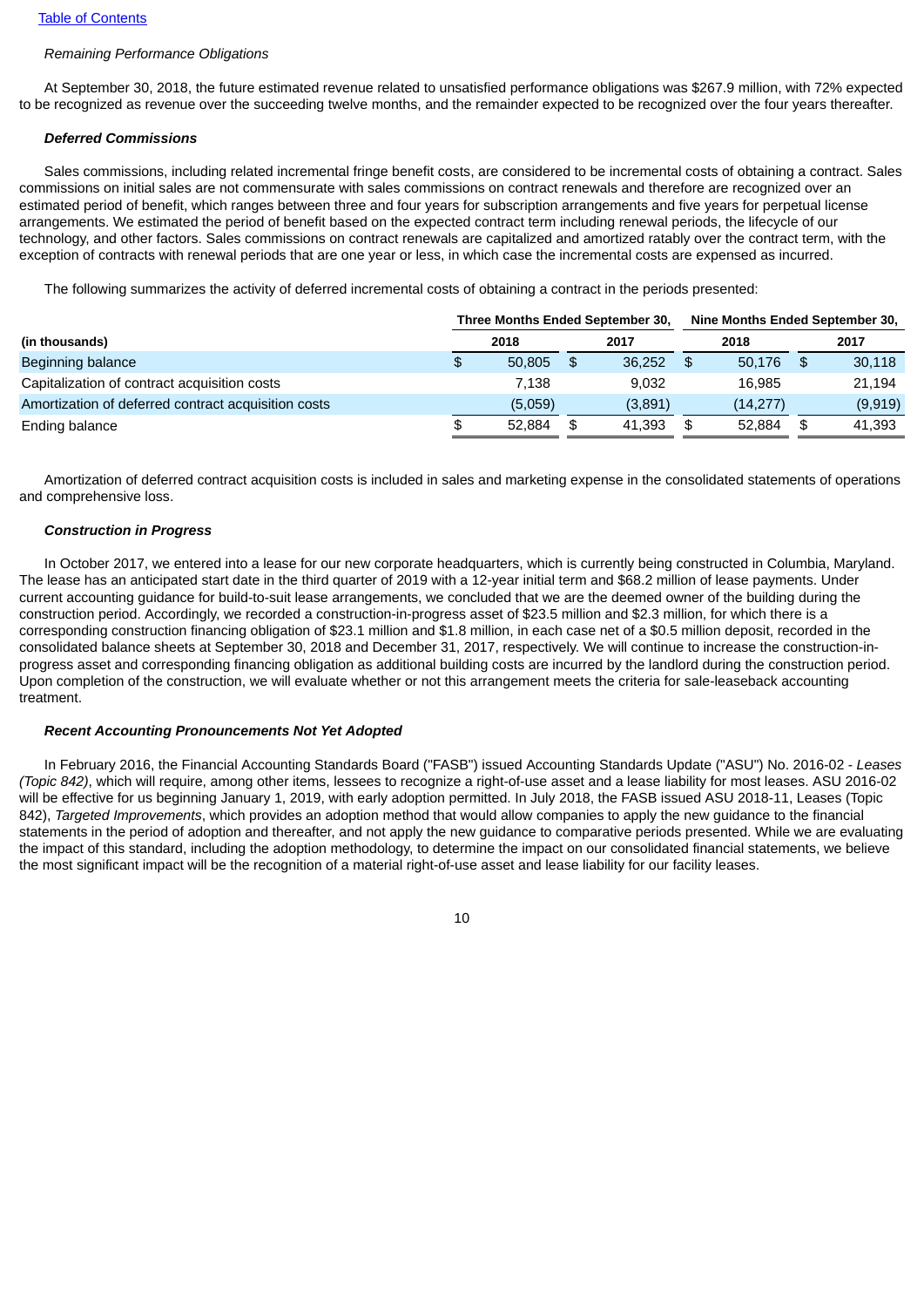*Remaining Performance Obligations*

At September 30, 2018, the future estimated revenue related to unsatisfied performance obligations was $267.9 million, with 72% expected to be recognized as revenue over the succeeding twelve months, and the remainder expected to be recognized over the four years thereafter.

***Deferred Commissions***

Sales commissions, including related incremental fringe benefit costs, are considered to be incremental costs of obtaining a contract. Sales commissions on initial sales are not commensurate with sales commissions on contract renewals and therefore are recognized over an estimated period of benefit, which ranges between three and four years for subscription arrangements and five years for perpetual license arrangements. We estimated the period of benefit based on the expected contract term including renewal periods, the lifecycle of our technology, and other factors. Sales commissions on contract renewals are capitalized and amortized ratably over the contract term, with the exception of contracts with renewal periods that are one year or less, in which case the incremental costs are expensed as incurred.

The following summarizes the activity of deferred incremental costs of obtaining a contract in the periods presented:

| | Three Months Ended September 30, | | Nine Months Ended September 30, | |
|---|---|---|---|---|
| **(in thousands)** | **2018** | **2017** | **2018** | **2017** |
| Beginning balance | $ 50,805 | $ 36,252 | $ 50,176 | $ 30,118 |
| Capitalization of contract acquisition costs | 7,138 | 9,032 | 16,985 | 21,194 |
| Amortization of deferred contract acquisition costs | (5,059) | (3,891) | (14,277) | (9,919) |
| Ending balance | $ 52,884 | $ 41,393 | $ 52,884 | $ 41,393 |

Amortization of deferred contract acquisition costs is included in sales and marketing expense in the consolidated statements of operations and comprehensive loss.

***Construction in Progress***

In October 2017, we entered into a lease for our new corporate headquarters, which is currently being constructed in Columbia, Maryland. The lease has an anticipated start date in the third quarter of 2019 with a 12-year initial term and $68.2 million of lease payments. Under current accounting guidance for build-to-suit lease arrangements, we concluded that we are the deemed owner of the building during the construction period. Accordingly, we recorded a construction-in-progress asset of $23.5 million and $2.3 million, for which there is a corresponding construction financing obligation of $23.1 million and $1.8 million, in each case net of a $0.5 million deposit, recorded in the consolidated balance sheets at September 30, 2018 and December 31, 2017, respectively. We will continue to increase the construction-in-progress asset and corresponding financing obligation as additional building costs are incurred by the landlord during the construction period. Upon completion of the construction, we will evaluate whether or not this arrangement meets the criteria for sale-leaseback accounting treatment.

***Recent Accounting Pronouncements Not Yet Adopted***

In February 2016, the Financial Accounting Standards Board ("FASB") issued Accounting Standards Update ("ASU") No. 2016-02 - *Leases (Topic 842)*, which will require, among other items, lessees to recognize a right-of-use asset and a lease liability for most leases. ASU 2016-02 will be effective for us beginning January 1, 2019, with early adoption permitted. In July 2018, the FASB issued ASU 2018-11, Leases (Topic 842), *Targeted Improvements*, which provides an adoption method that would allow companies to apply the new guidance to the financial statements in the period of adoption and thereafter, and not apply the new guidance to comparative periods presented. While we are evaluating the impact of this standard, including the adoption methodology, to determine the impact on our consolidated financial statements, we believe the most significant impact will be the recognition of a material right-of-use asset and lease liability for our facility leases.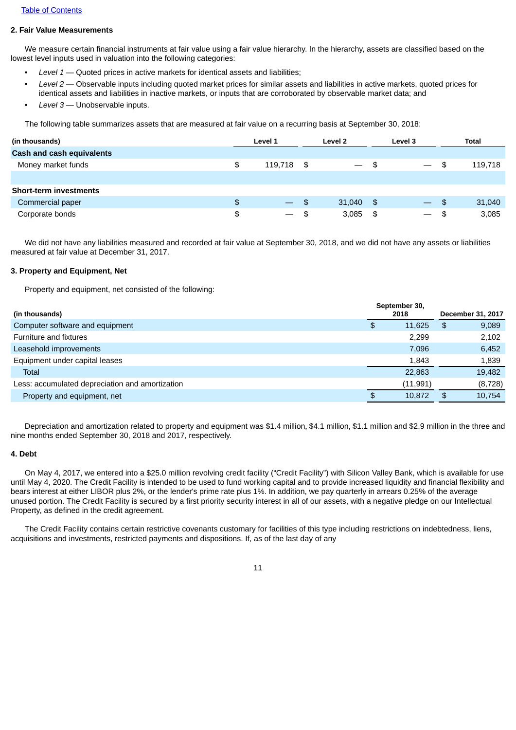## 2. Fair Value Measurements

We measure certain financial instruments at fair value using a fair value hierarchy. In the hierarchy, assets are classified based on the lowest level inputs used in valuation into the following categories:

- *Level 1* — Quoted prices in active markets for identical assets and liabilities;
- *Level 2* — Observable inputs including quoted market prices for similar assets and liabilities in active markets, quoted prices for identical assets and liabilities in inactive markets, or inputs that are corroborated by observable market data; and
- *Level 3* — Unobservable inputs.

The following table summarizes assets that are measured at fair value on a recurring basis at September 30, 2018:

| (in thousands) | Level 1 | Level 2 | Level 3 | Total |
|---|---|---|---|---|
| **Cash and cash equivalents** | | | | |
| Money market funds | $ 119,718 | $ — | $ — | $ 119,718 |
| | | | | |
| **Short-term investments** | | | | |
| Commercial paper | $ — | $ 31,040 | $ — | $ 31,040 |
| Corporate bonds | $ — | $ 3,085 | $ — | $ 3,085 |

We did not have any liabilities measured and recorded at fair value at September 30, 2018, and we did not have any assets or liabilities measured at fair value at December 31, 2017.

## 3. Property and Equipment, Net

Property and equipment, net consisted of the following:

| (in thousands) | September 30, 2018 | December 31, 2017 |
|---|---|---|
| Computer software and equipment | $ 11,625 | $ 9,089 |
| Furniture and fixtures | 2,299 | 2,102 |
| Leasehold improvements | 7,096 | 6,452 |
| Equipment under capital leases | 1,843 | 1,839 |
| Total | 22,863 | 19,482 |
| Less: accumulated depreciation and amortization | (11,991) | (8,728) |
| Property and equipment, net | $ 10,872 | $ 10,754 |

Depreciation and amortization related to property and equipment was $1.4 million, $4.1 million, $1.1 million and $2.9 million in the three and nine months ended September 30, 2018 and 2017, respectively.

## 4. Debt

On May 4, 2017, we entered into a $25.0 million revolving credit facility ("Credit Facility") with Silicon Valley Bank, which is available for use until May 4, 2020. The Credit Facility is intended to be used to fund working capital and to provide increased liquidity and financial flexibility and bears interest at either LIBOR plus 2%, or the lender's prime rate plus 1%. In addition, we pay quarterly in arrears 0.25% of the average unused portion. The Credit Facility is secured by a first priority security interest in all of our assets, with a negative pledge on our Intellectual Property, as defined in the credit agreement.

The Credit Facility contains certain restrictive covenants customary for facilities of this type including restrictions on indebtedness, liens, acquisitions and investments, restricted payments and dispositions. If, as of the last day of any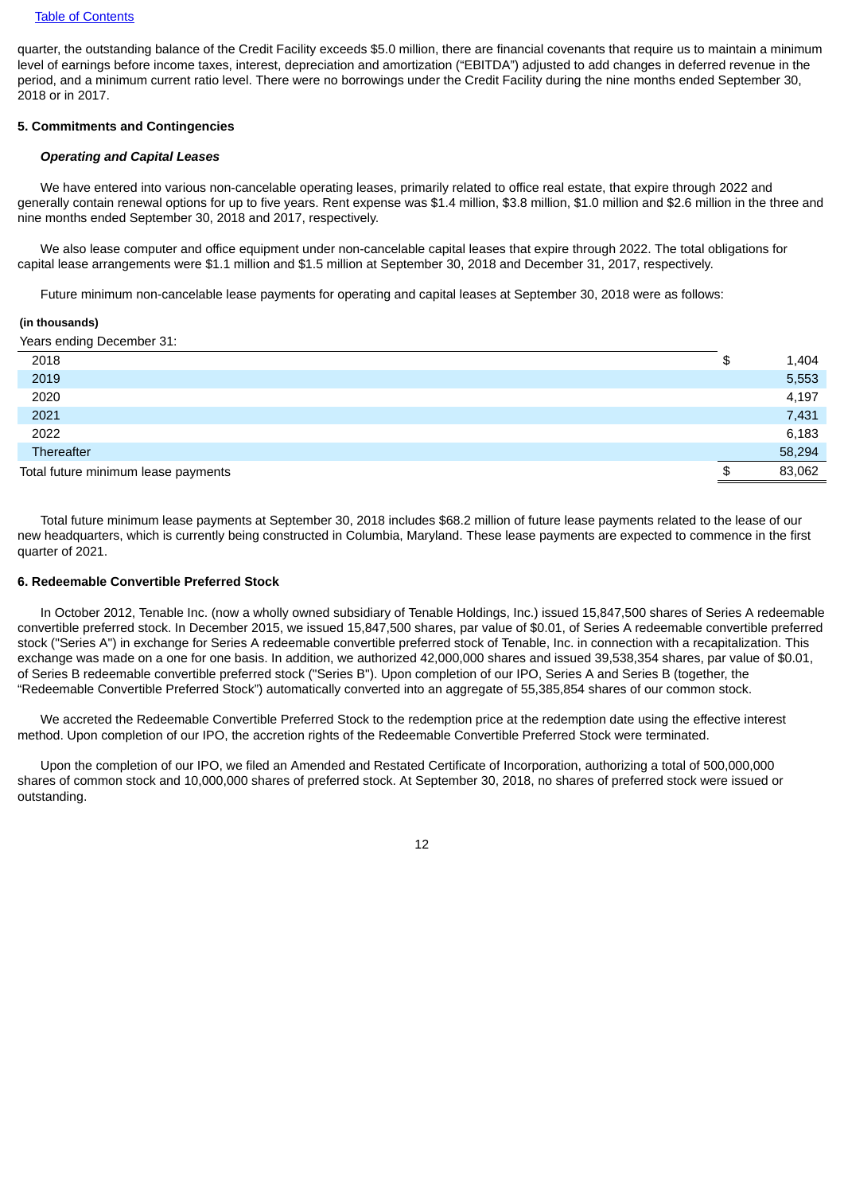quarter, the outstanding balance of the Credit Facility exceeds $5.0 million, there are financial covenants that require us to maintain a minimum level of earnings before income taxes, interest, depreciation and amortization ("EBITDA") adjusted to add changes in deferred revenue in the period, and a minimum current ratio level. There were no borrowings under the Credit Facility during the nine months ended September 30, 2018 or in 2017.

### 5. Commitments and Contingencies

***Operating and Capital Leases***

We have entered into various non-cancelable operating leases, primarily related to office real estate, that expire through 2022 and generally contain renewal options for up to five years. Rent expense was $1.4 million, $3.8 million, $1.0 million and $2.6 million in the three and nine months ended September 30, 2018 and 2017, respectively.

We also lease computer and office equipment under non-cancelable capital leases that expire through 2022. The total obligations for capital lease arrangements were $1.1 million and $1.5 million at September 30, 2018 and December 31, 2017, respectively.

Future minimum non-cancelable lease payments for operating and capital leases at September 30, 2018 were as follows:

**(in thousands)**

| Years ending December 31: | |
|---|---|
| 2018 | $ 1,404 |
| 2019 | 5,553 |
| 2020 | 4,197 |
| 2021 | 7,431 |
| 2022 | 6,183 |
| Thereafter | 58,294 |
| Total future minimum lease payments | $ 83,062 |

Total future minimum lease payments at September 30, 2018 includes $68.2 million of future lease payments related to the lease of our new headquarters, which is currently being constructed in Columbia, Maryland. These lease payments are expected to commence in the first quarter of 2021.

### 6. Redeemable Convertible Preferred Stock

In October 2012, Tenable Inc. (now a wholly owned subsidiary of Tenable Holdings, Inc.) issued 15,847,500 shares of Series A redeemable convertible preferred stock. In December 2015, we issued 15,847,500 shares, par value of $0.01, of Series A redeemable convertible preferred stock ("Series A") in exchange for Series A redeemable convertible preferred stock of Tenable, Inc. in connection with a recapitalization. This exchange was made on a one for one basis. In addition, we authorized 42,000,000 shares and issued 39,538,354 shares, par value of $0.01, of Series B redeemable convertible preferred stock ("Series B"). Upon completion of our IPO, Series A and Series B (together, the "Redeemable Convertible Preferred Stock") automatically converted into an aggregate of 55,385,854 shares of our common stock.

We accreted the Redeemable Convertible Preferred Stock to the redemption price at the redemption date using the effective interest method. Upon completion of our IPO, the accretion rights of the Redeemable Convertible Preferred Stock were terminated.

Upon the completion of our IPO, we filed an Amended and Restated Certificate of Incorporation, authorizing a total of 500,000,000 shares of common stock and 10,000,000 shares of preferred stock. At September 30, 2018, no shares of preferred stock were issued or outstanding.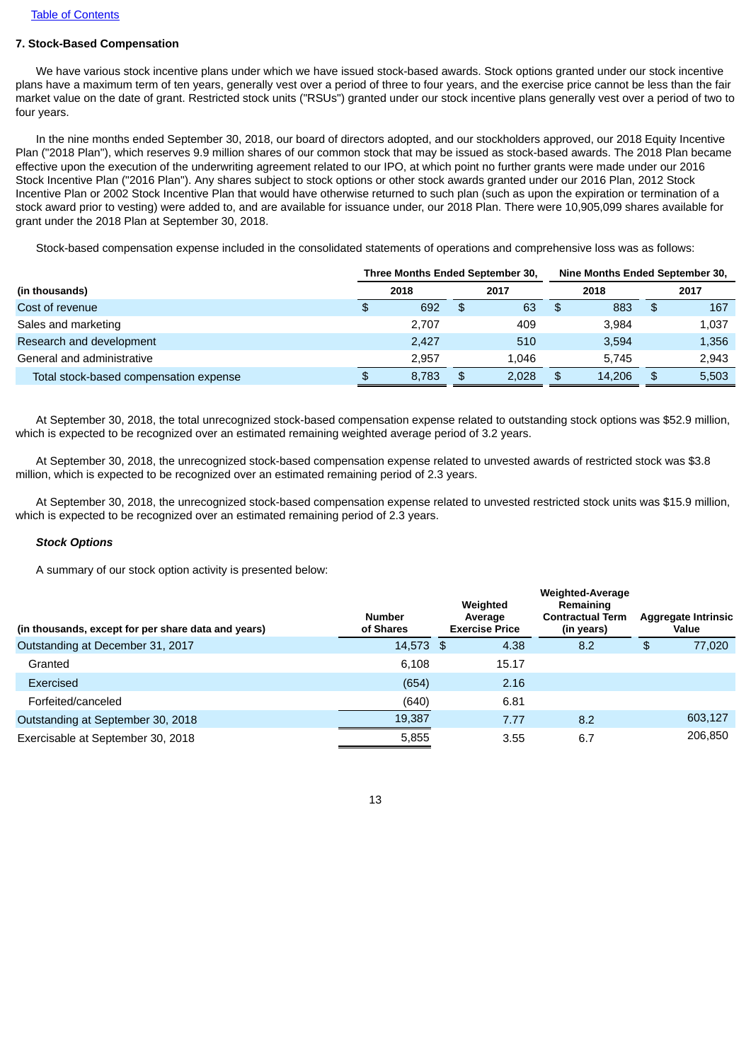[Table of Contents](#)

### 7. Stock-Based Compensation

We have various stock incentive plans under which we have issued stock-based awards. Stock options granted under our stock incentive plans have a maximum term of ten years, generally vest over a period of three to four years, and the exercise price cannot be less than the fair market value on the date of grant. Restricted stock units ("RSUs") granted under our stock incentive plans generally vest over a period of two to four years.

In the nine months ended September 30, 2018, our board of directors adopted, and our stockholders approved, our 2018 Equity Incentive Plan ("2018 Plan"), which reserves 9.9 million shares of our common stock that may be issued as stock-based awards. The 2018 Plan became effective upon the execution of the underwriting agreement related to our IPO, at which point no further grants were made under our 2016 Stock Incentive Plan ("2016 Plan"). Any shares subject to stock options or other stock awards granted under our 2016 Plan, 2012 Stock Incentive Plan or 2002 Stock Incentive Plan that would have otherwise returned to such plan (such as upon the expiration or termination of a stock award prior to vesting) were added to, and are available for issuance under, our 2018 Plan. There were 10,905,099 shares available for grant under the 2018 Plan at September 30, 2018.

Stock-based compensation expense included in the consolidated statements of operations and comprehensive loss was as follows:

| | Three Months Ended September 30, | | Nine Months Ended September 30, | |
|---|---|---|---|---|
| **(in thousands)** | **2018** | **2017** | **2018** | **2017** |
| Cost of revenue | $ 692 | $ 63 | $ 883 | $ 167 |
| Sales and marketing | 2,707 | 409 | 3,984 | 1,037 |
| Research and development | 2,427 | 510 | 3,594 | 1,356 |
| General and administrative | 2,957 | 1,046 | 5,745 | 2,943 |
| Total stock-based compensation expense | $ 8,783 | $ 2,028 | $ 14,206 | $ 5,503 |

At September 30, 2018, the total unrecognized stock-based compensation expense related to outstanding stock options was $52.9 million, which is expected to be recognized over an estimated remaining weighted average period of 3.2 years.

At September 30, 2018, the unrecognized stock-based compensation expense related to unvested awards of restricted stock was $3.8 million, which is expected to be recognized over an estimated remaining period of 2.3 years.

At September 30, 2018, the unrecognized stock-based compensation expense related to unvested restricted stock units was $15.9 million, which is expected to be recognized over an estimated remaining period of 2.3 years.

#### *Stock Options*

A summary of our stock option activity is presented below:

| (in thousands, except for per share data and years) | Number of Shares | Weighted Average Exercise Price | Weighted-Average Remaining Contractual Term (in years) | Aggregate Intrinsic Value |
|---|---|---|---|---|
| Outstanding at December 31, 2017 | 14,573 | $ 4.38 | 8.2 | $ 77,020 |
| Granted | 6,108 | 15.17 | | |
| Exercised | (654) | 2.16 | | |
| Forfeited/canceled | (640) | 6.81 | | |
| Outstanding at September 30, 2018 | 19,387 | 7.77 | 8.2 | 603,127 |
| Exercisable at September 30, 2018 | 5,855 | 3.55 | 6.7 | 206,850 |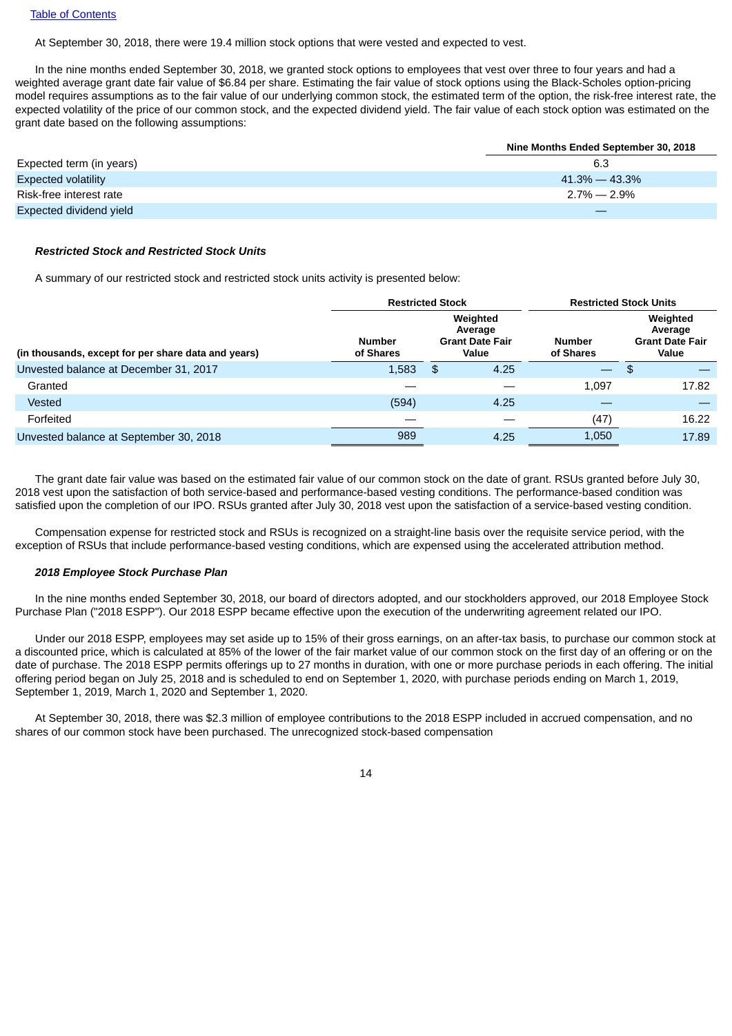At September 30, 2018, there were 19.4 million stock options that were vested and expected to vest.

In the nine months ended September 30, 2018, we granted stock options to employees that vest over three to four years and had a weighted average grant date fair value of $6.84 per share. Estimating the fair value of stock options using the Black-Scholes option-pricing model requires assumptions as to the fair value of our underlying common stock, the estimated term of the option, the risk-free interest rate, the expected volatility of the price of our common stock, and the expected dividend yield. The fair value of each stock option was estimated on the grant date based on the following assumptions:

| | Nine Months Ended September 30, 2018 |
|---|---|
| Expected term (in years) | 6.3 |
| Expected volatility | 41.3% — 43.3% |
| Risk-free interest rate | 2.7% — 2.9% |
| Expected dividend yield | — |

***Restricted Stock and Restricted Stock Units***

A summary of our restricted stock and restricted stock units activity is presented below:

| | Restricted Stock | | Restricted Stock Units | |
|---|---|---|---|---|
| (in thousands, except for per share data and years) | Number of Shares | Weighted Average Grant Date Fair Value | Number of Shares | Weighted Average Grant Date Fair Value |
| Unvested balance at December 31, 2017 | 1,583 | $ 4.25 | — | $ — |
| Granted | — | — | 1,097 | 17.82 |
| Vested | (594) | 4.25 | — | — |
| Forfeited | — | — | (47) | 16.22 |
| Unvested balance at September 30, 2018 | 989 | 4.25 | 1,050 | 17.89 |

The grant date fair value was based on the estimated fair value of our common stock on the date of grant. RSUs granted before July 30, 2018 vest upon the satisfaction of both service-based and performance-based vesting conditions. The performance-based condition was satisfied upon the completion of our IPO. RSUs granted after July 30, 2018 vest upon the satisfaction of a service-based vesting condition.

Compensation expense for restricted stock and RSUs is recognized on a straight-line basis over the requisite service period, with the exception of RSUs that include performance-based vesting conditions, which are expensed using the accelerated attribution method.

***2018 Employee Stock Purchase Plan***

In the nine months ended September 30, 2018, our board of directors adopted, and our stockholders approved, our 2018 Employee Stock Purchase Plan ("2018 ESPP"). Our 2018 ESPP became effective upon the execution of the underwriting agreement related our IPO.

Under our 2018 ESPP, employees may set aside up to 15% of their gross earnings, on an after-tax basis, to purchase our common stock at a discounted price, which is calculated at 85% of the lower of the fair market value of our common stock on the first day of an offering or on the date of purchase. The 2018 ESPP permits offerings up to 27 months in duration, with one or more purchase periods in each offering. The initial offering period began on July 25, 2018 and is scheduled to end on September 1, 2020, with purchase periods ending on March 1, 2019, September 1, 2019, March 1, 2020 and September 1, 2020.

At September 30, 2018, there was $2.3 million of employee contributions to the 2018 ESPP included in accrued compensation, and no shares of our common stock have been purchased. The unrecognized stock-based compensation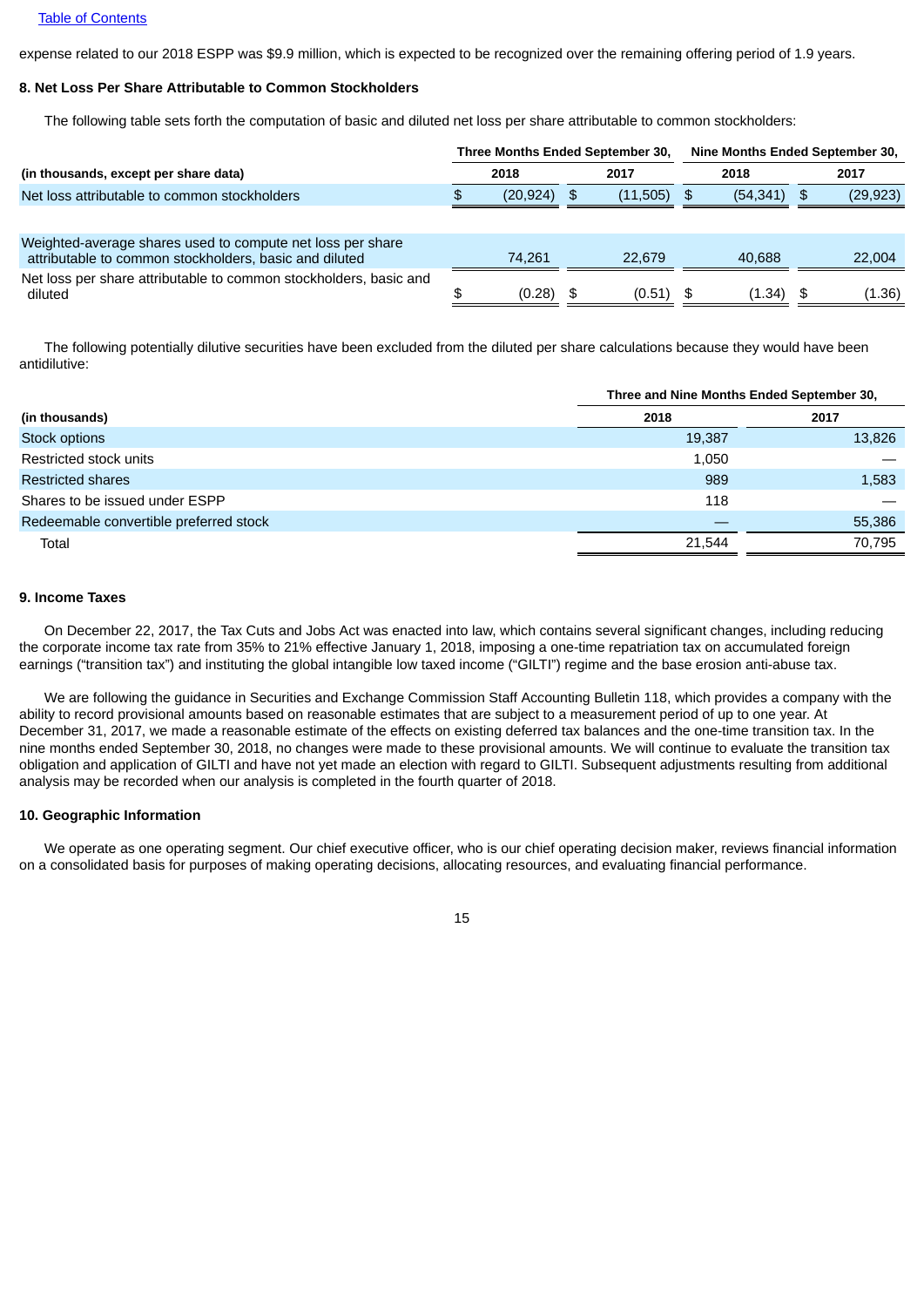expense related to our 2018 ESPP was $9.9 million, which is expected to be recognized over the remaining offering period of 1.9 years.

### 8. Net Loss Per Share Attributable to Common Stockholders

The following table sets forth the computation of basic and diluted net loss per share attributable to common stockholders:

| (in thousands, except per share data) | Three Months Ended September 30, 2018 | Three Months Ended September 30, 2017 | Nine Months Ended September 30, 2018 | Nine Months Ended September 30, 2017 |
|---|---|---|---|---|
| Net loss attributable to common stockholders | $ (20,924) | $ (11,505) | $ (54,341) | $ (29,923) |
| Weighted-average shares used to compute net loss per share attributable to common stockholders, basic and diluted | 74,261 | 22,679 | 40,688 | 22,004 |
| Net loss per share attributable to common stockholders, basic and diluted | $ (0.28) | $ (0.51) | $ (1.34) | $ (1.36) |

The following potentially dilutive securities have been excluded from the diluted per share calculations because they would have been antidilutive:

| (in thousands) | Three and Nine Months Ended September 30, 2018 | Three and Nine Months Ended September 30, 2017 |
|---|---|---|
| Stock options | 19,387 | 13,826 |
| Restricted stock units | 1,050 | — |
| Restricted shares | 989 | 1,583 |
| Shares to be issued under ESPP | 118 | — |
| Redeemable convertible preferred stock | — | 55,386 |
| Total | 21,544 | 70,795 |

### 9. Income Taxes

On December 22, 2017, the Tax Cuts and Jobs Act was enacted into law, which contains several significant changes, including reducing the corporate income tax rate from 35% to 21% effective January 1, 2018, imposing a one-time repatriation tax on accumulated foreign earnings ("transition tax") and instituting the global intangible low taxed income ("GILTI") regime and the base erosion anti-abuse tax.

We are following the guidance in Securities and Exchange Commission Staff Accounting Bulletin 118, which provides a company with the ability to record provisional amounts based on reasonable estimates that are subject to a measurement period of up to one year. At December 31, 2017, we made a reasonable estimate of the effects on existing deferred tax balances and the one-time transition tax. In the nine months ended September 30, 2018, no changes were made to these provisional amounts. We will continue to evaluate the transition tax obligation and application of GILTI and have not yet made an election with regard to GILTI. Subsequent adjustments resulting from additional analysis may be recorded when our analysis is completed in the fourth quarter of 2018.

### 10. Geographic Information

We operate as one operating segment. Our chief executive officer, who is our chief operating decision maker, reviews financial information on a consolidated basis for purposes of making operating decisions, allocating resources, and evaluating financial performance.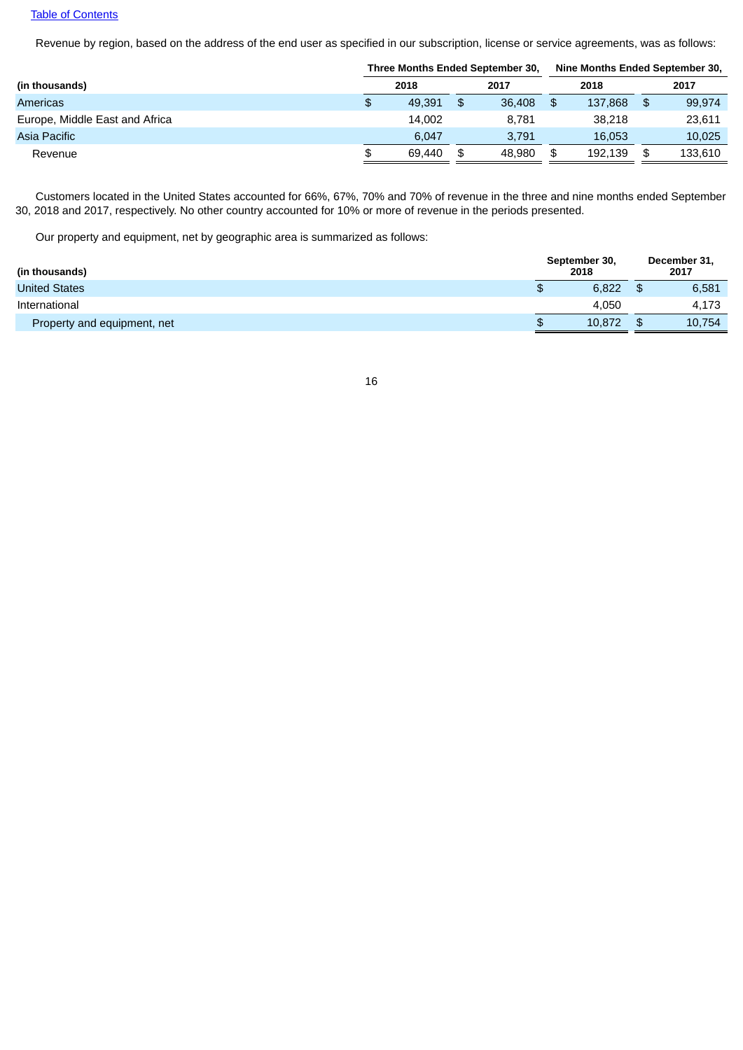[Table of Contents](#)

Revenue by region, based on the address of the end user as specified in our subscription, license or service agreements, was as follows:

| | Three Months Ended September 30, | | Nine Months Ended September 30, | |
|---|---|---|---|---|
| **(in thousands)** | **2018** | **2017** | **2018** | **2017** |
| Americas | $ 49,391 | $ 36,408 | $ 137,868 | $ 99,974 |
| Europe, Middle East and Africa | 14,002 | 8,781 | 38,218 | 23,611 |
| Asia Pacific | 6,047 | 3,791 | 16,053 | 10,025 |
| Revenue | $ 69,440 | $ 48,980 | $ 192,139 | $ 133,610 |

Customers located in the United States accounted for 66%, 67%, 70% and 70% of revenue in the three and nine months ended September 30, 2018 and 2017, respectively. No other country accounted for 10% or more of revenue in the periods presented.

Our property and equipment, net by geographic area is summarized as follows:

| **(in thousands)** | **September 30, 2018** | **December 31, 2017** |
|---|---|---|
| United States | $ 6,822 | $ 6,581 |
| International | 4,050 | 4,173 |
| Property and equipment, net | $ 10,872 | $ 10,754 |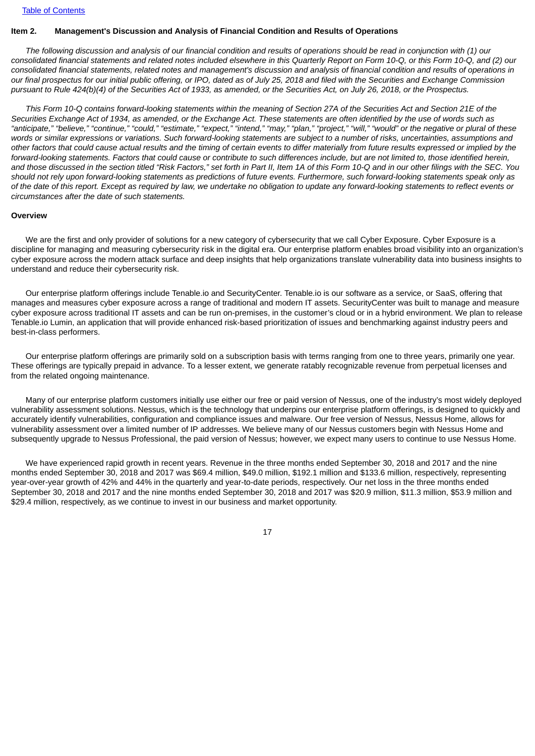## Item 2. Management's Discussion and Analysis of Financial Condition and Results of Operations

*The following discussion and analysis of our financial condition and results of operations should be read in conjunction with (1) our consolidated financial statements and related notes included elsewhere in this Quarterly Report on Form 10-Q, or this Form 10-Q, and (2) our consolidated financial statements, related notes and management's discussion and analysis of financial condition and results of operations in our final prospectus for our initial public offering, or IPO, dated as of July 25, 2018 and filed with the Securities and Exchange Commission pursuant to Rule 424(b)(4) of the Securities Act of 1933, as amended, or the Securities Act, on July 26, 2018, or the Prospectus.*

*This Form 10-Q contains forward-looking statements within the meaning of Section 27A of the Securities Act and Section 21E of the Securities Exchange Act of 1934, as amended, or the Exchange Act. These statements are often identified by the use of words such as "anticipate," "believe," "continue," "could," "estimate," "expect," "intend," "may," "plan," "project," "will," "would" or the negative or plural of these words or similar expressions or variations. Such forward-looking statements are subject to a number of risks, uncertainties, assumptions and other factors that could cause actual results and the timing of certain events to differ materially from future results expressed or implied by the forward-looking statements. Factors that could cause or contribute to such differences include, but are not limited to, those identified herein, and those discussed in the section titled "Risk Factors," set forth in Part II, Item 1A of this Form 10-Q and in our other filings with the SEC. You should not rely upon forward-looking statements as predictions of future events. Furthermore, such forward-looking statements speak only as of the date of this report. Except as required by law, we undertake no obligation to update any forward-looking statements to reflect events or circumstances after the date of such statements.*

### Overview

We are the first and only provider of solutions for a new category of cybersecurity that we call Cyber Exposure. Cyber Exposure is a discipline for managing and measuring cybersecurity risk in the digital era. Our enterprise platform enables broad visibility into an organization's cyber exposure across the modern attack surface and deep insights that help organizations translate vulnerability data into business insights to understand and reduce their cybersecurity risk.

Our enterprise platform offerings include Tenable.io and SecurityCenter. Tenable.io is our software as a service, or SaaS, offering that manages and measures cyber exposure across a range of traditional and modern IT assets. SecurityCenter was built to manage and measure cyber exposure across traditional IT assets and can be run on-premises, in the customer's cloud or in a hybrid environment. We plan to release Tenable.io Lumin, an application that will provide enhanced risk-based prioritization of issues and benchmarking against industry peers and best-in-class performers.

Our enterprise platform offerings are primarily sold on a subscription basis with terms ranging from one to three years, primarily one year. These offerings are typically prepaid in advance. To a lesser extent, we generate ratably recognizable revenue from perpetual licenses and from the related ongoing maintenance.

Many of our enterprise platform customers initially use either our free or paid version of Nessus, one of the industry's most widely deployed vulnerability assessment solutions. Nessus, which is the technology that underpins our enterprise platform offerings, is designed to quickly and accurately identify vulnerabilities, configuration and compliance issues and malware. Our free version of Nessus, Nessus Home, allows for vulnerability assessment over a limited number of IP addresses. We believe many of our Nessus customers begin with Nessus Home and subsequently upgrade to Nessus Professional, the paid version of Nessus; however, we expect many users to continue to use Nessus Home.

We have experienced rapid growth in recent years. Revenue in the three months ended September 30, 2018 and 2017 and the nine months ended September 30, 2018 and 2017 was $69.4 million, $49.0 million, $192.1 million and $133.6 million, respectively, representing year-over-year growth of 42% and 44% in the quarterly and year-to-date periods, respectively. Our net loss in the three months ended September 30, 2018 and 2017 and the nine months ended September 30, 2018 and 2017 was $20.9 million, $11.3 million, $53.9 million and $29.4 million, respectively, as we continue to invest in our business and market opportunity.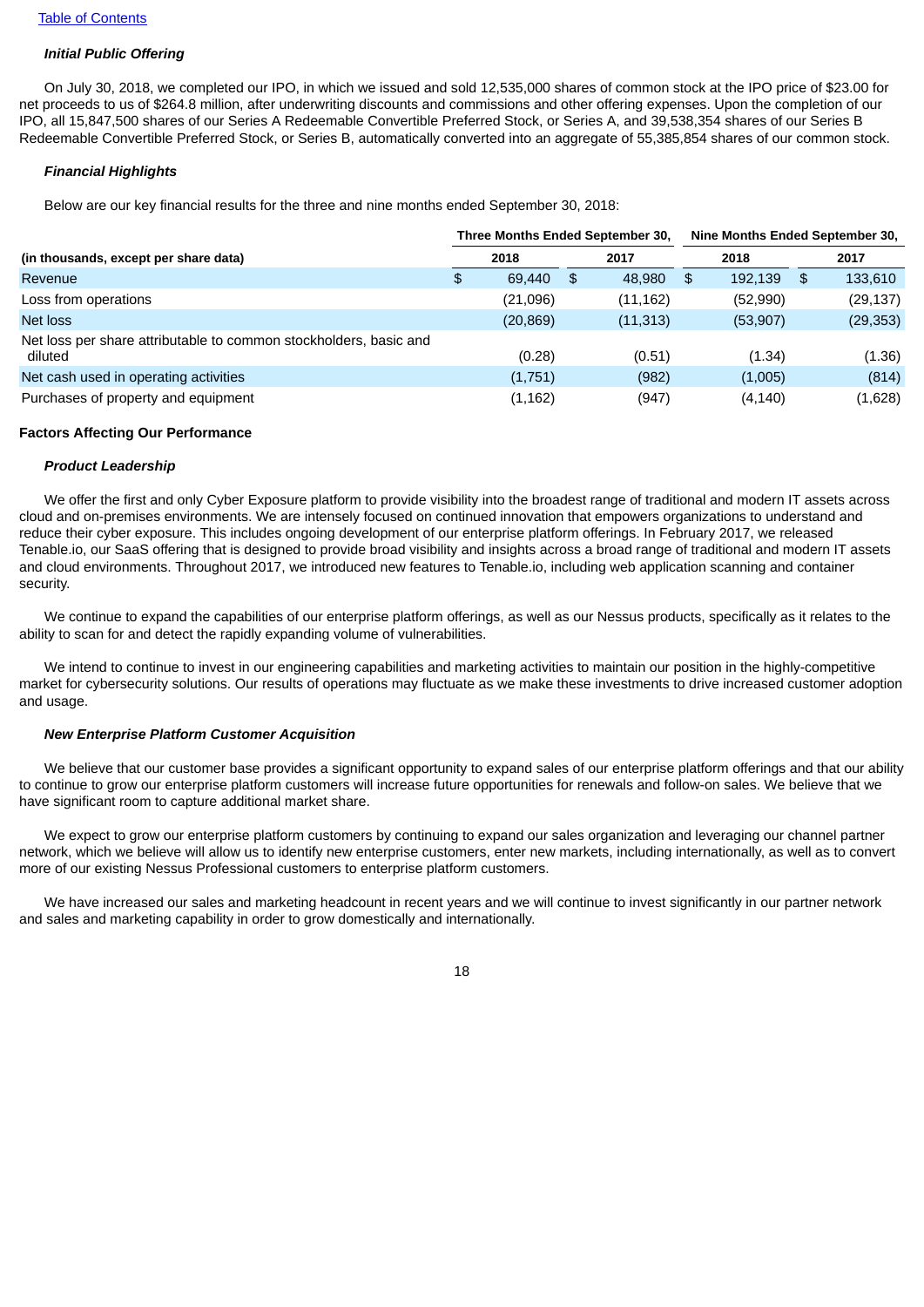### *Initial Public Offering*

On July 30, 2018, we completed our IPO, in which we issued and sold 12,535,000 shares of common stock at the IPO price of $23.00 for net proceeds to us of $264.8 million, after underwriting discounts and commissions and other offering expenses. Upon the completion of our IPO, all 15,847,500 shares of our Series A Redeemable Convertible Preferred Stock, or Series A, and 39,538,354 shares of our Series B Redeemable Convertible Preferred Stock, or Series B, automatically converted into an aggregate of 55,385,854 shares of our common stock.

### *Financial Highlights*

Below are our key financial results for the three and nine months ended September 30, 2018:

| (in thousands, except per share data) | Three Months Ended September 30, | | Nine Months Ended September 30, | |
|---|---|---|---|---|
| | 2018 | 2017 | 2018 | 2017 |
| Revenue | $ 69,440 | $ 48,980 | $ 192,139 | $ 133,610 |
| Loss from operations | (21,096) | (11,162) | (52,990) | (29,137) |
| Net loss | (20,869) | (11,313) | (53,907) | (29,353) |
| Net loss per share attributable to common stockholders, basic and diluted | (0.28) | (0.51) | (1.34) | (1.36) |
| Net cash used in operating activities | (1,751) | (982) | (1,005) | (814) |
| Purchases of property and equipment | (1,162) | (947) | (4,140) | (1,628) |

## Factors Affecting Our Performance

### *Product Leadership*

We offer the first and only Cyber Exposure platform to provide visibility into the broadest range of traditional and modern IT assets across cloud and on-premises environments. We are intensely focused on continued innovation that empowers organizations to understand and reduce their cyber exposure. This includes ongoing development of our enterprise platform offerings. In February 2017, we released Tenable.io, our SaaS offering that is designed to provide broad visibility and insights across a broad range of traditional and modern IT assets and cloud environments. Throughout 2017, we introduced new features to Tenable.io, including web application scanning and container security.

We continue to expand the capabilities of our enterprise platform offerings, as well as our Nessus products, specifically as it relates to the ability to scan for and detect the rapidly expanding volume of vulnerabilities.

We intend to continue to invest in our engineering capabilities and marketing activities to maintain our position in the highly-competitive market for cybersecurity solutions. Our results of operations may fluctuate as we make these investments to drive increased customer adoption and usage.

### *New Enterprise Platform Customer Acquisition*

We believe that our customer base provides a significant opportunity to expand sales of our enterprise platform offerings and that our ability to continue to grow our enterprise platform customers will increase future opportunities for renewals and follow-on sales. We believe that we have significant room to capture additional market share.

We expect to grow our enterprise platform customers by continuing to expand our sales organization and leveraging our channel partner network, which we believe will allow us to identify new enterprise customers, enter new markets, including internationally, as well as to convert more of our existing Nessus Professional customers to enterprise platform customers.

We have increased our sales and marketing headcount in recent years and we will continue to invest significantly in our partner network and sales and marketing capability in order to grow domestically and internationally.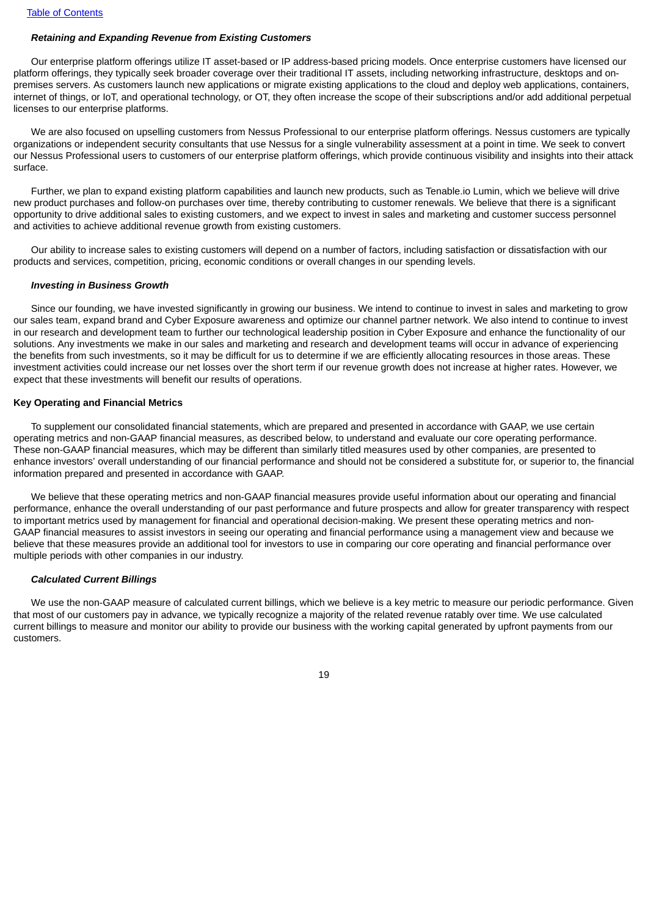*Retaining and Expanding Revenue from Existing Customers*

Our enterprise platform offerings utilize IT asset-based or IP address-based pricing models. Once enterprise customers have licensed our platform offerings, they typically seek broader coverage over their traditional IT assets, including networking infrastructure, desktops and on-premises servers. As customers launch new applications or migrate existing applications to the cloud and deploy web applications, containers, internet of things, or IoT, and operational technology, or OT, they often increase the scope of their subscriptions and/or add additional perpetual licenses to our enterprise platforms.

We are also focused on upselling customers from Nessus Professional to our enterprise platform offerings. Nessus customers are typically organizations or independent security consultants that use Nessus for a single vulnerability assessment at a point in time. We seek to convert our Nessus Professional users to customers of our enterprise platform offerings, which provide continuous visibility and insights into their attack surface.

Further, we plan to expand existing platform capabilities and launch new products, such as Tenable.io Lumin, which we believe will drive new product purchases and follow-on purchases over time, thereby contributing to customer renewals. We believe that there is a significant opportunity to drive additional sales to existing customers, and we expect to invest in sales and marketing and customer success personnel and activities to achieve additional revenue growth from existing customers.

Our ability to increase sales to existing customers will depend on a number of factors, including satisfaction or dissatisfaction with our products and services, competition, pricing, economic conditions or overall changes in our spending levels.

*Investing in Business Growth*

Since our founding, we have invested significantly in growing our business. We intend to continue to invest in sales and marketing to grow our sales team, expand brand and Cyber Exposure awareness and optimize our channel partner network. We also intend to continue to invest in our research and development team to further our technological leadership position in Cyber Exposure and enhance the functionality of our solutions. Any investments we make in our sales and marketing and research and development teams will occur in advance of experiencing the benefits from such investments, so it may be difficult for us to determine if we are efficiently allocating resources in those areas. These investment activities could increase our net losses over the short term if our revenue growth does not increase at higher rates. However, we expect that these investments will benefit our results of operations.

**Key Operating and Financial Metrics**

To supplement our consolidated financial statements, which are prepared and presented in accordance with GAAP, we use certain operating metrics and non-GAAP financial measures, as described below, to understand and evaluate our core operating performance. These non-GAAP financial measures, which may be different than similarly titled measures used by other companies, are presented to enhance investors' overall understanding of our financial performance and should not be considered a substitute for, or superior to, the financial information prepared and presented in accordance with GAAP.

We believe that these operating metrics and non-GAAP financial measures provide useful information about our operating and financial performance, enhance the overall understanding of our past performance and future prospects and allow for greater transparency with respect to important metrics used by management for financial and operational decision-making. We present these operating metrics and non-GAAP financial measures to assist investors in seeing our operating and financial performance using a management view and because we believe that these measures provide an additional tool for investors to use in comparing our core operating and financial performance over multiple periods with other companies in our industry.

*Calculated Current Billings*

We use the non-GAAP measure of calculated current billings, which we believe is a key metric to measure our periodic performance. Given that most of our customers pay in advance, we typically recognize a majority of the related revenue ratably over time. We use calculated current billings to measure and monitor our ability to provide our business with the working capital generated by upfront payments from our customers.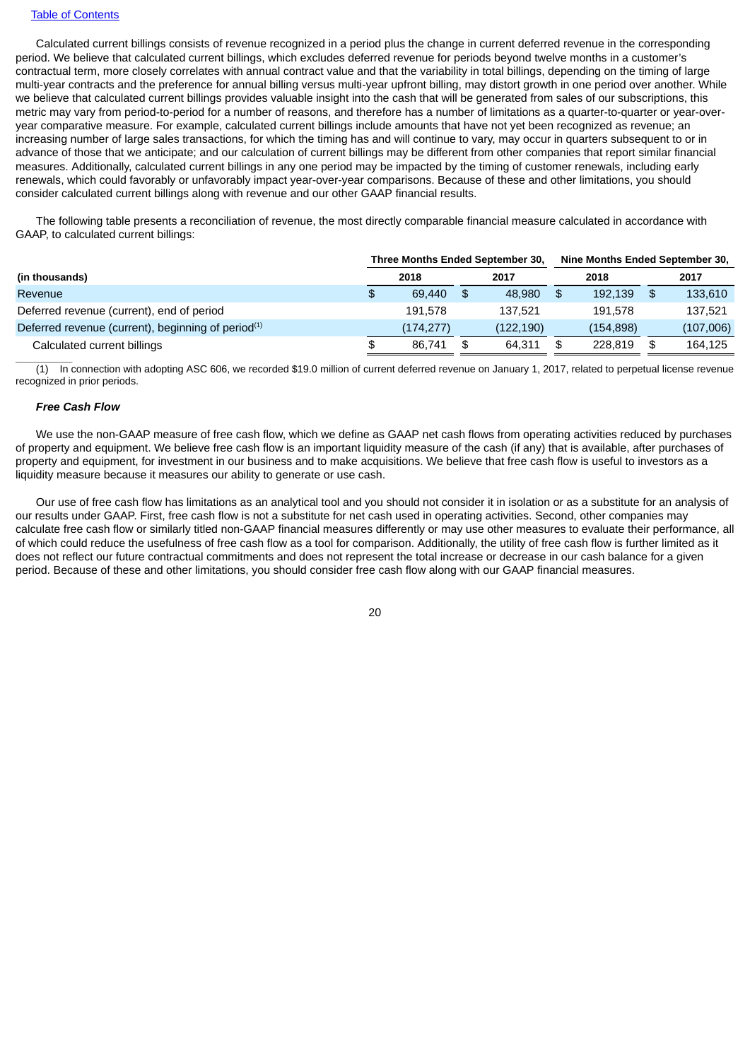Calculated current billings consists of revenue recognized in a period plus the change in current deferred revenue in the corresponding period. We believe that calculated current billings, which excludes deferred revenue for periods beyond twelve months in a customer's contractual term, more closely correlates with annual contract value and that the variability in total billings, depending on the timing of large multi-year contracts and the preference for annual billing versus multi-year upfront billing, may distort growth in one period over another. While we believe that calculated current billings provides valuable insight into the cash that will be generated from sales of our subscriptions, this metric may vary from period-to-period for a number of reasons, and therefore has a number of limitations as a quarter-to-quarter or year-over-year comparative measure. For example, calculated current billings include amounts that have not yet been recognized as revenue; an increasing number of large sales transactions, for which the timing has and will continue to vary, may occur in quarters subsequent to or in advance of those that we anticipate; and our calculation of current billings may be different from other companies that report similar financial measures. Additionally, calculated current billings in any one period may be impacted by the timing of customer renewals, including early renewals, which could favorably or unfavorably impact year-over-year comparisons. Because of these and other limitations, you should consider calculated current billings along with revenue and our other GAAP financial results.

The following table presents a reconciliation of revenue, the most directly comparable financial measure calculated in accordance with GAAP, to calculated current billings:

| | Three Months Ended September 30, | | Nine Months Ended September 30, | |
|---|---|---|---|---|
| **(in thousands)** | **2018** | **2017** | **2018** | **2017** |
| Revenue | $ 69,440 | $ 48,980 | $ 192,139 | $ 133,610 |
| Deferred revenue (current), end of period | 191,578 | 137,521 | 191,578 | 137,521 |
| Deferred revenue (current), beginning of period[(1)] | (174,277) | (122,190) | (154,898) | (107,006) |
| Calculated current billings | $ 86,741 | $ 64,311 | $ 228,819 | $ 164,125 |

(1) In connection with adopting ASC 606, we recorded $19.0 million of current deferred revenue on January 1, 2017, related to perpetual license revenue recognized in prior periods.

***Free Cash Flow***

We use the non-GAAP measure of free cash flow, which we define as GAAP net cash flows from operating activities reduced by purchases of property and equipment. We believe free cash flow is an important liquidity measure of the cash (if any) that is available, after purchases of property and equipment, for investment in our business and to make acquisitions. We believe that free cash flow is useful to investors as a liquidity measure because it measures our ability to generate or use cash.

Our use of free cash flow has limitations as an analytical tool and you should not consider it in isolation or as a substitute for an analysis of our results under GAAP. First, free cash flow is not a substitute for net cash used in operating activities. Second, other companies may calculate free cash flow or similarly titled non-GAAP financial measures differently or may use other measures to evaluate their performance, all of which could reduce the usefulness of free cash flow as a tool for comparison. Additionally, the utility of free cash flow is further limited as it does not reflect our future contractual commitments and does not represent the total increase or decrease in our cash balance for a given period. Because of these and other limitations, you should consider free cash flow along with our GAAP financial measures.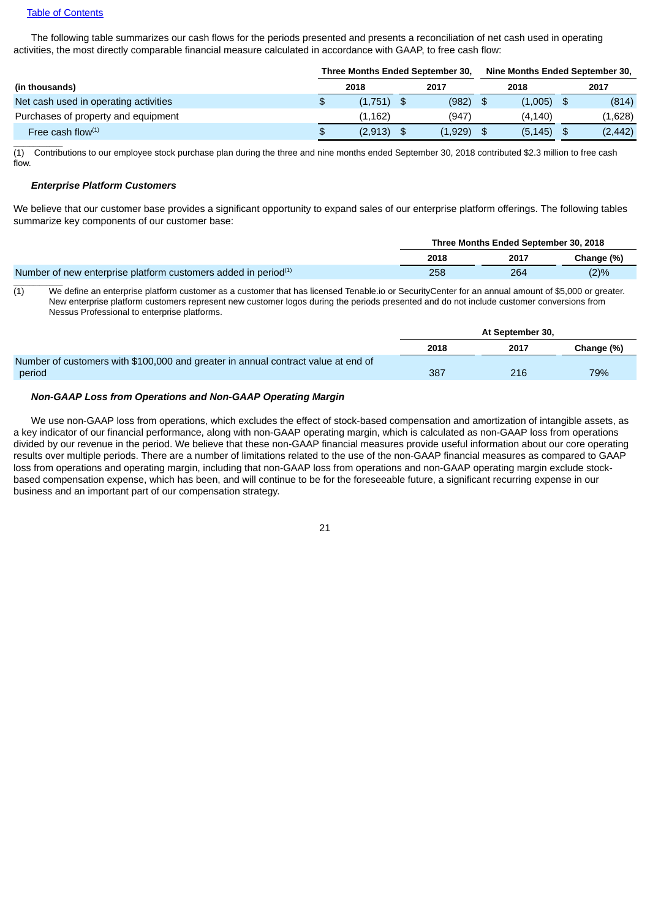The following table summarizes our cash flows for the periods presented and presents a reconciliation of net cash used in operating activities, the most directly comparable financial measure calculated in accordance with GAAP, to free cash flow:

| | Three Months Ended September 30, | | Nine Months Ended September 30, | |
|---|---|---|---|---|
| (in thousands) | 2018 | 2017 | 2018 | 2017 |
| Net cash used in operating activities | $ (1,751) | $ (982) | $ (1,005) | $ (814) |
| Purchases of property and equipment | (1,162) | (947) | (4,140) | (1,628) |
| Free cash flow[(1)] | $ (2,913) | $ (1,929) | $ (5,145) | $ (2,442) |

(1) Contributions to our employee stock purchase plan during the three and nine months ended September 30, 2018 contributed $2.3 million to free cash flow.

### *Enterprise Platform Customers*

We believe that our customer base provides a significant opportunity to expand sales of our enterprise platform offerings. The following tables summarize key components of our customer base:

| | Three Months Ended September 30, 2018 | | |
|---|---|---|---|
| | 2018 | 2017 | Change (%) |
| Number of new enterprise platform customers added in period[(1)] | 258 | 264 | (2)% |

(1) We define an enterprise platform customer as a customer that has licensed Tenable.io or SecurityCenter for an annual amount of $5,000 or greater. New enterprise platform customers represent new customer logos during the periods presented and do not include customer conversions from Nessus Professional to enterprise platforms.

| | At September 30, | | |
|---|---|---|---|
| | 2018 | 2017 | Change (%) |
| Number of customers with $100,000 and greater in annual contract value at end of period | 387 | 216 | 79% |

### *Non-GAAP Loss from Operations and Non-GAAP Operating Margin*

We use non-GAAP loss from operations, which excludes the effect of stock-based compensation and amortization of intangible assets, as a key indicator of our financial performance, along with non-GAAP operating margin, which is calculated as non-GAAP loss from operations divided by our revenue in the period. We believe that these non-GAAP financial measures provide useful information about our core operating results over multiple periods. There are a number of limitations related to the use of the non-GAAP financial measures as compared to GAAP loss from operations and operating margin, including that non-GAAP loss from operations and non-GAAP operating margin exclude stock-based compensation expense, which has been, and will continue to be for the foreseeable future, a significant recurring expense in our business and an important part of our compensation strategy.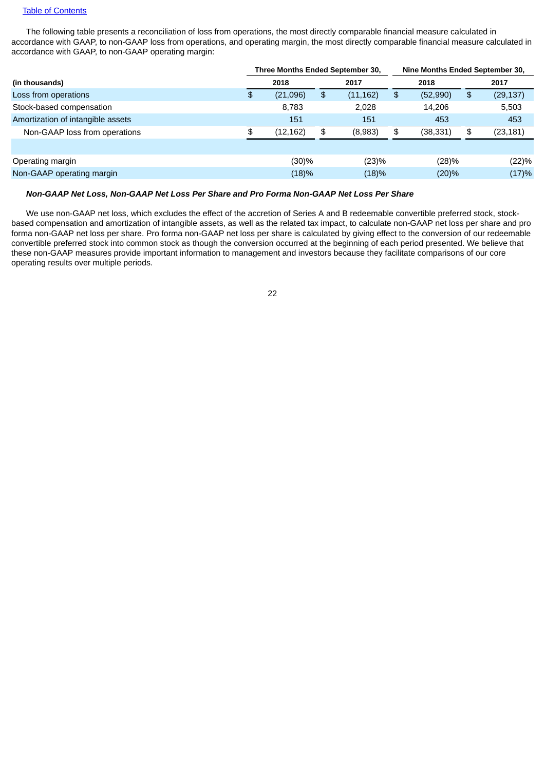[Table of Contents](#)

The following table presents a reconciliation of loss from operations, the most directly comparable financial measure calculated in accordance with GAAP, to non-GAAP loss from operations, and operating margin, the most directly comparable financial measure calculated in accordance with GAAP, to non-GAAP operating margin:

| | Three Months Ended September 30, | | Nine Months Ended September 30, | |
|---|---|---|---|---|
| **(in thousands)** | **2018** | **2017** | **2018** | **2017** |
| Loss from operations | $ (21,096) | $ (11,162) | $ (52,990) | $ (29,137) |
| Stock-based compensation | 8,783 | 2,028 | 14,206 | 5,503 |
| Amortization of intangible assets | 151 | 151 | 453 | 453 |
| Non-GAAP loss from operations | $ (12,162) | $ (8,983) | $ (38,331) | $ (23,181) |
| | | | | |
| Operating margin | (30)% | (23)% | (28)% | (22)% |
| Non-GAAP operating margin | (18)% | (18)% | (20)% | (17)% |

***Non-GAAP Net Loss, Non-GAAP Net Loss Per Share and Pro Forma Non-GAAP Net Loss Per Share***

We use non-GAAP net loss, which excludes the effect of the accretion of Series A and B redeemable convertible preferred stock, stock-based compensation and amortization of intangible assets, as well as the related tax impact, to calculate non-GAAP net loss per share and pro forma non-GAAP net loss per share. Pro forma non-GAAP net loss per share is calculated by giving effect to the conversion of our redeemable convertible preferred stock into common stock as though the conversion occurred at the beginning of each period presented. We believe that these non-GAAP measures provide important information to management and investors because they facilitate comparisons of our core operating results over multiple periods.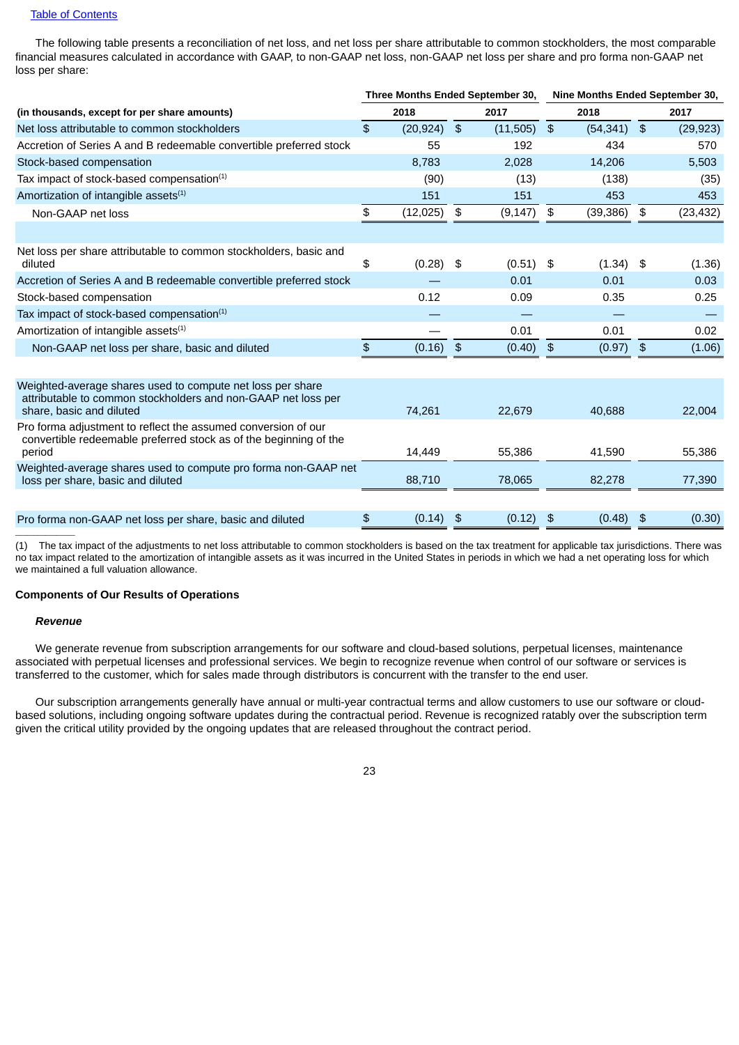The following table presents a reconciliation of net loss, and net loss per share attributable to common stockholders, the most comparable financial measures calculated in accordance with GAAP, to non-GAAP net loss, non-GAAP net loss per share and pro forma non-GAAP net loss per share:

| | Three Months Ended September 30, | | Nine Months Ended September 30, | |
|---|---|---|---|---|
| (in thousands, except for per share amounts) | 2018 | 2017 | 2018 | 2017 |
| Net loss attributable to common stockholders | $ (20,924) | $ (11,505) | $ (54,341) | $ (29,923) |
| Accretion of Series A and B redeemable convertible preferred stock | 55 | 192 | 434 | 570 |
| Stock-based compensation | 8,783 | 2,028 | 14,206 | 5,503 |
| Tax impact of stock-based compensation[(1)] | (90) | (13) | (138) | (35) |
| Amortization of intangible assets[(1)] | 151 | 151 | 453 | 453 |
| Non-GAAP net loss | $ (12,025) | $ (9,147) | $ (39,386) | $ (23,432) |
| | | | | |
| Net loss per share attributable to common stockholders, basic and diluted | $ (0.28) | $ (0.51) | $ (1.34) | $ (1.36) |
| Accretion of Series A and B redeemable convertible preferred stock | — | 0.01 | 0.01 | 0.03 |
| Stock-based compensation | 0.12 | 0.09 | 0.35 | 0.25 |
| Tax impact of stock-based compensation[(1)] | — | — | — | — |
| Amortization of intangible assets[(1)] | — | 0.01 | 0.01 | 0.02 |
| Non-GAAP net loss per share, basic and diluted | $ (0.16) | $ (0.40) | $ (0.97) | $ (1.06) |
| | | | | |
| Weighted-average shares used to compute net loss per share attributable to common stockholders and non-GAAP net loss per share, basic and diluted | 74,261 | 22,679 | 40,688 | 22,004 |
| Pro forma adjustment to reflect the assumed conversion of our convertible redeemable preferred stock as of the beginning of the period | 14,449 | 55,386 | 41,590 | 55,386 |
| Weighted-average shares used to compute pro forma non-GAAP net loss per share, basic and diluted | 88,710 | 78,065 | 82,278 | 77,390 |
| | | | | |
| Pro forma non-GAAP net loss per share, basic and diluted | $ (0.14) | $ (0.12) | $ (0.48) | $ (0.30) |

(1) The tax impact of the adjustments to net loss attributable to common stockholders is based on the tax treatment for applicable tax jurisdictions. There was no tax impact related to the amortization of intangible assets as it was incurred in the United States in periods in which we had a net operating loss for which we maintained a full valuation allowance.

**Components of Our Results of Operations**

***Revenue***

We generate revenue from subscription arrangements for our software and cloud-based solutions, perpetual licenses, maintenance associated with perpetual licenses and professional services. We begin to recognize revenue when control of our software or services is transferred to the customer, which for sales made through distributors is concurrent with the transfer to the end user.

Our subscription arrangements generally have annual or multi-year contractual terms and allow customers to use our software or cloud-based solutions, including ongoing software updates during the contractual period. Revenue is recognized ratably over the subscription term given the critical utility provided by the ongoing updates that are released throughout the contract period.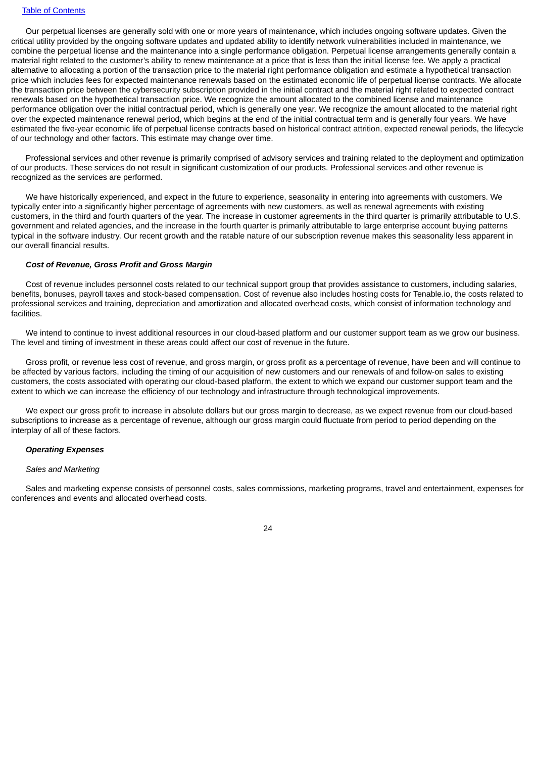Our perpetual licenses are generally sold with one or more years of maintenance, which includes ongoing software updates. Given the critical utility provided by the ongoing software updates and updated ability to identify network vulnerabilities included in maintenance, we combine the perpetual license and the maintenance into a single performance obligation. Perpetual license arrangements generally contain a material right related to the customer's ability to renew maintenance at a price that is less than the initial license fee. We apply a practical alternative to allocating a portion of the transaction price to the material right performance obligation and estimate a hypothetical transaction price which includes fees for expected maintenance renewals based on the estimated economic life of perpetual license contracts. We allocate the transaction price between the cybersecurity subscription provided in the initial contract and the material right related to expected contract renewals based on the hypothetical transaction price. We recognize the amount allocated to the combined license and maintenance performance obligation over the initial contractual period, which is generally one year. We recognize the amount allocated to the material right over the expected maintenance renewal period, which begins at the end of the initial contractual term and is generally four years. We have estimated the five-year economic life of perpetual license contracts based on historical contract attrition, expected renewal periods, the lifecycle of our technology and other factors. This estimate may change over time.

Professional services and other revenue is primarily comprised of advisory services and training related to the deployment and optimization of our products. These services do not result in significant customization of our products. Professional services and other revenue is recognized as the services are performed.

We have historically experienced, and expect in the future to experience, seasonality in entering into agreements with customers. We typically enter into a significantly higher percentage of agreements with new customers, as well as renewal agreements with existing customers, in the third and fourth quarters of the year. The increase in customer agreements in the third quarter is primarily attributable to U.S. government and related agencies, and the increase in the fourth quarter is primarily attributable to large enterprise account buying patterns typical in the software industry. Our recent growth and the ratable nature of our subscription revenue makes this seasonality less apparent in our overall financial results.

***Cost of Revenue, Gross Profit and Gross Margin***

Cost of revenue includes personnel costs related to our technical support group that provides assistance to customers, including salaries, benefits, bonuses, payroll taxes and stock-based compensation. Cost of revenue also includes hosting costs for Tenable.io, the costs related to professional services and training, depreciation and amortization and allocated overhead costs, which consist of information technology and facilities.

We intend to continue to invest additional resources in our cloud-based platform and our customer support team as we grow our business. The level and timing of investment in these areas could affect our cost of revenue in the future.

Gross profit, or revenue less cost of revenue, and gross margin, or gross profit as a percentage of revenue, have been and will continue to be affected by various factors, including the timing of our acquisition of new customers and our renewals of and follow-on sales to existing customers, the costs associated with operating our cloud-based platform, the extent to which we expand our customer support team and the extent to which we can increase the efficiency of our technology and infrastructure through technological improvements.

We expect our gross profit to increase in absolute dollars but our gross margin to decrease, as we expect revenue from our cloud-based subscriptions to increase as a percentage of revenue, although our gross margin could fluctuate from period to period depending on the interplay of all of these factors.

***Operating Expenses***

*Sales and Marketing*

Sales and marketing expense consists of personnel costs, sales commissions, marketing programs, travel and entertainment, expenses for conferences and events and allocated overhead costs.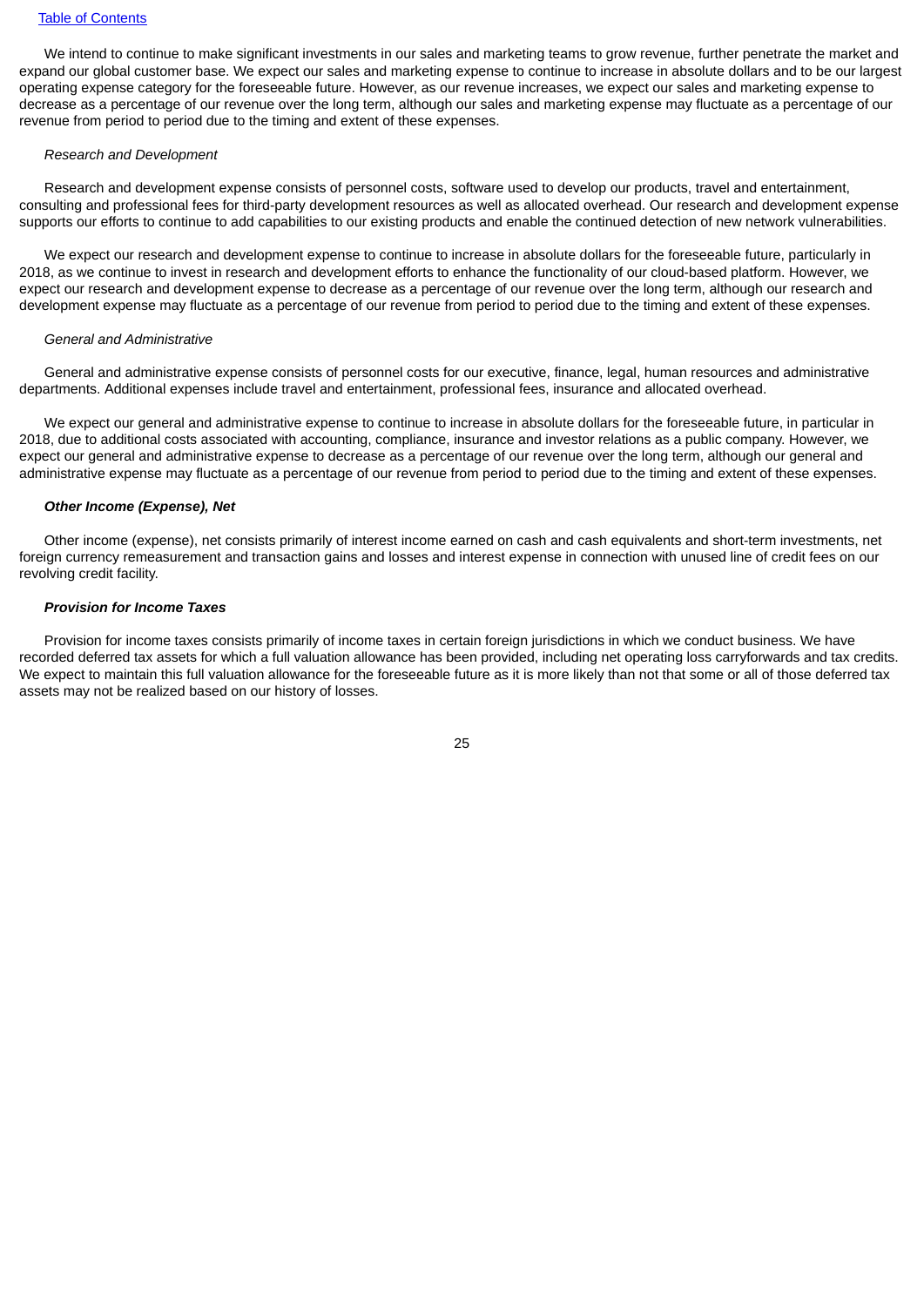We intend to continue to make significant investments in our sales and marketing teams to grow revenue, further penetrate the market and expand our global customer base. We expect our sales and marketing expense to continue to increase in absolute dollars and to be our largest operating expense category for the foreseeable future. However, as our revenue increases, we expect our sales and marketing expense to decrease as a percentage of our revenue over the long term, although our sales and marketing expense may fluctuate as a percentage of our revenue from period to period due to the timing and extent of these expenses.

*Research and Development*

Research and development expense consists of personnel costs, software used to develop our products, travel and entertainment, consulting and professional fees for third-party development resources as well as allocated overhead. Our research and development expense supports our efforts to continue to add capabilities to our existing products and enable the continued detection of new network vulnerabilities.

We expect our research and development expense to continue to increase in absolute dollars for the foreseeable future, particularly in 2018, as we continue to invest in research and development efforts to enhance the functionality of our cloud-based platform. However, we expect our research and development expense to decrease as a percentage of our revenue over the long term, although our research and development expense may fluctuate as a percentage of our revenue from period to period due to the timing and extent of these expenses.

*General and Administrative*

General and administrative expense consists of personnel costs for our executive, finance, legal, human resources and administrative departments. Additional expenses include travel and entertainment, professional fees, insurance and allocated overhead.

We expect our general and administrative expense to continue to increase in absolute dollars for the foreseeable future, in particular in 2018, due to additional costs associated with accounting, compliance, insurance and investor relations as a public company. However, we expect our general and administrative expense to decrease as a percentage of our revenue over the long term, although our general and administrative expense may fluctuate as a percentage of our revenue from period to period due to the timing and extent of these expenses.

***Other Income (Expense), Net***

Other income (expense), net consists primarily of interest income earned on cash and cash equivalents and short-term investments, net foreign currency remeasurement and transaction gains and losses and interest expense in connection with unused line of credit fees on our revolving credit facility.

***Provision for Income Taxes***

Provision for income taxes consists primarily of income taxes in certain foreign jurisdictions in which we conduct business. We have recorded deferred tax assets for which a full valuation allowance has been provided, including net operating loss carryforwards and tax credits. We expect to maintain this full valuation allowance for the foreseeable future as it is more likely than not that some or all of those deferred tax assets may not be realized based on our history of losses.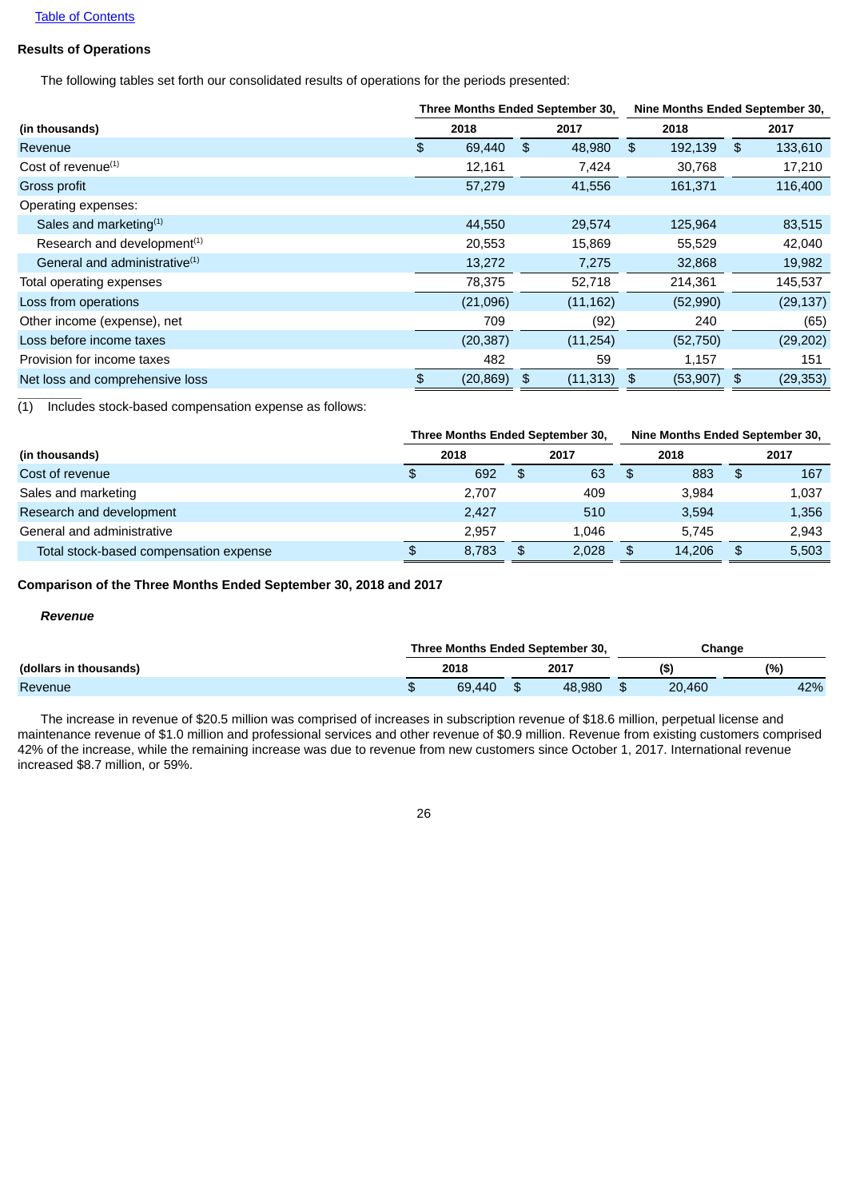[Table of Contents](#)

**Results of Operations**

The following tables set forth our consolidated results of operations for the periods presented:

| (in thousands) | Three Months Ended September 30, 2018 | Three Months Ended September 30, 2017 | Nine Months Ended September 30, 2018 | Nine Months Ended September 30, 2017 |
|---|---|---|---|---|
| Revenue | $ 69,440 | $ 48,980 | $ 192,139 | $ 133,610 |
| Cost of revenue[(1)] | 12,161 | 7,424 | 30,768 | 17,210 |
| Gross profit | 57,279 | 41,556 | 161,371 | 116,400 |
| Operating expenses: | | | | |
| Sales and marketing[(1)] | 44,550 | 29,574 | 125,964 | 83,515 |
| Research and development[(1)] | 20,553 | 15,869 | 55,529 | 42,040 |
| General and administrative[(1)] | 13,272 | 7,275 | 32,868 | 19,982 |
| Total operating expenses | 78,375 | 52,718 | 214,361 | 145,537 |
| Loss from operations | (21,096) | (11,162) | (52,990) | (29,137) |
| Other income (expense), net | 709 | (92) | 240 | (65) |
| Loss before income taxes | (20,387) | (11,254) | (52,750) | (29,202) |
| Provision for income taxes | 482 | 59 | 1,157 | 151 |
| Net loss and comprehensive loss | $ (20,869) | $ (11,313) | $ (53,907) | $ (29,353) |

(1) Includes stock-based compensation expense as follows:

| (in thousands) | Three Months Ended September 30, 2018 | Three Months Ended September 30, 2017 | Nine Months Ended September 30, 2018 | Nine Months Ended September 30, 2017 |
|---|---|---|---|---|
| Cost of revenue | $ 692 | $ 63 | $ 883 | $ 167 |
| Sales and marketing | 2,707 | 409 | 3,984 | 1,037 |
| Research and development | 2,427 | 510 | 3,594 | 1,356 |
| General and administrative | 2,957 | 1,046 | 5,745 | 2,943 |
| Total stock-based compensation expense | $ 8,783 | $ 2,028 | $ 14,206 | $ 5,503 |

**Comparison of the Three Months Ended September 30, 2018 and 2017**

***Revenue***

| (dollars in thousands) | Three Months Ended September 30, 2018 | Three Months Ended September 30, 2017 | Change ($) | Change (%) |
|---|---|---|---|---|
| Revenue | $ 69,440 | $ 48,980 | $ 20,460 | 42% |

The increase in revenue of $20.5 million was comprised of increases in subscription revenue of $18.6 million, perpetual license and maintenance revenue of $1.0 million and professional services and other revenue of $0.9 million. Revenue from existing customers comprised 42% of the increase, while the remaining increase was due to revenue from new customers since October 1, 2017. International revenue increased $8.7 million, or 59%.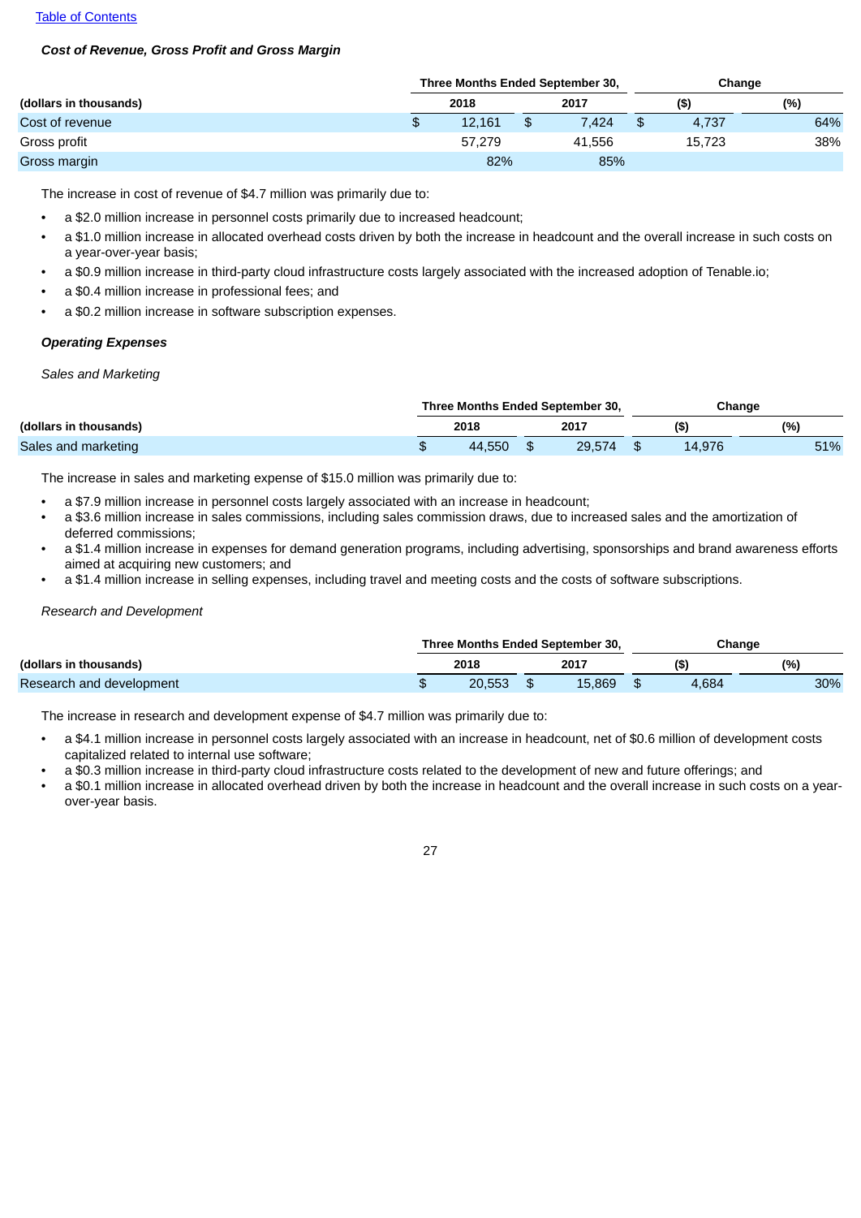Table of Contents

***Cost of Revenue, Gross Profit and Gross Margin***

| | Three Months Ended September 30, | | Change | |
|---|---|---|---|---|
| (dollars in thousands) | 2018 | 2017 | ($) | (%) |
| Cost of revenue | $ 12,161 | $ 7,424 | $ 4,737 | 64% |
| Gross profit | 57,279 | 41,556 | 15,723 | 38% |
| Gross margin | 82% | 85% | | |

The increase in cost of revenue of $4.7 million was primarily due to:

- a $2.0 million increase in personnel costs primarily due to increased headcount;
- a $1.0 million increase in allocated overhead costs driven by both the increase in headcount and the overall increase in such costs on a year-over-year basis;
- a $0.9 million increase in third-party cloud infrastructure costs largely associated with the increased adoption of Tenable.io;
- a $0.4 million increase in professional fees; and
- a $0.2 million increase in software subscription expenses.

***Operating Expenses***

*Sales and Marketing*

| | Three Months Ended September 30, | | Change | |
|---|---|---|---|---|
| (dollars in thousands) | 2018 | 2017 | ($) | (%) |
| Sales and marketing | $ 44,550 | $ 29,574 | $ 14,976 | 51% |

The increase in sales and marketing expense of $15.0 million was primarily due to:

- a $7.9 million increase in personnel costs largely associated with an increase in headcount;
- a $3.6 million increase in sales commissions, including sales commission draws, due to increased sales and the amortization of deferred commissions;
- a $1.4 million increase in expenses for demand generation programs, including advertising, sponsorships and brand awareness efforts aimed at acquiring new customers; and
- a $1.4 million increase in selling expenses, including travel and meeting costs and the costs of software subscriptions.

*Research and Development*

| | Three Months Ended September 30, | | Change | |
|---|---|---|---|---|
| (dollars in thousands) | 2018 | 2017 | ($) | (%) |
| Research and development | $ 20,553 | $ 15,869 | $ 4,684 | 30% |

The increase in research and development expense of $4.7 million was primarily due to:

- a $4.1 million increase in personnel costs largely associated with an increase in headcount, net of $0.6 million of development costs capitalized related to internal use software;
- a $0.3 million increase in third-party cloud infrastructure costs related to the development of new and future offerings; and
- a $0.1 million increase in allocated overhead driven by both the increase in headcount and the overall increase in such costs on a year-over-year basis.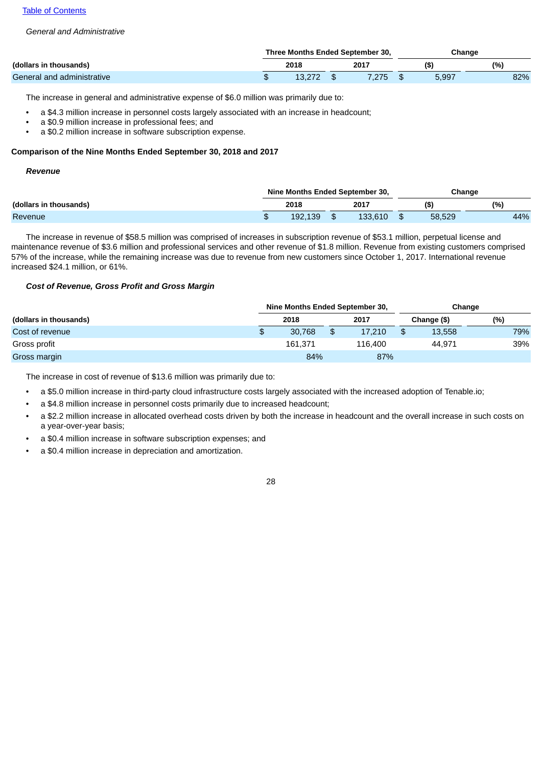*General and Administrative*

| | Three Months Ended September 30, | | Change | |
|---|---|---|---|---|
| (dollars in thousands) | 2018 | 2017 | ($) | (%) |
| General and administrative | $ 13,272 | $ 7,275 | $ 5,997 | 82% |

The increase in general and administrative expense of $6.0 million was primarily due to:

- a $4.3 million increase in personnel costs largely associated with an increase in headcount;
- a $0.9 million increase in professional fees; and
- a $0.2 million increase in software subscription expense.

**Comparison of the Nine Months Ended September 30, 2018 and 2017**

***Revenue***

| | Nine Months Ended September 30, | | Change | |
|---|---|---|---|---|
| (dollars in thousands) | 2018 | 2017 | ($) | (%) |
| Revenue | $ 192,139 | $ 133,610 | $ 58,529 | 44% |

The increase in revenue of $58.5 million was comprised of increases in subscription revenue of $53.1 million, perpetual license and maintenance revenue of $3.6 million and professional services and other revenue of $1.8 million. Revenue from existing customers comprised 57% of the increase, while the remaining increase was due to revenue from new customers since October 1, 2017. International revenue increased $24.1 million, or 61%.

***Cost of Revenue, Gross Profit and Gross Margin***

| | Nine Months Ended September 30, | | Change | |
|---|---|---|---|---|
| (dollars in thousands) | 2018 | 2017 | Change ($) | (%) |
| Cost of revenue | $ 30,768 | $ 17,210 | $ 13,558 | 79% |
| Gross profit | 161,371 | 116,400 | 44,971 | 39% |
| Gross margin | 84% | 87% | | |

The increase in cost of revenue of $13.6 million was primarily due to:

- a $5.0 million increase in third-party cloud infrastructure costs largely associated with the increased adoption of Tenable.io;
- a $4.8 million increase in personnel costs primarily due to increased headcount;
- a $2.2 million increase in allocated overhead costs driven by both the increase in headcount and the overall increase in such costs on a year-over-year basis;
- a $0.4 million increase in software subscription expenses; and
- a $0.4 million increase in depreciation and amortization.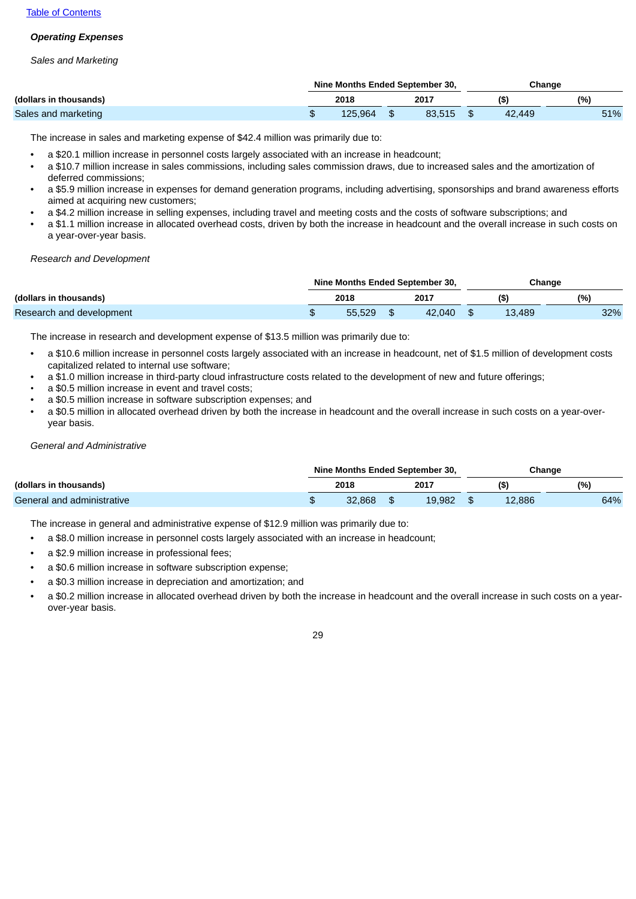[Table of Contents](#)

***Operating Expenses***

*Sales and Marketing*

| | Nine Months Ended September 30, | | Change | |
|---|---|---|---|---|
| (dollars in thousands) | 2018 | 2017 | ($) | (%) |
| Sales and marketing | $ 125,964 | $ 83,515 | $ 42,449 | 51% |

The increase in sales and marketing expense of $42.4 million was primarily due to:

- a $20.1 million increase in personnel costs largely associated with an increase in headcount;
- a $10.7 million increase in sales commissions, including sales commission draws, due to increased sales and the amortization of deferred commissions;
- a $5.9 million increase in expenses for demand generation programs, including advertising, sponsorships and brand awareness efforts aimed at acquiring new customers;
- a $4.2 million increase in selling expenses, including travel and meeting costs and the costs of software subscriptions; and
- a $1.1 million increase in allocated overhead costs, driven by both the increase in headcount and the overall increase in such costs on a year-over-year basis.

*Research and Development*

| | Nine Months Ended September 30, | | Change | |
|---|---|---|---|---|
| (dollars in thousands) | 2018 | 2017 | ($) | (%) |
| Research and development | $ 55,529 | $ 42,040 | $ 13,489 | 32% |

The increase in research and development expense of $13.5 million was primarily due to:

- a $10.6 million increase in personnel costs largely associated with an increase in headcount, net of $1.5 million of development costs capitalized related to internal use software;
- a $1.0 million increase in third-party cloud infrastructure costs related to the development of new and future offerings;
- a $0.5 million increase in event and travel costs;
- a $0.5 million increase in software subscription expenses; and
- a $0.5 million in allocated overhead driven by both the increase in headcount and the overall increase in such costs on a year-over-year basis.

*General and Administrative*

| | Nine Months Ended September 30, | | Change | |
|---|---|---|---|---|
| (dollars in thousands) | 2018 | 2017 | ($) | (%) |
| General and administrative | $ 32,868 | $ 19,982 | $ 12,886 | 64% |

The increase in general and administrative expense of $12.9 million was primarily due to:

- a $8.0 million increase in personnel costs largely associated with an increase in headcount;
- a $2.9 million increase in professional fees;
- a $0.6 million increase in software subscription expense;
- a $0.3 million increase in depreciation and amortization; and
- a $0.2 million increase in allocated overhead driven by both the increase in headcount and the overall increase in such costs on a year-over-year basis.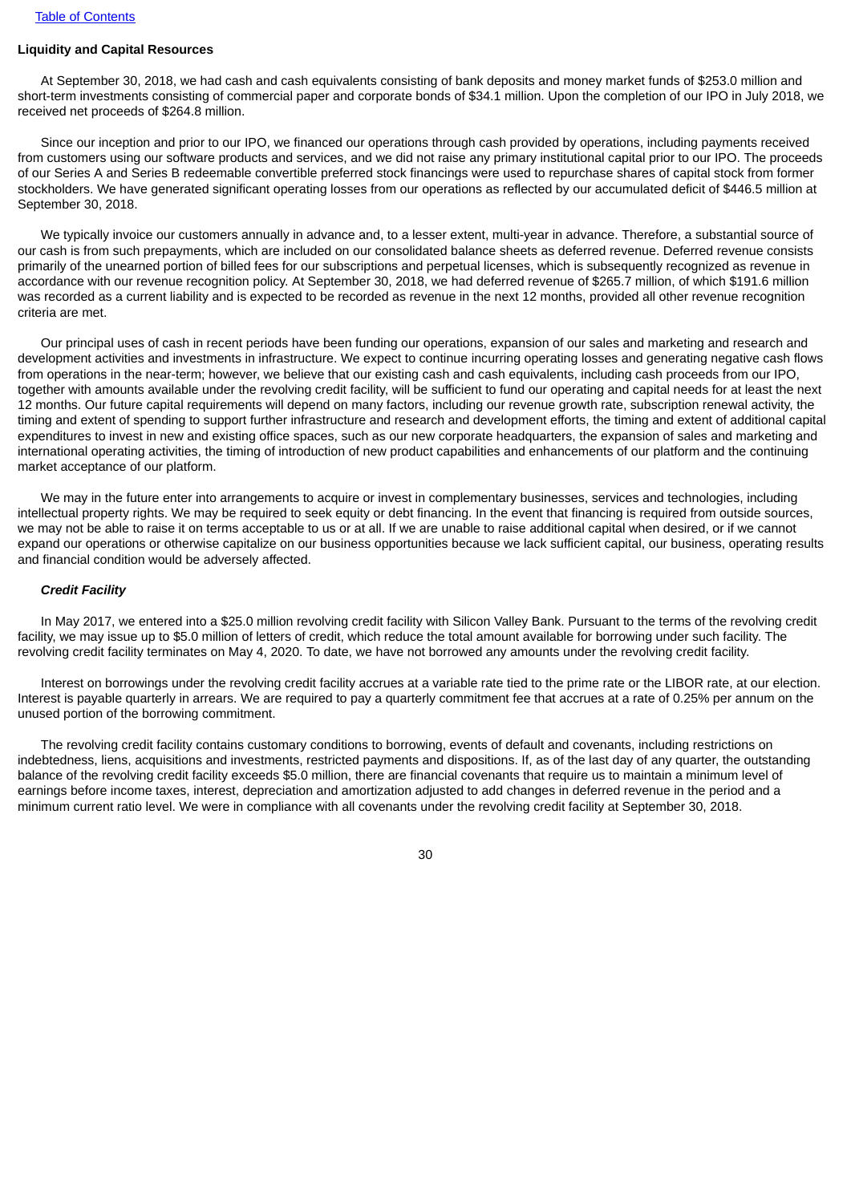## Liquidity and Capital Resources

At September 30, 2018, we had cash and cash equivalents consisting of bank deposits and money market funds of $253.0 million and short-term investments consisting of commercial paper and corporate bonds of $34.1 million. Upon the completion of our IPO in July 2018, we received net proceeds of $264.8 million.

Since our inception and prior to our IPO, we financed our operations through cash provided by operations, including payments received from customers using our software products and services, and we did not raise any primary institutional capital prior to our IPO. The proceeds of our Series A and Series B redeemable convertible preferred stock financings were used to repurchase shares of capital stock from former stockholders. We have generated significant operating losses from our operations as reflected by our accumulated deficit of $446.5 million at September 30, 2018.

We typically invoice our customers annually in advance and, to a lesser extent, multi-year in advance. Therefore, a substantial source of our cash is from such prepayments, which are included on our consolidated balance sheets as deferred revenue. Deferred revenue consists primarily of the unearned portion of billed fees for our subscriptions and perpetual licenses, which is subsequently recognized as revenue in accordance with our revenue recognition policy. At September 30, 2018, we had deferred revenue of $265.7 million, of which $191.6 million was recorded as a current liability and is expected to be recorded as revenue in the next 12 months, provided all other revenue recognition criteria are met.

Our principal uses of cash in recent periods have been funding our operations, expansion of our sales and marketing and research and development activities and investments in infrastructure. We expect to continue incurring operating losses and generating negative cash flows from operations in the near-term; however, we believe that our existing cash and cash equivalents, including cash proceeds from our IPO, together with amounts available under the revolving credit facility, will be sufficient to fund our operating and capital needs for at least the next 12 months. Our future capital requirements will depend on many factors, including our revenue growth rate, subscription renewal activity, the timing and extent of spending to support further infrastructure and research and development efforts, the timing and extent of additional capital expenditures to invest in new and existing office spaces, such as our new corporate headquarters, the expansion of sales and marketing and international operating activities, the timing of introduction of new product capabilities and enhancements of our platform and the continuing market acceptance of our platform.

We may in the future enter into arrangements to acquire or invest in complementary businesses, services and technologies, including intellectual property rights. We may be required to seek equity or debt financing. In the event that financing is required from outside sources, we may not be able to raise it on terms acceptable to us or at all. If we are unable to raise additional capital when desired, or if we cannot expand our operations or otherwise capitalize on our business opportunities because we lack sufficient capital, our business, operating results and financial condition would be adversely affected.

### *Credit Facility*

In May 2017, we entered into a $25.0 million revolving credit facility with Silicon Valley Bank. Pursuant to the terms of the revolving credit facility, we may issue up to $5.0 million of letters of credit, which reduce the total amount available for borrowing under such facility. The revolving credit facility terminates on May 4, 2020. To date, we have not borrowed any amounts under the revolving credit facility.

Interest on borrowings under the revolving credit facility accrues at a variable rate tied to the prime rate or the LIBOR rate, at our election. Interest is payable quarterly in arrears. We are required to pay a quarterly commitment fee that accrues at a rate of 0.25% per annum on the unused portion of the borrowing commitment.

The revolving credit facility contains customary conditions to borrowing, events of default and covenants, including restrictions on indebtedness, liens, acquisitions and investments, restricted payments and dispositions. If, as of the last day of any quarter, the outstanding balance of the revolving credit facility exceeds $5.0 million, there are financial covenants that require us to maintain a minimum level of earnings before income taxes, interest, depreciation and amortization adjusted to add changes in deferred revenue in the period and a minimum current ratio level. We were in compliance with all covenants under the revolving credit facility at September 30, 2018.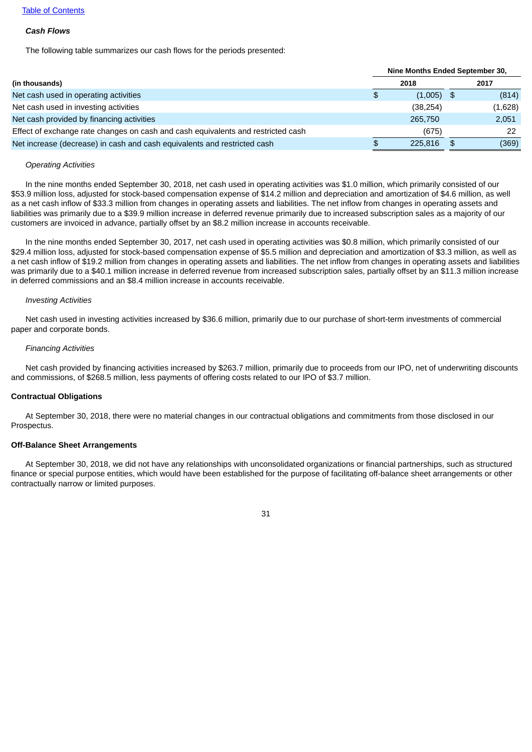*Cash Flows*

The following table summarizes our cash flows for the periods presented:

| (in thousands) | Nine Months Ended September 30, 2018 | Nine Months Ended September 30, 2017 |
|---|---|---|
| Net cash used in operating activities | $ (1,005) | $ (814) |
| Net cash used in investing activities | (38,254) | (1,628) |
| Net cash provided by financing activities | 265,750 | 2,051 |
| Effect of exchange rate changes on cash and cash equivalents and restricted cash | (675) | 22 |
| Net increase (decrease) in cash and cash equivalents and restricted cash | $ 225,816 | $ (369) |

*Operating Activities*

In the nine months ended September 30, 2018, net cash used in operating activities was $1.0 million, which primarily consisted of our $53.9 million loss, adjusted for stock-based compensation expense of $14.2 million and depreciation and amortization of $4.6 million, as well as a net cash inflow of $33.3 million from changes in operating assets and liabilities. The net inflow from changes in operating assets and liabilities was primarily due to a $39.9 million increase in deferred revenue primarily due to increased subscription sales as a majority of our customers are invoiced in advance, partially offset by an $8.2 million increase in accounts receivable.

In the nine months ended September 30, 2017, net cash used in operating activities was $0.8 million, which primarily consisted of our $29.4 million loss, adjusted for stock-based compensation expense of $5.5 million and depreciation and amortization of $3.3 million, as well as a net cash inflow of $19.2 million from changes in operating assets and liabilities. The net inflow from changes in operating assets and liabilities was primarily due to a $40.1 million increase in deferred revenue from increased subscription sales, partially offset by an $11.3 million increase in deferred commissions and an $8.4 million increase in accounts receivable.

*Investing Activities*

Net cash used in investing activities increased by $36.6 million, primarily due to our purchase of short-term investments of commercial paper and corporate bonds.

*Financing Activities*

Net cash provided by financing activities increased by $263.7 million, primarily due to proceeds from our IPO, net of underwriting discounts and commissions, of $268.5 million, less payments of offering costs related to our IPO of $3.7 million.

**Contractual Obligations**

At September 30, 2018, there were no material changes in our contractual obligations and commitments from those disclosed in our Prospectus.

**Off-Balance Sheet Arrangements**

At September 30, 2018, we did not have any relationships with unconsolidated organizations or financial partnerships, such as structured finance or special purpose entities, which would have been established for the purpose of facilitating off-balance sheet arrangements or other contractually narrow or limited purposes.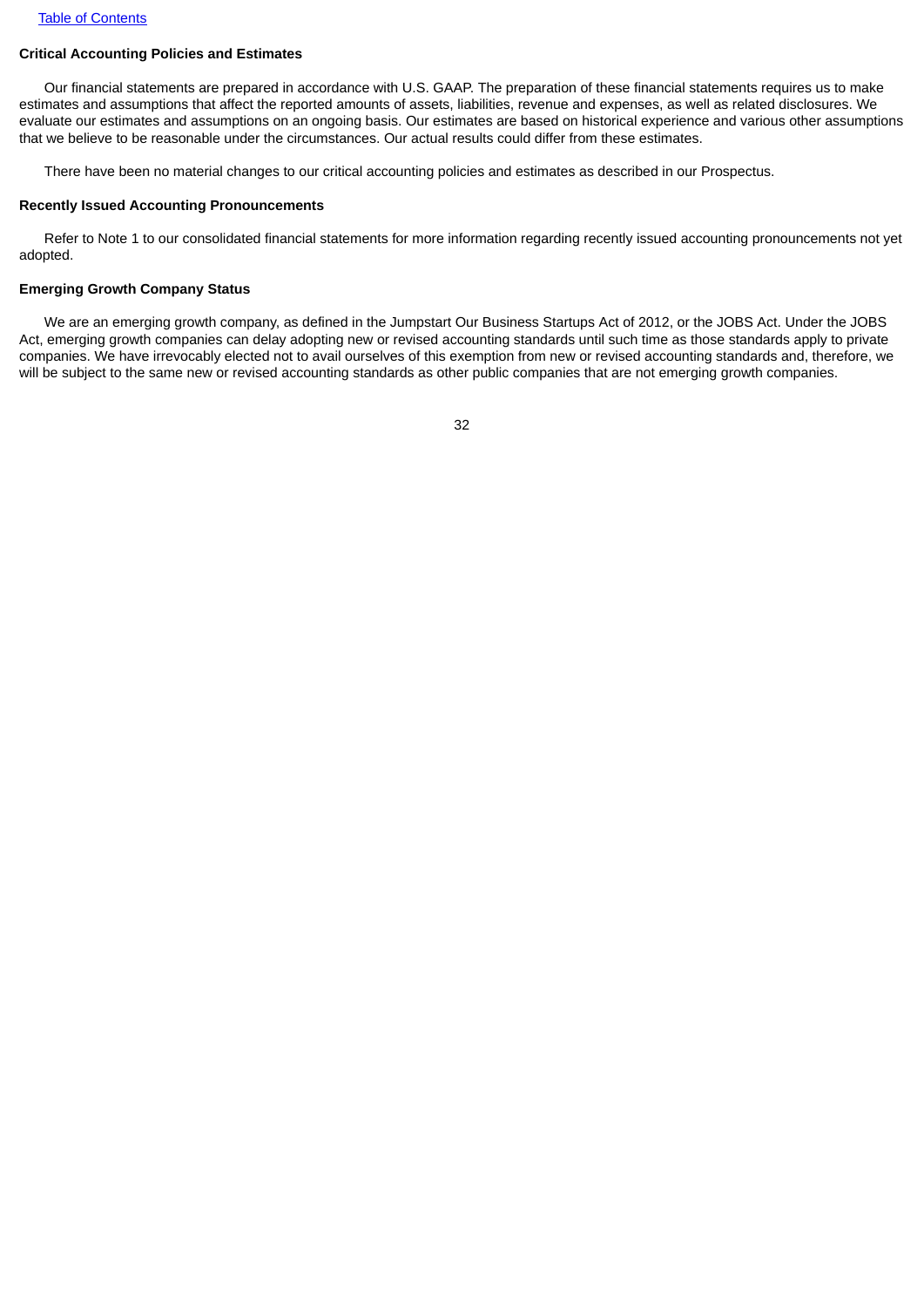### Critical Accounting Policies and Estimates

Our financial statements are prepared in accordance with U.S. GAAP. The preparation of these financial statements requires us to make estimates and assumptions that affect the reported amounts of assets, liabilities, revenue and expenses, as well as related disclosures. We evaluate our estimates and assumptions on an ongoing basis. Our estimates are based on historical experience and various other assumptions that we believe to be reasonable under the circumstances. Our actual results could differ from these estimates.

There have been no material changes to our critical accounting policies and estimates as described in our Prospectus.

### Recently Issued Accounting Pronouncements

Refer to Note 1 to our consolidated financial statements for more information regarding recently issued accounting pronouncements not yet adopted.

### Emerging Growth Company Status

We are an emerging growth company, as defined in the Jumpstart Our Business Startups Act of 2012, or the JOBS Act. Under the JOBS Act, emerging growth companies can delay adopting new or revised accounting standards until such time as those standards apply to private companies. We have irrevocably elected not to avail ourselves of this exemption from new or revised accounting standards and, therefore, we will be subject to the same new or revised accounting standards as other public companies that are not emerging growth companies.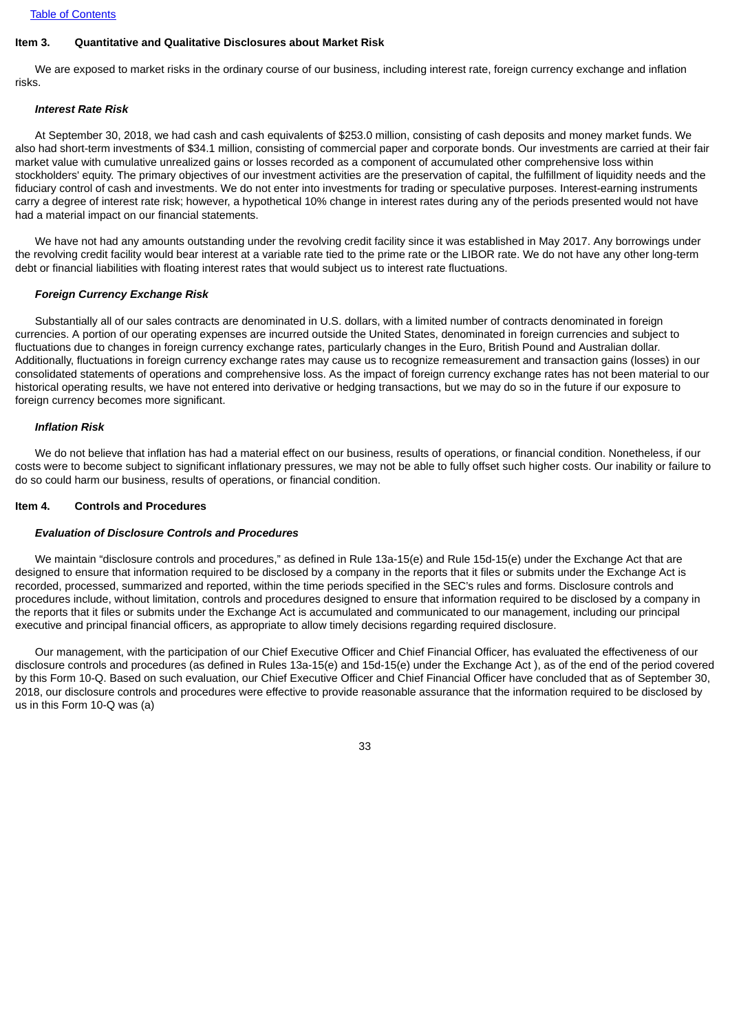## Item 3. Quantitative and Qualitative Disclosures about Market Risk

We are exposed to market risks in the ordinary course of our business, including interest rate, foreign currency exchange and inflation risks.

### *Interest Rate Risk*

At September 30, 2018, we had cash and cash equivalents of $253.0 million, consisting of cash deposits and money market funds. We also had short-term investments of $34.1 million, consisting of commercial paper and corporate bonds. Our investments are carried at their fair market value with cumulative unrealized gains or losses recorded as a component of accumulated other comprehensive loss within stockholders' equity. The primary objectives of our investment activities are the preservation of capital, the fulfillment of liquidity needs and the fiduciary control of cash and investments. We do not enter into investments for trading or speculative purposes. Interest-earning instruments carry a degree of interest rate risk; however, a hypothetical 10% change in interest rates during any of the periods presented would not have had a material impact on our financial statements.

We have not had any amounts outstanding under the revolving credit facility since it was established in May 2017. Any borrowings under the revolving credit facility would bear interest at a variable rate tied to the prime rate or the LIBOR rate. We do not have any other long-term debt or financial liabilities with floating interest rates that would subject us to interest rate fluctuations.

### *Foreign Currency Exchange Risk*

Substantially all of our sales contracts are denominated in U.S. dollars, with a limited number of contracts denominated in foreign currencies. A portion of our operating expenses are incurred outside the United States, denominated in foreign currencies and subject to fluctuations due to changes in foreign currency exchange rates, particularly changes in the Euro, British Pound and Australian dollar. Additionally, fluctuations in foreign currency exchange rates may cause us to recognize remeasurement and transaction gains (losses) in our consolidated statements of operations and comprehensive loss. As the impact of foreign currency exchange rates has not been material to our historical operating results, we have not entered into derivative or hedging transactions, but we may do so in the future if our exposure to foreign currency becomes more significant.

### *Inflation Risk*

We do not believe that inflation has had a material effect on our business, results of operations, or financial condition. Nonetheless, if our costs were to become subject to significant inflationary pressures, we may not be able to fully offset such higher costs. Our inability or failure to do so could harm our business, results of operations, or financial condition.

## Item 4. Controls and Procedures

### *Evaluation of Disclosure Controls and Procedures*

We maintain "disclosure controls and procedures," as defined in Rule 13a-15(e) and Rule 15d-15(e) under the Exchange Act that are designed to ensure that information required to be disclosed by a company in the reports that it files or submits under the Exchange Act is recorded, processed, summarized and reported, within the time periods specified in the SEC's rules and forms. Disclosure controls and procedures include, without limitation, controls and procedures designed to ensure that information required to be disclosed by a company in the reports that it files or submits under the Exchange Act is accumulated and communicated to our management, including our principal executive and principal financial officers, as appropriate to allow timely decisions regarding required disclosure.

Our management, with the participation of our Chief Executive Officer and Chief Financial Officer, has evaluated the effectiveness of our disclosure controls and procedures (as defined in Rules 13a-15(e) and 15d-15(e) under the Exchange Act ), as of the end of the period covered by this Form 10-Q. Based on such evaluation, our Chief Executive Officer and Chief Financial Officer have concluded that as of September 30, 2018, our disclosure controls and procedures were effective to provide reasonable assurance that the information required to be disclosed by us in this Form 10-Q was (a)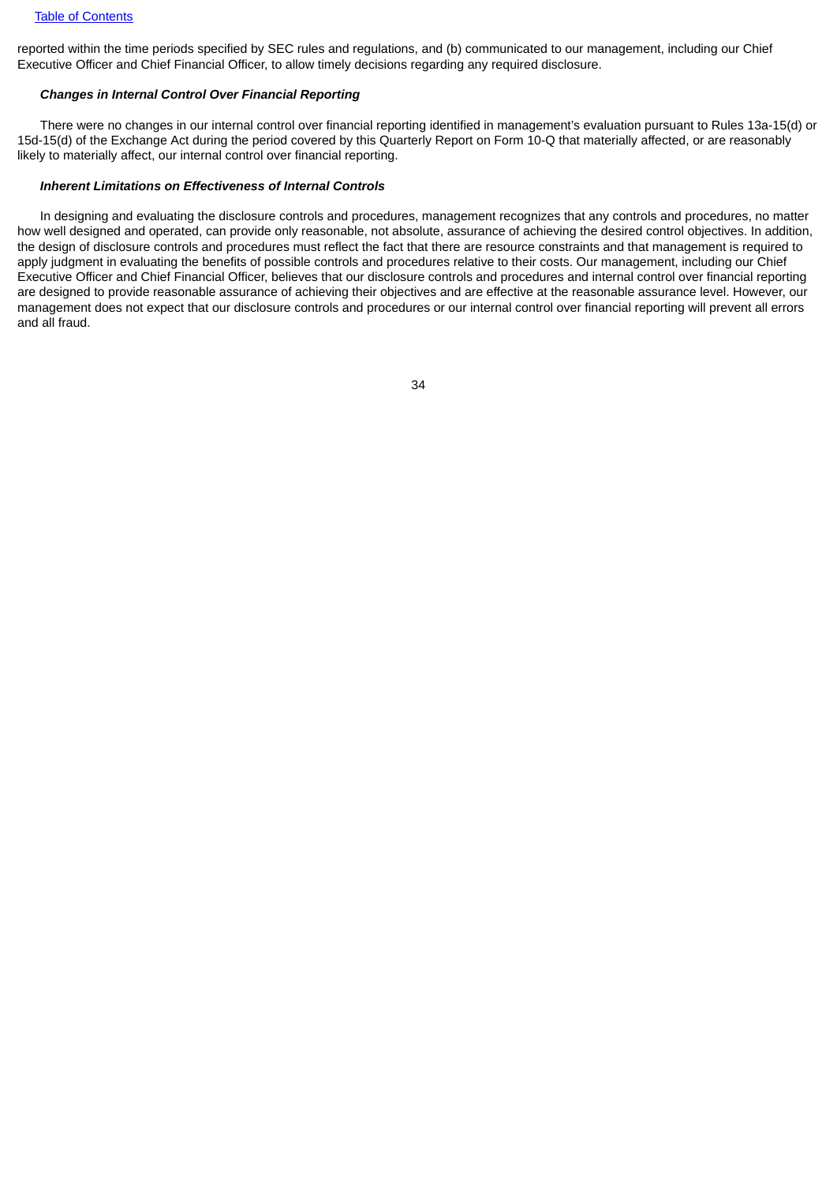reported within the time periods specified by SEC rules and regulations, and (b) communicated to our management, including our Chief Executive Officer and Chief Financial Officer, to allow timely decisions regarding any required disclosure.

***Changes in Internal Control Over Financial Reporting***

There were no changes in our internal control over financial reporting identified in management's evaluation pursuant to Rules 13a-15(d) or 15d-15(d) of the Exchange Act during the period covered by this Quarterly Report on Form 10-Q that materially affected, or are reasonably likely to materially affect, our internal control over financial reporting.

***Inherent Limitations on Effectiveness of Internal Controls***

In designing and evaluating the disclosure controls and procedures, management recognizes that any controls and procedures, no matter how well designed and operated, can provide only reasonable, not absolute, assurance of achieving the desired control objectives. In addition, the design of disclosure controls and procedures must reflect the fact that there are resource constraints and that management is required to apply judgment in evaluating the benefits of possible controls and procedures relative to their costs. Our management, including our Chief Executive Officer and Chief Financial Officer, believes that our disclosure controls and procedures and internal control over financial reporting are designed to provide reasonable assurance of achieving their objectives and are effective at the reasonable assurance level. However, our management does not expect that our disclosure controls and procedures or our internal control over financial reporting will prevent all errors and all fraud.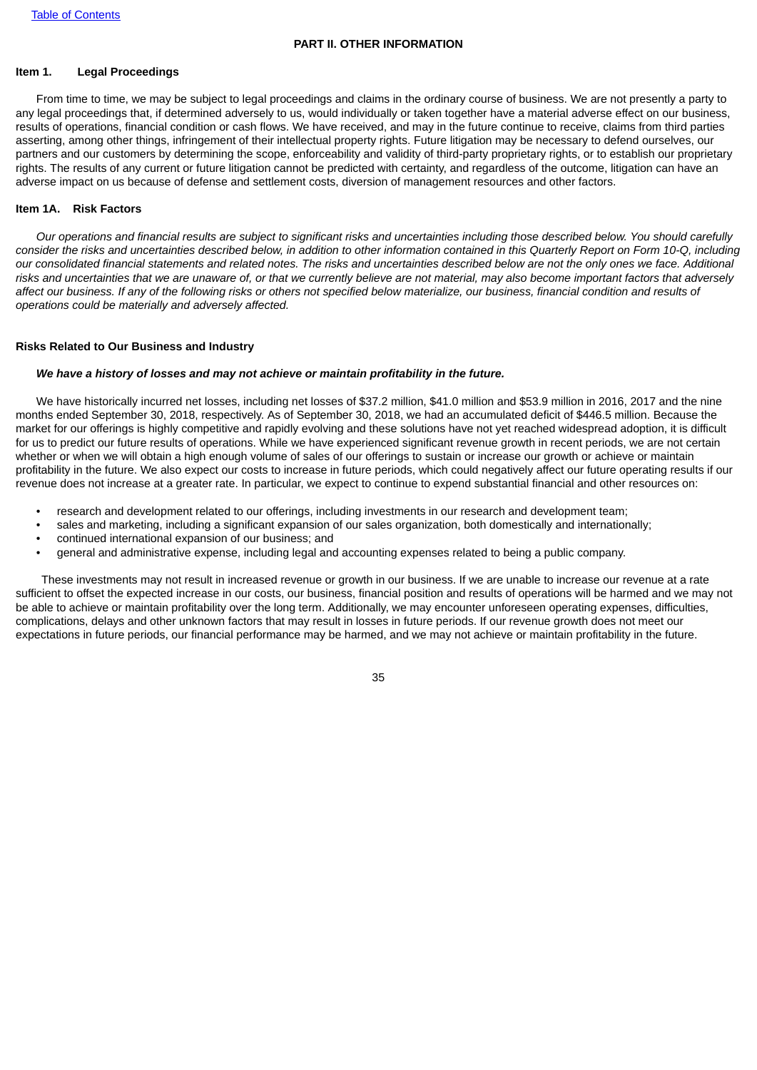## PART II. OTHER INFORMATION

### Item 1. Legal Proceedings

From time to time, we may be subject to legal proceedings and claims in the ordinary course of business. We are not presently a party to any legal proceedings that, if determined adversely to us, would individually or taken together have a material adverse effect on our business, results of operations, financial condition or cash flows. We have received, and may in the future continue to receive, claims from third parties asserting, among other things, infringement of their intellectual property rights. Future litigation may be necessary to defend ourselves, our partners and our customers by determining the scope, enforceability and validity of third-party proprietary rights, or to establish our proprietary rights. The results of any current or future litigation cannot be predicted with certainty, and regardless of the outcome, litigation can have an adverse impact on us because of defense and settlement costs, diversion of management resources and other factors.

### Item 1A. Risk Factors

*Our operations and financial results are subject to significant risks and uncertainties including those described below. You should carefully consider the risks and uncertainties described below, in addition to other information contained in this Quarterly Report on Form 10-Q, including our consolidated financial statements and related notes. The risks and uncertainties described below are not the only ones we face. Additional risks and uncertainties that we are unaware of, or that we currently believe are not material, may also become important factors that adversely affect our business. If any of the following risks or others not specified below materialize, our business, financial condition and results of operations could be materially and adversely affected.*

#### Risks Related to Our Business and Industry

***We have a history of losses and may not achieve or maintain profitability in the future.***

We have historically incurred net losses, including net losses of $37.2 million, $41.0 million and $53.9 million in 2016, 2017 and the nine months ended September 30, 2018, respectively. As of September 30, 2018, we had an accumulated deficit of $446.5 million. Because the market for our offerings is highly competitive and rapidly evolving and these solutions have not yet reached widespread adoption, it is difficult for us to predict our future results of operations. While we have experienced significant revenue growth in recent periods, we are not certain whether or when we will obtain a high enough volume of sales of our offerings to sustain or increase our growth or achieve or maintain profitability in the future. We also expect our costs to increase in future periods, which could negatively affect our future operating results if our revenue does not increase at a greater rate. In particular, we expect to continue to expend substantial financial and other resources on:

- research and development related to our offerings, including investments in our research and development team;
- sales and marketing, including a significant expansion of our sales organization, both domestically and internationally;
- continued international expansion of our business; and
- general and administrative expense, including legal and accounting expenses related to being a public company.

These investments may not result in increased revenue or growth in our business. If we are unable to increase our revenue at a rate sufficient to offset the expected increase in our costs, our business, financial position and results of operations will be harmed and we may not be able to achieve or maintain profitability over the long term. Additionally, we may encounter unforeseen operating expenses, difficulties, complications, delays and other unknown factors that may result in losses in future periods. If our revenue growth does not meet our expectations in future periods, our financial performance may be harmed, and we may not achieve or maintain profitability in the future.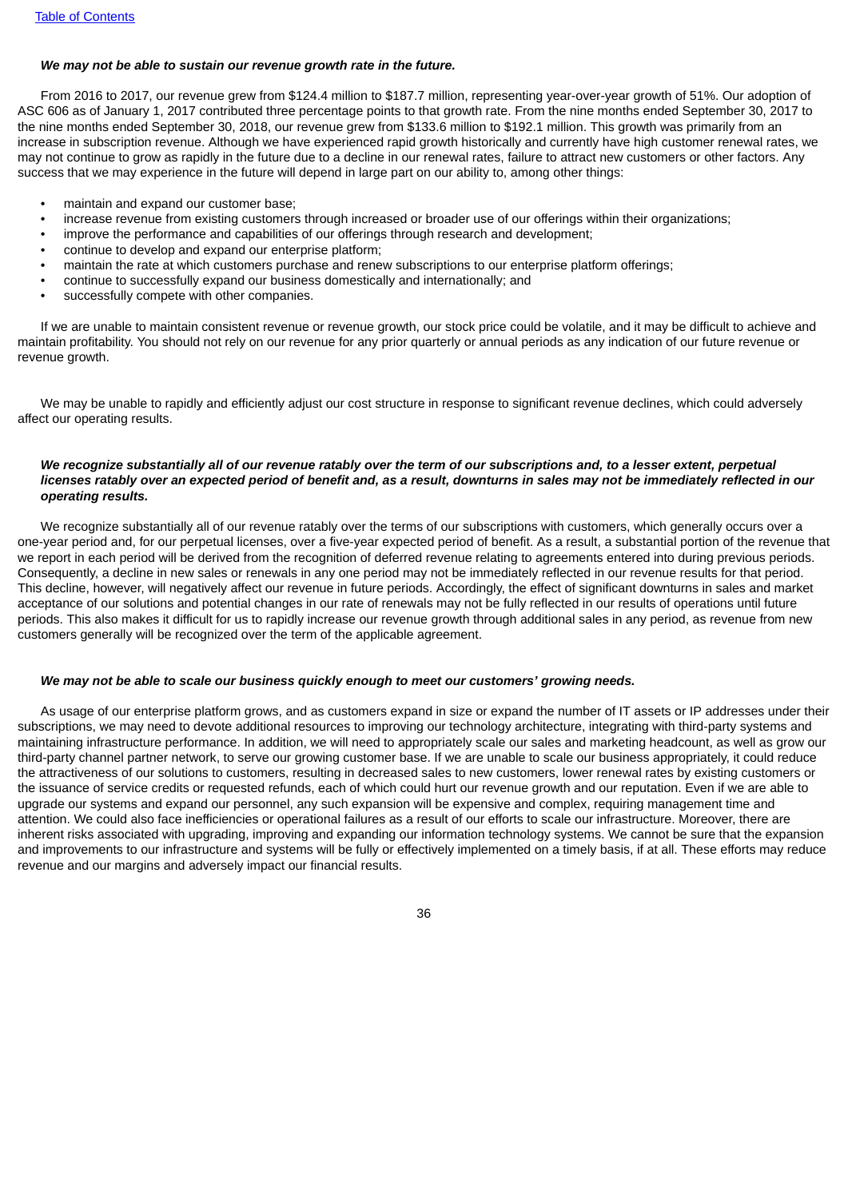***We may not be able to sustain our revenue growth rate in the future.***

From 2016 to 2017, our revenue grew from $124.4 million to $187.7 million, representing year-over-year growth of 51%. Our adoption of ASC 606 as of January 1, 2017 contributed three percentage points to that growth rate. From the nine months ended September 30, 2017 to the nine months ended September 30, 2018, our revenue grew from $133.6 million to $192.1 million. This growth was primarily from an increase in subscription revenue. Although we have experienced rapid growth historically and currently have high customer renewal rates, we may not continue to grow as rapidly in the future due to a decline in our renewal rates, failure to attract new customers or other factors. Any success that we may experience in the future will depend in large part on our ability to, among other things:

- maintain and expand our customer base;
- increase revenue from existing customers through increased or broader use of our offerings within their organizations;
- improve the performance and capabilities of our offerings through research and development;
- continue to develop and expand our enterprise platform;
- maintain the rate at which customers purchase and renew subscriptions to our enterprise platform offerings;
- continue to successfully expand our business domestically and internationally; and
- successfully compete with other companies.

If we are unable to maintain consistent revenue or revenue growth, our stock price could be volatile, and it may be difficult to achieve and maintain profitability. You should not rely on our revenue for any prior quarterly or annual periods as any indication of our future revenue or revenue growth.

We may be unable to rapidly and efficiently adjust our cost structure in response to significant revenue declines, which could adversely affect our operating results.

***We recognize substantially all of our revenue ratably over the term of our subscriptions and, to a lesser extent, perpetual licenses ratably over an expected period of benefit and, as a result, downturns in sales may not be immediately reflected in our operating results.***

We recognize substantially all of our revenue ratably over the terms of our subscriptions with customers, which generally occurs over a one-year period and, for our perpetual licenses, over a five-year expected period of benefit. As a result, a substantial portion of the revenue that we report in each period will be derived from the recognition of deferred revenue relating to agreements entered into during previous periods. Consequently, a decline in new sales or renewals in any one period may not be immediately reflected in our revenue results for that period. This decline, however, will negatively affect our revenue in future periods. Accordingly, the effect of significant downturns in sales and market acceptance of our solutions and potential changes in our rate of renewals may not be fully reflected in our results of operations until future periods. This also makes it difficult for us to rapidly increase our revenue growth through additional sales in any period, as revenue from new customers generally will be recognized over the term of the applicable agreement.

***We may not be able to scale our business quickly enough to meet our customers' growing needs.***

As usage of our enterprise platform grows, and as customers expand in size or expand the number of IT assets or IP addresses under their subscriptions, we may need to devote additional resources to improving our technology architecture, integrating with third-party systems and maintaining infrastructure performance. In addition, we will need to appropriately scale our sales and marketing headcount, as well as grow our third-party channel partner network, to serve our growing customer base. If we are unable to scale our business appropriately, it could reduce the attractiveness of our solutions to customers, resulting in decreased sales to new customers, lower renewal rates by existing customers or the issuance of service credits or requested refunds, each of which could hurt our revenue growth and our reputation. Even if we are able to upgrade our systems and expand our personnel, any such expansion will be expensive and complex, requiring management time and attention. We could also face inefficiencies or operational failures as a result of our efforts to scale our infrastructure. Moreover, there are inherent risks associated with upgrading, improving and expanding our information technology systems. We cannot be sure that the expansion and improvements to our infrastructure and systems will be fully or effectively implemented on a timely basis, if at all. These efforts may reduce revenue and our margins and adversely impact our financial results.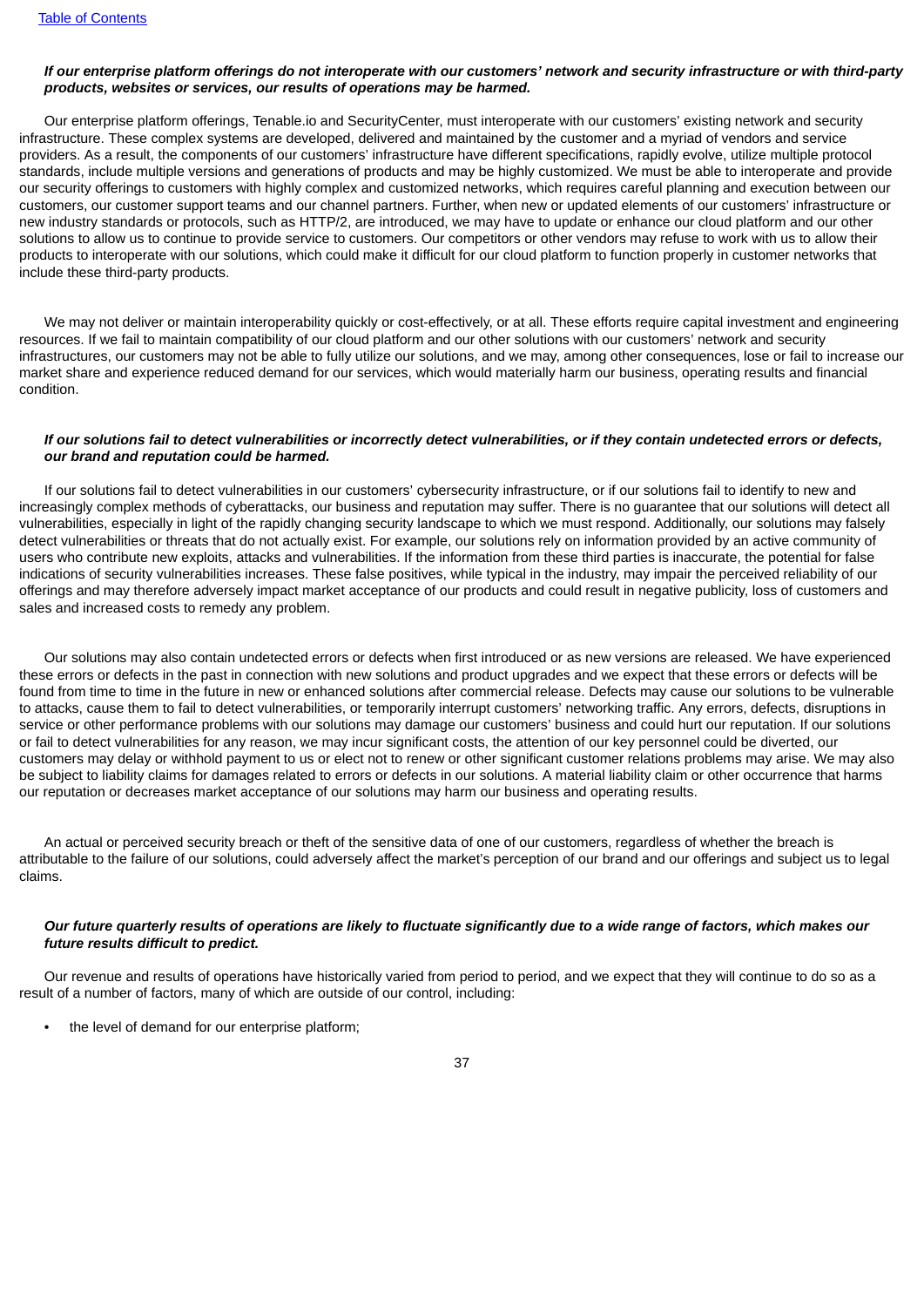***If our enterprise platform offerings do not interoperate with our customers' network and security infrastructure or with third-party products, websites or services, our results of operations may be harmed.***

Our enterprise platform offerings, Tenable.io and SecurityCenter, must interoperate with our customers' existing network and security infrastructure. These complex systems are developed, delivered and maintained by the customer and a myriad of vendors and service providers. As a result, the components of our customers' infrastructure have different specifications, rapidly evolve, utilize multiple protocol standards, include multiple versions and generations of products and may be highly customized. We must be able to interoperate and provide our security offerings to customers with highly complex and customized networks, which requires careful planning and execution between our customers, our customer support teams and our channel partners. Further, when new or updated elements of our customers' infrastructure or new industry standards or protocols, such as HTTP/2, are introduced, we may have to update or enhance our cloud platform and our other solutions to allow us to continue to provide service to customers. Our competitors or other vendors may refuse to work with us to allow their products to interoperate with our solutions, which could make it difficult for our cloud platform to function properly in customer networks that include these third-party products.

We may not deliver or maintain interoperability quickly or cost-effectively, or at all. These efforts require capital investment and engineering resources. If we fail to maintain compatibility of our cloud platform and our other solutions with our customers' network and security infrastructures, our customers may not be able to fully utilize our solutions, and we may, among other consequences, lose or fail to increase our market share and experience reduced demand for our services, which would materially harm our business, operating results and financial condition.

***If our solutions fail to detect vulnerabilities or incorrectly detect vulnerabilities, or if they contain undetected errors or defects, our brand and reputation could be harmed.***

If our solutions fail to detect vulnerabilities in our customers' cybersecurity infrastructure, or if our solutions fail to identify to new and increasingly complex methods of cyberattacks, our business and reputation may suffer. There is no guarantee that our solutions will detect all vulnerabilities, especially in light of the rapidly changing security landscape to which we must respond. Additionally, our solutions may falsely detect vulnerabilities or threats that do not actually exist. For example, our solutions rely on information provided by an active community of users who contribute new exploits, attacks and vulnerabilities. If the information from these third parties is inaccurate, the potential for false indications of security vulnerabilities increases. These false positives, while typical in the industry, may impair the perceived reliability of our offerings and may therefore adversely impact market acceptance of our products and could result in negative publicity, loss of customers and sales and increased costs to remedy any problem.

Our solutions may also contain undetected errors or defects when first introduced or as new versions are released. We have experienced these errors or defects in the past in connection with new solutions and product upgrades and we expect that these errors or defects will be found from time to time in the future in new or enhanced solutions after commercial release. Defects may cause our solutions to be vulnerable to attacks, cause them to fail to detect vulnerabilities, or temporarily interrupt customers' networking traffic. Any errors, defects, disruptions in service or other performance problems with our solutions may damage our customers' business and could hurt our reputation. If our solutions or fail to detect vulnerabilities for any reason, we may incur significant costs, the attention of our key personnel could be diverted, our customers may delay or withhold payment to us or elect not to renew or other significant customer relations problems may arise. We may also be subject to liability claims for damages related to errors or defects in our solutions. A material liability claim or other occurrence that harms our reputation or decreases market acceptance of our solutions may harm our business and operating results.

An actual or perceived security breach or theft of the sensitive data of one of our customers, regardless of whether the breach is attributable to the failure of our solutions, could adversely affect the market's perception of our brand and our offerings and subject us to legal claims.

***Our future quarterly results of operations are likely to fluctuate significantly due to a wide range of factors, which makes our future results difficult to predict.***

Our revenue and results of operations have historically varied from period to period, and we expect that they will continue to do so as a result of a number of factors, many of which are outside of our control, including:

- the level of demand for our enterprise platform;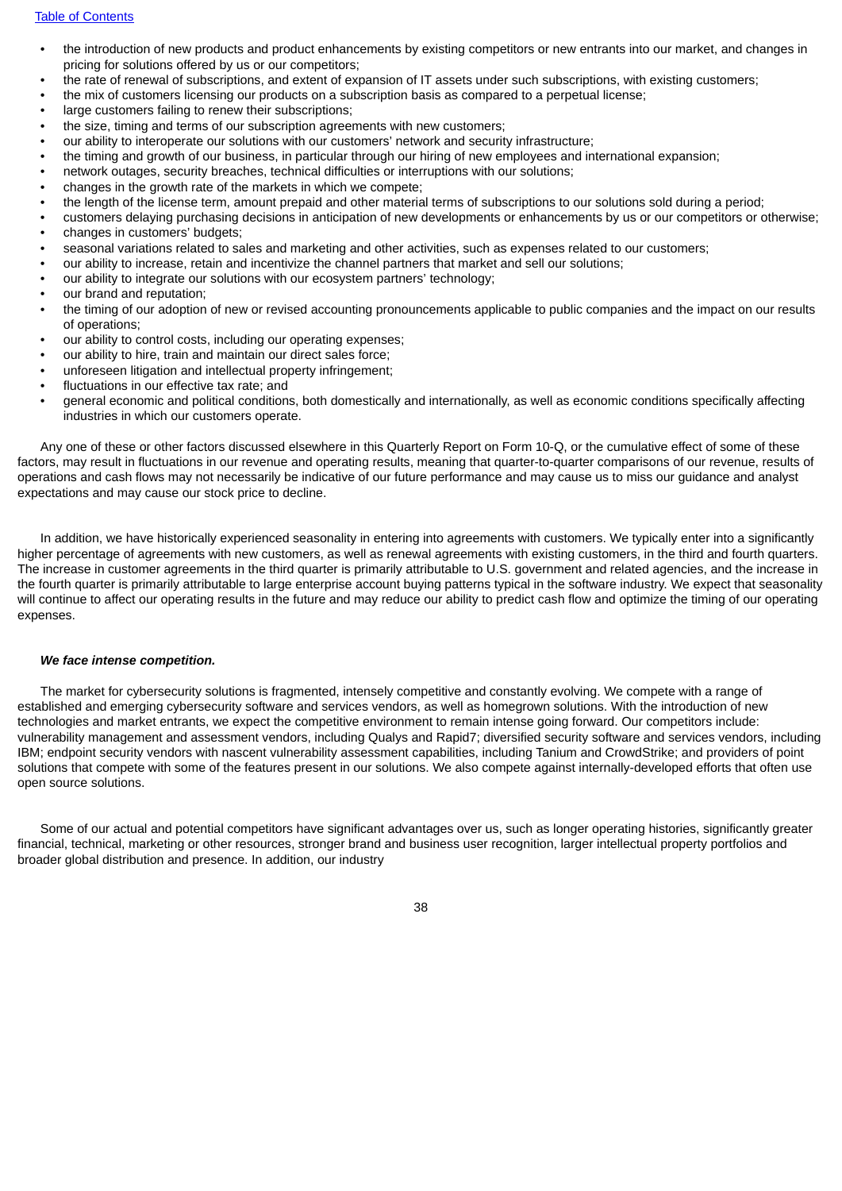- the introduction of new products and product enhancements by existing competitors or new entrants into our market, and changes in pricing for solutions offered by us or our competitors;
- the rate of renewal of subscriptions, and extent of expansion of IT assets under such subscriptions, with existing customers;
- the mix of customers licensing our products on a subscription basis as compared to a perpetual license;
- large customers failing to renew their subscriptions;
- the size, timing and terms of our subscription agreements with new customers;
- our ability to interoperate our solutions with our customers' network and security infrastructure;
- the timing and growth of our business, in particular through our hiring of new employees and international expansion;
- network outages, security breaches, technical difficulties or interruptions with our solutions;
- changes in the growth rate of the markets in which we compete;
- the length of the license term, amount prepaid and other material terms of subscriptions to our solutions sold during a period;
- customers delaying purchasing decisions in anticipation of new developments or enhancements by us or our competitors or otherwise;
- changes in customers' budgets;
- seasonal variations related to sales and marketing and other activities, such as expenses related to our customers;
- our ability to increase, retain and incentivize the channel partners that market and sell our solutions;
- our ability to integrate our solutions with our ecosystem partners' technology;
- our brand and reputation;
- the timing of our adoption of new or revised accounting pronouncements applicable to public companies and the impact on our results of operations;
- our ability to control costs, including our operating expenses;
- our ability to hire, train and maintain our direct sales force;
- unforeseen litigation and intellectual property infringement;
- fluctuations in our effective tax rate; and
- general economic and political conditions, both domestically and internationally, as well as economic conditions specifically affecting industries in which our customers operate.

Any one of these or other factors discussed elsewhere in this Quarterly Report on Form 10-Q, or the cumulative effect of some of these factors, may result in fluctuations in our revenue and operating results, meaning that quarter-to-quarter comparisons of our revenue, results of operations and cash flows may not necessarily be indicative of our future performance and may cause us to miss our guidance and analyst expectations and may cause our stock price to decline.

In addition, we have historically experienced seasonality in entering into agreements with customers. We typically enter into a significantly higher percentage of agreements with new customers, as well as renewal agreements with existing customers, in the third and fourth quarters. The increase in customer agreements in the third quarter is primarily attributable to U.S. government and related agencies, and the increase in the fourth quarter is primarily attributable to large enterprise account buying patterns typical in the software industry. We expect that seasonality will continue to affect our operating results in the future and may reduce our ability to predict cash flow and optimize the timing of our operating expenses.

***We face intense competition.***

The market for cybersecurity solutions is fragmented, intensely competitive and constantly evolving. We compete with a range of established and emerging cybersecurity software and services vendors, as well as homegrown solutions. With the introduction of new technologies and market entrants, we expect the competitive environment to remain intense going forward. Our competitors include: vulnerability management and assessment vendors, including Qualys and Rapid7; diversified security software and services vendors, including IBM; endpoint security vendors with nascent vulnerability assessment capabilities, including Tanium and CrowdStrike; and providers of point solutions that compete with some of the features present in our solutions. We also compete against internally-developed efforts that often use open source solutions.

Some of our actual and potential competitors have significant advantages over us, such as longer operating histories, significantly greater financial, technical, marketing or other resources, stronger brand and business user recognition, larger intellectual property portfolios and broader global distribution and presence. In addition, our industry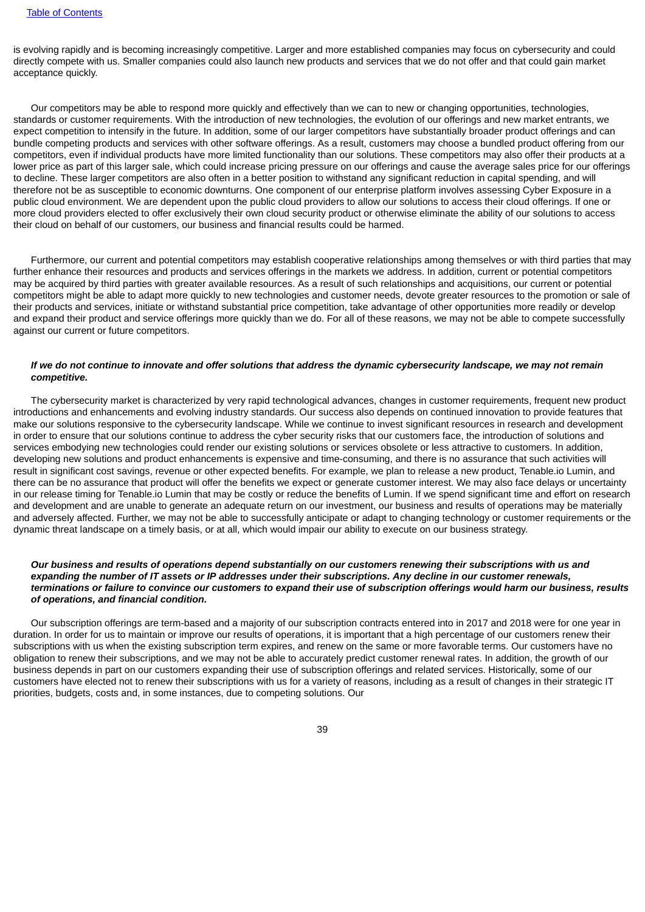is evolving rapidly and is becoming increasingly competitive. Larger and more established companies may focus on cybersecurity and could directly compete with us. Smaller companies could also launch new products and services that we do not offer and that could gain market acceptance quickly.

Our competitors may be able to respond more quickly and effectively than we can to new or changing opportunities, technologies, standards or customer requirements. With the introduction of new technologies, the evolution of our offerings and new market entrants, we expect competition to intensify in the future. In addition, some of our larger competitors have substantially broader product offerings and can bundle competing products and services with other software offerings. As a result, customers may choose a bundled product offering from our competitors, even if individual products have more limited functionality than our solutions. These competitors may also offer their products at a lower price as part of this larger sale, which could increase pricing pressure on our offerings and cause the average sales price for our offerings to decline. These larger competitors are also often in a better position to withstand any significant reduction in capital spending, and will therefore not be as susceptible to economic downturns. One component of our enterprise platform involves assessing Cyber Exposure in a public cloud environment. We are dependent upon the public cloud providers to allow our solutions to access their cloud offerings. If one or more cloud providers elected to offer exclusively their own cloud security product or otherwise eliminate the ability of our solutions to access their cloud on behalf of our customers, our business and financial results could be harmed.

Furthermore, our current and potential competitors may establish cooperative relationships among themselves or with third parties that may further enhance their resources and products and services offerings in the markets we address. In addition, current or potential competitors may be acquired by third parties with greater available resources. As a result of such relationships and acquisitions, our current or potential competitors might be able to adapt more quickly to new technologies and customer needs, devote greater resources to the promotion or sale of their products and services, initiate or withstand substantial price competition, take advantage of other opportunities more readily or develop and expand their product and service offerings more quickly than we do. For all of these reasons, we may not be able to compete successfully against our current or future competitors.

***If we do not continue to innovate and offer solutions that address the dynamic cybersecurity landscape, we may not remain competitive.***

The cybersecurity market is characterized by very rapid technological advances, changes in customer requirements, frequent new product introductions and enhancements and evolving industry standards. Our success also depends on continued innovation to provide features that make our solutions responsive to the cybersecurity landscape. While we continue to invest significant resources in research and development in order to ensure that our solutions continue to address the cyber security risks that our customers face, the introduction of solutions and services embodying new technologies could render our existing solutions or services obsolete or less attractive to customers. In addition, developing new solutions and product enhancements is expensive and time-consuming, and there is no assurance that such activities will result in significant cost savings, revenue or other expected benefits. For example, we plan to release a new product, Tenable.io Lumin, and there can be no assurance that product will offer the benefits we expect or generate customer interest. We may also face delays or uncertainty in our release timing for Tenable.io Lumin that may be costly or reduce the benefits of Lumin. If we spend significant time and effort on research and development and are unable to generate an adequate return on our investment, our business and results of operations may be materially and adversely affected. Further, we may not be able to successfully anticipate or adapt to changing technology or customer requirements or the dynamic threat landscape on a timely basis, or at all, which would impair our ability to execute on our business strategy.

***Our business and results of operations depend substantially on our customers renewing their subscriptions with us and expanding the number of IT assets or IP addresses under their subscriptions. Any decline in our customer renewals, terminations or failure to convince our customers to expand their use of subscription offerings would harm our business, results of operations, and financial condition.***

Our subscription offerings are term-based and a majority of our subscription contracts entered into in 2017 and 2018 were for one year in duration. In order for us to maintain or improve our results of operations, it is important that a high percentage of our customers renew their subscriptions with us when the existing subscription term expires, and renew on the same or more favorable terms. Our customers have no obligation to renew their subscriptions, and we may not be able to accurately predict customer renewal rates. In addition, the growth of our business depends in part on our customers expanding their use of subscription offerings and related services. Historically, some of our customers have elected not to renew their subscriptions with us for a variety of reasons, including as a result of changes in their strategic IT priorities, budgets, costs and, in some instances, due to competing solutions. Our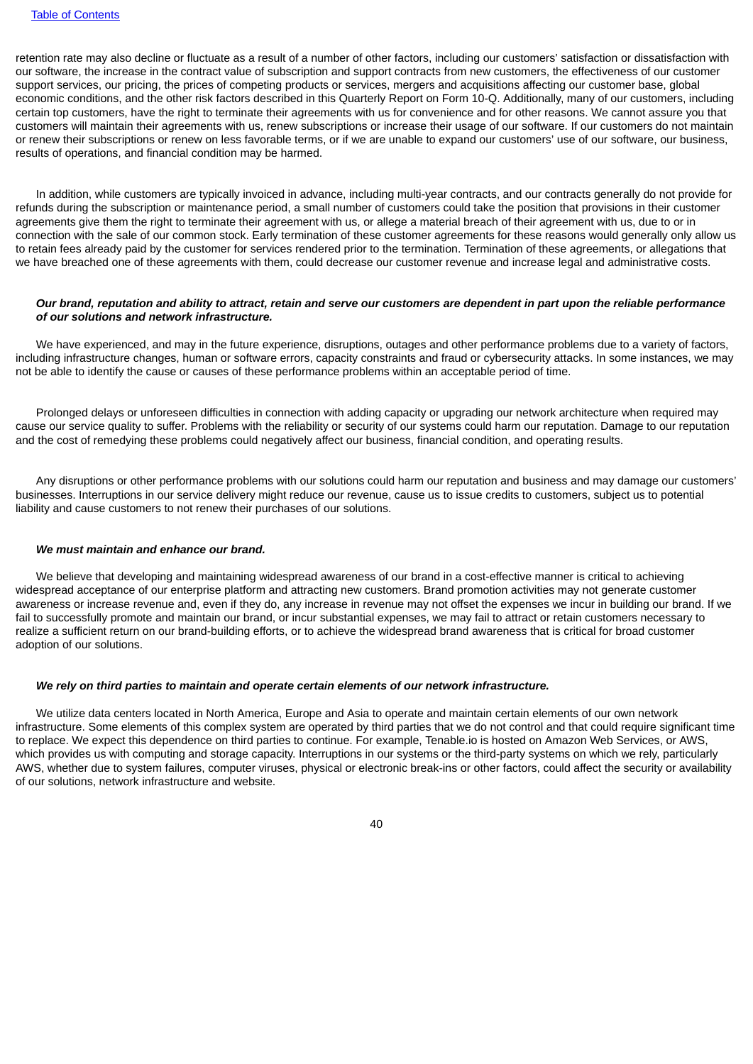retention rate may also decline or fluctuate as a result of a number of other factors, including our customers' satisfaction or dissatisfaction with our software, the increase in the contract value of subscription and support contracts from new customers, the effectiveness of our customer support services, our pricing, the prices of competing products or services, mergers and acquisitions affecting our customer base, global economic conditions, and the other risk factors described in this Quarterly Report on Form 10-Q. Additionally, many of our customers, including certain top customers, have the right to terminate their agreements with us for convenience and for other reasons. We cannot assure you that customers will maintain their agreements with us, renew subscriptions or increase their usage of our software. If our customers do not maintain or renew their subscriptions or renew on less favorable terms, or if we are unable to expand our customers' use of our software, our business, results of operations, and financial condition may be harmed.

In addition, while customers are typically invoiced in advance, including multi-year contracts, and our contracts generally do not provide for refunds during the subscription or maintenance period, a small number of customers could take the position that provisions in their customer agreements give them the right to terminate their agreement with us, or allege a material breach of their agreement with us, due to or in connection with the sale of our common stock. Early termination of these customer agreements for these reasons would generally only allow us to retain fees already paid by the customer for services rendered prior to the termination. Termination of these agreements, or allegations that we have breached one of these agreements with them, could decrease our customer revenue and increase legal and administrative costs.

***Our brand, reputation and ability to attract, retain and serve our customers are dependent in part upon the reliable performance of our solutions and network infrastructure.***

We have experienced, and may in the future experience, disruptions, outages and other performance problems due to a variety of factors, including infrastructure changes, human or software errors, capacity constraints and fraud or cybersecurity attacks. In some instances, we may not be able to identify the cause or causes of these performance problems within an acceptable period of time.

Prolonged delays or unforeseen difficulties in connection with adding capacity or upgrading our network architecture when required may cause our service quality to suffer. Problems with the reliability or security of our systems could harm our reputation. Damage to our reputation and the cost of remedying these problems could negatively affect our business, financial condition, and operating results.

Any disruptions or other performance problems with our solutions could harm our reputation and business and may damage our customers' businesses. Interruptions in our service delivery might reduce our revenue, cause us to issue credits to customers, subject us to potential liability and cause customers to not renew their purchases of our solutions.

***We must maintain and enhance our brand.***

We believe that developing and maintaining widespread awareness of our brand in a cost-effective manner is critical to achieving widespread acceptance of our enterprise platform and attracting new customers. Brand promotion activities may not generate customer awareness or increase revenue and, even if they do, any increase in revenue may not offset the expenses we incur in building our brand. If we fail to successfully promote and maintain our brand, or incur substantial expenses, we may fail to attract or retain customers necessary to realize a sufficient return on our brand-building efforts, or to achieve the widespread brand awareness that is critical for broad customer adoption of our solutions.

***We rely on third parties to maintain and operate certain elements of our network infrastructure.***

We utilize data centers located in North America, Europe and Asia to operate and maintain certain elements of our own network infrastructure. Some elements of this complex system are operated by third parties that we do not control and that could require significant time to replace. We expect this dependence on third parties to continue. For example, Tenable.io is hosted on Amazon Web Services, or AWS, which provides us with computing and storage capacity. Interruptions in our systems or the third-party systems on which we rely, particularly AWS, whether due to system failures, computer viruses, physical or electronic break-ins or other factors, could affect the security or availability of our solutions, network infrastructure and website.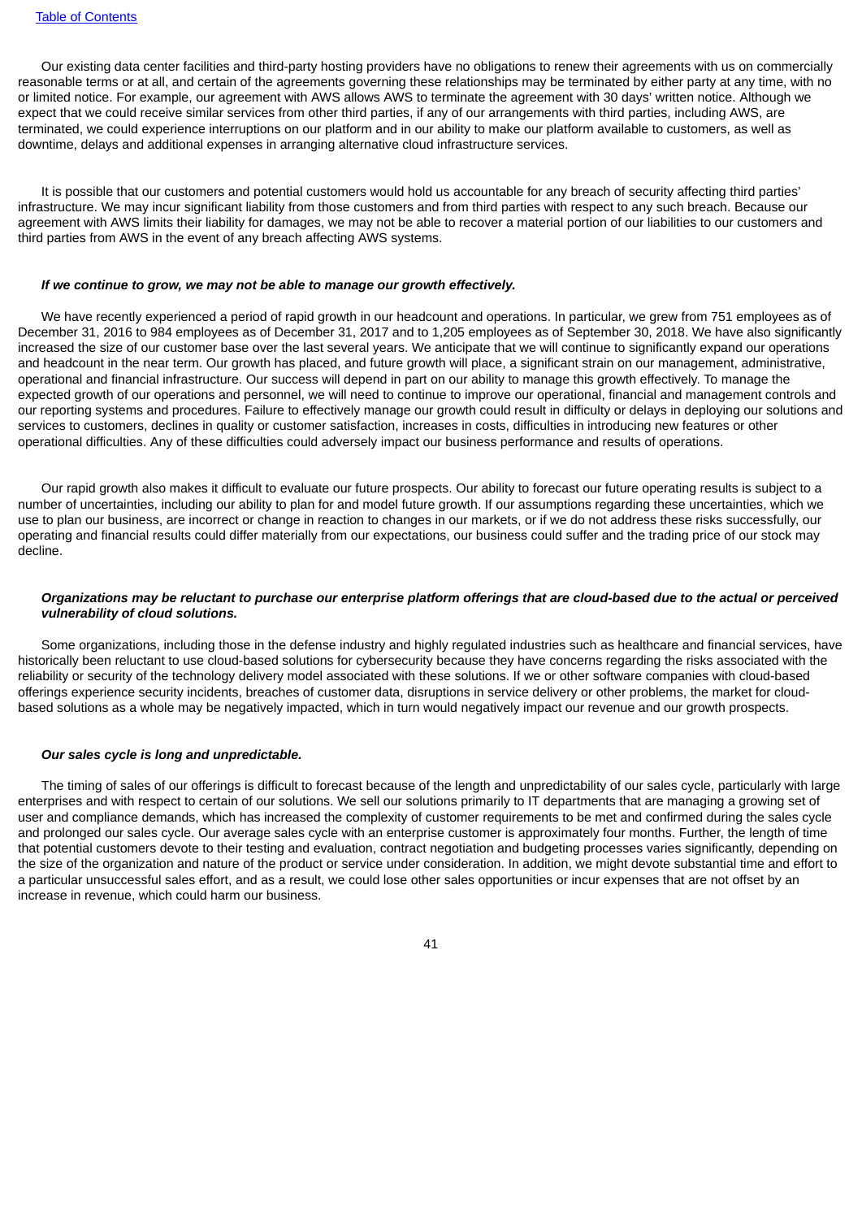Our existing data center facilities and third-party hosting providers have no obligations to renew their agreements with us on commercially reasonable terms or at all, and certain of the agreements governing these relationships may be terminated by either party at any time, with no or limited notice. For example, our agreement with AWS allows AWS to terminate the agreement with 30 days' written notice. Although we expect that we could receive similar services from other third parties, if any of our arrangements with third parties, including AWS, are terminated, we could experience interruptions on our platform and in our ability to make our platform available to customers, as well as downtime, delays and additional expenses in arranging alternative cloud infrastructure services.

It is possible that our customers and potential customers would hold us accountable for any breach of security affecting third parties' infrastructure. We may incur significant liability from those customers and from third parties with respect to any such breach. Because our agreement with AWS limits their liability for damages, we may not be able to recover a material portion of our liabilities to our customers and third parties from AWS in the event of any breach affecting AWS systems.

***If we continue to grow, we may not be able to manage our growth effectively.***

We have recently experienced a period of rapid growth in our headcount and operations. In particular, we grew from 751 employees as of December 31, 2016 to 984 employees as of December 31, 2017 and to 1,205 employees as of September 30, 2018. We have also significantly increased the size of our customer base over the last several years. We anticipate that we will continue to significantly expand our operations and headcount in the near term. Our growth has placed, and future growth will place, a significant strain on our management, administrative, operational and financial infrastructure. Our success will depend in part on our ability to manage this growth effectively. To manage the expected growth of our operations and personnel, we will need to continue to improve our operational, financial and management controls and our reporting systems and procedures. Failure to effectively manage our growth could result in difficulty or delays in deploying our solutions and services to customers, declines in quality or customer satisfaction, increases in costs, difficulties in introducing new features or other operational difficulties. Any of these difficulties could adversely impact our business performance and results of operations.

Our rapid growth also makes it difficult to evaluate our future prospects. Our ability to forecast our future operating results is subject to a number of uncertainties, including our ability to plan for and model future growth. If our assumptions regarding these uncertainties, which we use to plan our business, are incorrect or change in reaction to changes in our markets, or if we do not address these risks successfully, our operating and financial results could differ materially from our expectations, our business could suffer and the trading price of our stock may decline.

***Organizations may be reluctant to purchase our enterprise platform offerings that are cloud-based due to the actual or perceived vulnerability of cloud solutions.***

Some organizations, including those in the defense industry and highly regulated industries such as healthcare and financial services, have historically been reluctant to use cloud-based solutions for cybersecurity because they have concerns regarding the risks associated with the reliability or security of the technology delivery model associated with these solutions. If we or other software companies with cloud-based offerings experience security incidents, breaches of customer data, disruptions in service delivery or other problems, the market for cloud-based solutions as a whole may be negatively impacted, which in turn would negatively impact our revenue and our growth prospects.

***Our sales cycle is long and unpredictable.***

The timing of sales of our offerings is difficult to forecast because of the length and unpredictability of our sales cycle, particularly with large enterprises and with respect to certain of our solutions. We sell our solutions primarily to IT departments that are managing a growing set of user and compliance demands, which has increased the complexity of customer requirements to be met and confirmed during the sales cycle and prolonged our sales cycle. Our average sales cycle with an enterprise customer is approximately four months. Further, the length of time that potential customers devote to their testing and evaluation, contract negotiation and budgeting processes varies significantly, depending on the size of the organization and nature of the product or service under consideration. In addition, we might devote substantial time and effort to a particular unsuccessful sales effort, and as a result, we could lose other sales opportunities or incur expenses that are not offset by an increase in revenue, which could harm our business.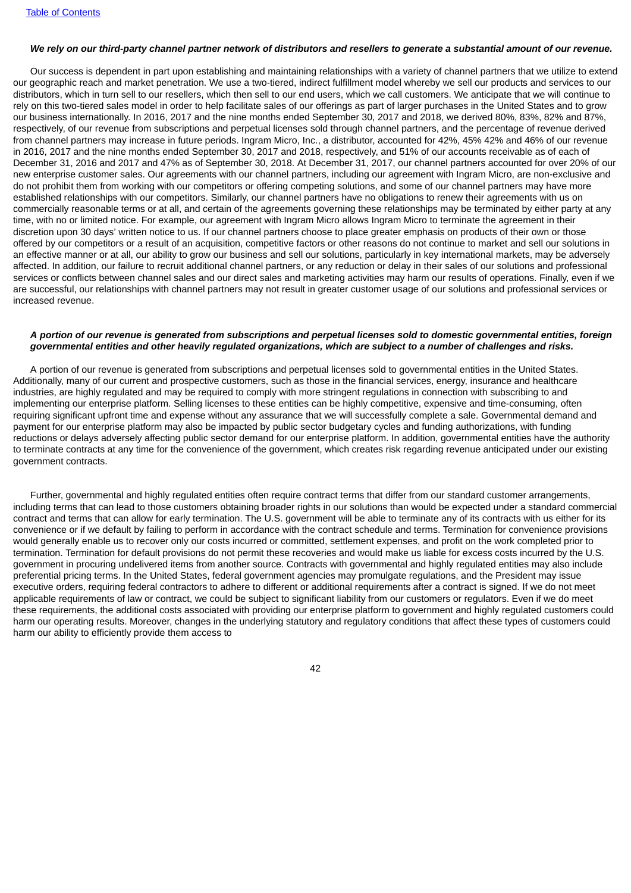***We rely on our third-party channel partner network of distributors and resellers to generate a substantial amount of our revenue.***

Our success is dependent in part upon establishing and maintaining relationships with a variety of channel partners that we utilize to extend our geographic reach and market penetration. We use a two-tiered, indirect fulfillment model whereby we sell our products and services to our distributors, which in turn sell to our resellers, which then sell to our end users, which we call customers. We anticipate that we will continue to rely on this two-tiered sales model in order to help facilitate sales of our offerings as part of larger purchases in the United States and to grow our business internationally. In 2016, 2017 and the nine months ended September 30, 2017 and 2018, we derived 80%, 83%, 82% and 87%, respectively, of our revenue from subscriptions and perpetual licenses sold through channel partners, and the percentage of revenue derived from channel partners may increase in future periods. Ingram Micro, Inc., a distributor, accounted for 42%, 45% 42% and 46% of our revenue in 2016, 2017 and the nine months ended September 30, 2017 and 2018, respectively, and 51% of our accounts receivable as of each of December 31, 2016 and 2017 and 47% as of September 30, 2018. At December 31, 2017, our channel partners accounted for over 20% of our new enterprise customer sales. Our agreements with our channel partners, including our agreement with Ingram Micro, are non-exclusive and do not prohibit them from working with our competitors or offering competing solutions, and some of our channel partners may have more established relationships with our competitors. Similarly, our channel partners have no obligations to renew their agreements with us on commercially reasonable terms or at all, and certain of the agreements governing these relationships may be terminated by either party at any time, with no or limited notice. For example, our agreement with Ingram Micro allows Ingram Micro to terminate the agreement in their discretion upon 30 days' written notice to us. If our channel partners choose to place greater emphasis on products of their own or those offered by our competitors or a result of an acquisition, competitive factors or other reasons do not continue to market and sell our solutions in an effective manner or at all, our ability to grow our business and sell our solutions, particularly in key international markets, may be adversely affected. In addition, our failure to recruit additional channel partners, or any reduction or delay in their sales of our solutions and professional services or conflicts between channel sales and our direct sales and marketing activities may harm our results of operations. Finally, even if we are successful, our relationships with channel partners may not result in greater customer usage of our solutions and professional services or increased revenue.

***A portion of our revenue is generated from subscriptions and perpetual licenses sold to domestic governmental entities, foreign governmental entities and other heavily regulated organizations, which are subject to a number of challenges and risks.***

A portion of our revenue is generated from subscriptions and perpetual licenses sold to governmental entities in the United States. Additionally, many of our current and prospective customers, such as those in the financial services, energy, insurance and healthcare industries, are highly regulated and may be required to comply with more stringent regulations in connection with subscribing to and implementing our enterprise platform. Selling licenses to these entities can be highly competitive, expensive and time-consuming, often requiring significant upfront time and expense without any assurance that we will successfully complete a sale. Governmental demand and payment for our enterprise platform may also be impacted by public sector budgetary cycles and funding authorizations, with funding reductions or delays adversely affecting public sector demand for our enterprise platform. In addition, governmental entities have the authority to terminate contracts at any time for the convenience of the government, which creates risk regarding revenue anticipated under our existing government contracts.

Further, governmental and highly regulated entities often require contract terms that differ from our standard customer arrangements, including terms that can lead to those customers obtaining broader rights in our solutions than would be expected under a standard commercial contract and terms that can allow for early termination. The U.S. government will be able to terminate any of its contracts with us either for its convenience or if we default by failing to perform in accordance with the contract schedule and terms. Termination for convenience provisions would generally enable us to recover only our costs incurred or committed, settlement expenses, and profit on the work completed prior to termination. Termination for default provisions do not permit these recoveries and would make us liable for excess costs incurred by the U.S. government in procuring undelivered items from another source. Contracts with governmental and highly regulated entities may also include preferential pricing terms. In the United States, federal government agencies may promulgate regulations, and the President may issue executive orders, requiring federal contractors to adhere to different or additional requirements after a contract is signed. If we do not meet applicable requirements of law or contract, we could be subject to significant liability from our customers or regulators. Even if we do meet these requirements, the additional costs associated with providing our enterprise platform to government and highly regulated customers could harm our operating results. Moreover, changes in the underlying statutory and regulatory conditions that affect these types of customers could harm our ability to efficiently provide them access to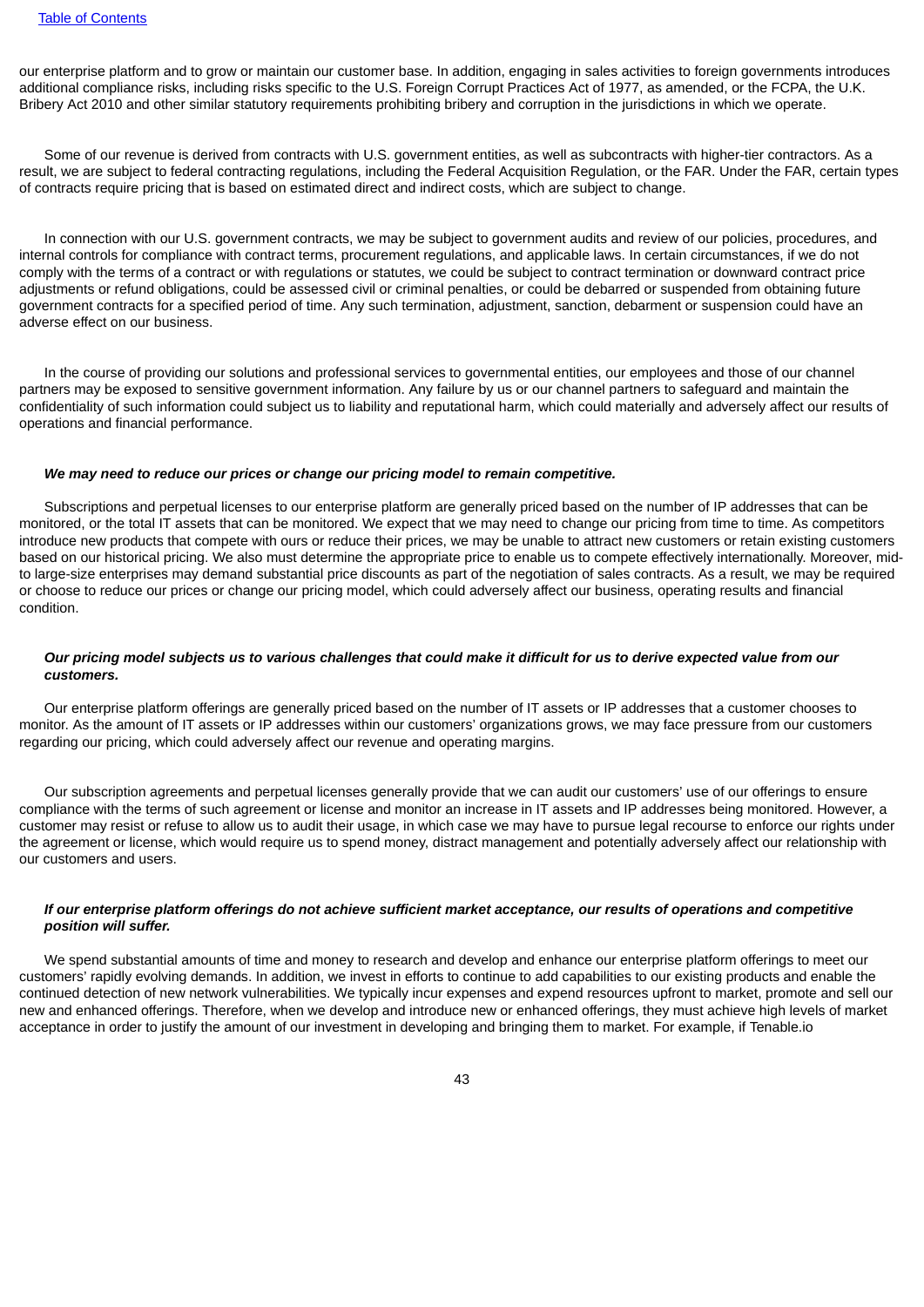our enterprise platform and to grow or maintain our customer base. In addition, engaging in sales activities to foreign governments introduces additional compliance risks, including risks specific to the U.S. Foreign Corrupt Practices Act of 1977, as amended, or the FCPA, the U.K. Bribery Act 2010 and other similar statutory requirements prohibiting bribery and corruption in the jurisdictions in which we operate.

Some of our revenue is derived from contracts with U.S. government entities, as well as subcontracts with higher-tier contractors. As a result, we are subject to federal contracting regulations, including the Federal Acquisition Regulation, or the FAR. Under the FAR, certain types of contracts require pricing that is based on estimated direct and indirect costs, which are subject to change.

In connection with our U.S. government contracts, we may be subject to government audits and review of our policies, procedures, and internal controls for compliance with contract terms, procurement regulations, and applicable laws. In certain circumstances, if we do not comply with the terms of a contract or with regulations or statutes, we could be subject to contract termination or downward contract price adjustments or refund obligations, could be assessed civil or criminal penalties, or could be debarred or suspended from obtaining future government contracts for a specified period of time. Any such termination, adjustment, sanction, debarment or suspension could have an adverse effect on our business.

In the course of providing our solutions and professional services to governmental entities, our employees and those of our channel partners may be exposed to sensitive government information. Any failure by us or our channel partners to safeguard and maintain the confidentiality of such information could subject us to liability and reputational harm, which could materially and adversely affect our results of operations and financial performance.

***We may need to reduce our prices or change our pricing model to remain competitive.***

Subscriptions and perpetual licenses to our enterprise platform are generally priced based on the number of IP addresses that can be monitored, or the total IT assets that can be monitored. We expect that we may need to change our pricing from time to time. As competitors introduce new products that compete with ours or reduce their prices, we may be unable to attract new customers or retain existing customers based on our historical pricing. We also must determine the appropriate price to enable us to compete effectively internationally. Moreover, mid- to large-size enterprises may demand substantial price discounts as part of the negotiation of sales contracts. As a result, we may be required or choose to reduce our prices or change our pricing model, which could adversely affect our business, operating results and financial condition.

***Our pricing model subjects us to various challenges that could make it difficult for us to derive expected value from our customers.***

Our enterprise platform offerings are generally priced based on the number of IT assets or IP addresses that a customer chooses to monitor. As the amount of IT assets or IP addresses within our customers' organizations grows, we may face pressure from our customers regarding our pricing, which could adversely affect our revenue and operating margins.

Our subscription agreements and perpetual licenses generally provide that we can audit our customers' use of our offerings to ensure compliance with the terms of such agreement or license and monitor an increase in IT assets and IP addresses being monitored. However, a customer may resist or refuse to allow us to audit their usage, in which case we may have to pursue legal recourse to enforce our rights under the agreement or license, which would require us to spend money, distract management and potentially adversely affect our relationship with our customers and users.

***If our enterprise platform offerings do not achieve sufficient market acceptance, our results of operations and competitive position will suffer.***

We spend substantial amounts of time and money to research and develop and enhance our enterprise platform offerings to meet our customers' rapidly evolving demands. In addition, we invest in efforts to continue to add capabilities to our existing products and enable the continued detection of new network vulnerabilities. We typically incur expenses and expend resources upfront to market, promote and sell our new and enhanced offerings. Therefore, when we develop and introduce new or enhanced offerings, they must achieve high levels of market acceptance in order to justify the amount of our investment in developing and bringing them to market. For example, if Tenable.io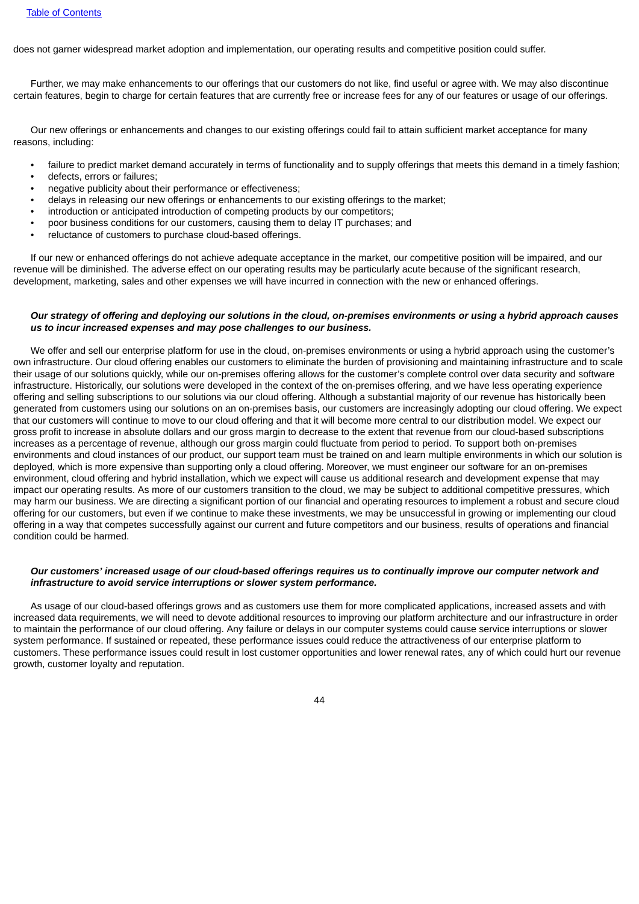does not garner widespread market adoption and implementation, our operating results and competitive position could suffer.

Further, we may make enhancements to our offerings that our customers do not like, find useful or agree with. We may also discontinue certain features, begin to charge for certain features that are currently free or increase fees for any of our features or usage of our offerings.

Our new offerings or enhancements and changes to our existing offerings could fail to attain sufficient market acceptance for many reasons, including:

- failure to predict market demand accurately in terms of functionality and to supply offerings that meets this demand in a timely fashion;
- defects, errors or failures;
- negative publicity about their performance or effectiveness;
- delays in releasing our new offerings or enhancements to our existing offerings to the market;
- introduction or anticipated introduction of competing products by our competitors;
- poor business conditions for our customers, causing them to delay IT purchases; and
- reluctance of customers to purchase cloud-based offerings.

If our new or enhanced offerings do not achieve adequate acceptance in the market, our competitive position will be impaired, and our revenue will be diminished. The adverse effect on our operating results may be particularly acute because of the significant research, development, marketing, sales and other expenses we will have incurred in connection with the new or enhanced offerings.

***Our strategy of offering and deploying our solutions in the cloud, on-premises environments or using a hybrid approach causes us to incur increased expenses and may pose challenges to our business.***

We offer and sell our enterprise platform for use in the cloud, on-premises environments or using a hybrid approach using the customer's own infrastructure. Our cloud offering enables our customers to eliminate the burden of provisioning and maintaining infrastructure and to scale their usage of our solutions quickly, while our on-premises offering allows for the customer's complete control over data security and software infrastructure. Historically, our solutions were developed in the context of the on-premises offering, and we have less operating experience offering and selling subscriptions to our solutions via our cloud offering. Although a substantial majority of our revenue has historically been generated from customers using our solutions on an on-premises basis, our customers are increasingly adopting our cloud offering. We expect that our customers will continue to move to our cloud offering and that it will become more central to our distribution model. We expect our gross profit to increase in absolute dollars and our gross margin to decrease to the extent that revenue from our cloud-based subscriptions increases as a percentage of revenue, although our gross margin could fluctuate from period to period. To support both on-premises environments and cloud instances of our product, our support team must be trained on and learn multiple environments in which our solution is deployed, which is more expensive than supporting only a cloud offering. Moreover, we must engineer our software for an on-premises environment, cloud offering and hybrid installation, which we expect will cause us additional research and development expense that may impact our operating results. As more of our customers transition to the cloud, we may be subject to additional competitive pressures, which may harm our business. We are directing a significant portion of our financial and operating resources to implement a robust and secure cloud offering for our customers, but even if we continue to make these investments, we may be unsuccessful in growing or implementing our cloud offering in a way that competes successfully against our current and future competitors and our business, results of operations and financial condition could be harmed.

***Our customers' increased usage of our cloud-based offerings requires us to continually improve our computer network and infrastructure to avoid service interruptions or slower system performance.***

As usage of our cloud-based offerings grows and as customers use them for more complicated applications, increased assets and with increased data requirements, we will need to devote additional resources to improving our platform architecture and our infrastructure in order to maintain the performance of our cloud offering. Any failure or delays in our computer systems could cause service interruptions or slower system performance. If sustained or repeated, these performance issues could reduce the attractiveness of our enterprise platform to customers. These performance issues could result in lost customer opportunities and lower renewal rates, any of which could hurt our revenue growth, customer loyalty and reputation.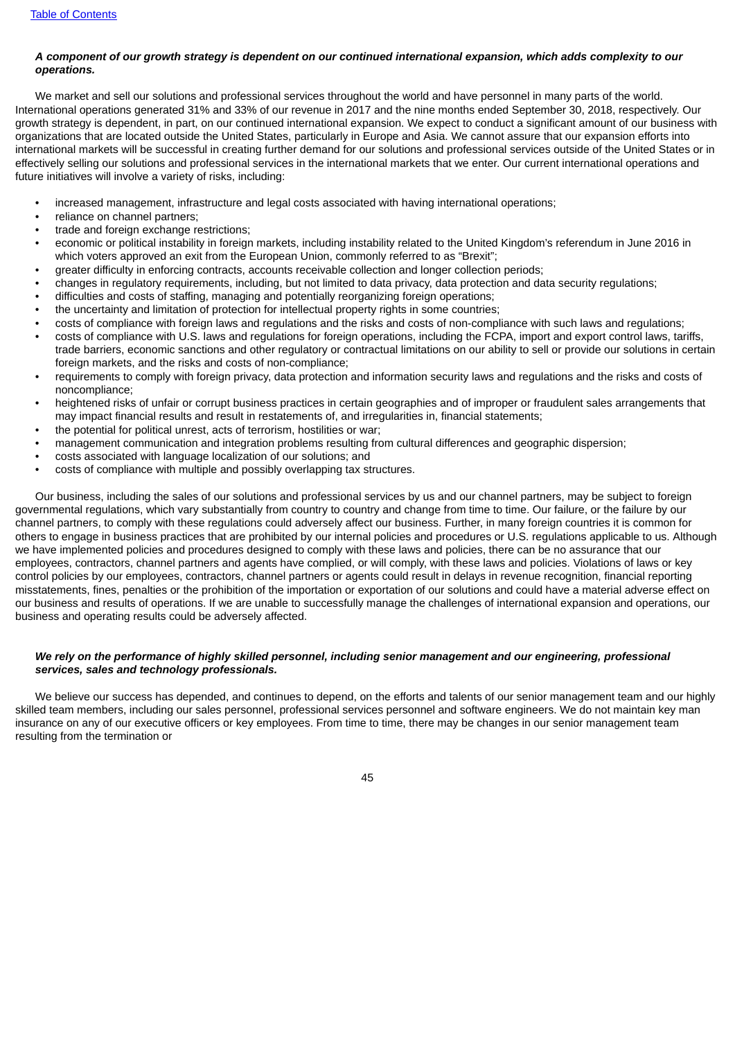***A component of our growth strategy is dependent on our continued international expansion, which adds complexity to our operations.***

We market and sell our solutions and professional services throughout the world and have personnel in many parts of the world. International operations generated 31% and 33% of our revenue in 2017 and the nine months ended September 30, 2018, respectively. Our growth strategy is dependent, in part, on our continued international expansion. We expect to conduct a significant amount of our business with organizations that are located outside the United States, particularly in Europe and Asia. We cannot assure that our expansion efforts into international markets will be successful in creating further demand for our solutions and professional services outside of the United States or in effectively selling our solutions and professional services in the international markets that we enter. Our current international operations and future initiatives will involve a variety of risks, including:

- increased management, infrastructure and legal costs associated with having international operations;
- reliance on channel partners;
- trade and foreign exchange restrictions;
- economic or political instability in foreign markets, including instability related to the United Kingdom's referendum in June 2016 in which voters approved an exit from the European Union, commonly referred to as "Brexit";
- greater difficulty in enforcing contracts, accounts receivable collection and longer collection periods;
- changes in regulatory requirements, including, but not limited to data privacy, data protection and data security regulations;
- difficulties and costs of staffing, managing and potentially reorganizing foreign operations;
- the uncertainty and limitation of protection for intellectual property rights in some countries;
- costs of compliance with foreign laws and regulations and the risks and costs of non-compliance with such laws and regulations;
- costs of compliance with U.S. laws and regulations for foreign operations, including the FCPA, import and export control laws, tariffs, trade barriers, economic sanctions and other regulatory or contractual limitations on our ability to sell or provide our solutions in certain foreign markets, and the risks and costs of non-compliance;
- requirements to comply with foreign privacy, data protection and information security laws and regulations and the risks and costs of noncompliance;
- heightened risks of unfair or corrupt business practices in certain geographies and of improper or fraudulent sales arrangements that may impact financial results and result in restatements of, and irregularities in, financial statements;
- the potential for political unrest, acts of terrorism, hostilities or war;
- management communication and integration problems resulting from cultural differences and geographic dispersion;
- costs associated with language localization of our solutions; and
- costs of compliance with multiple and possibly overlapping tax structures.

Our business, including the sales of our solutions and professional services by us and our channel partners, may be subject to foreign governmental regulations, which vary substantially from country to country and change from time to time. Our failure, or the failure by our channel partners, to comply with these regulations could adversely affect our business. Further, in many foreign countries it is common for others to engage in business practices that are prohibited by our internal policies and procedures or U.S. regulations applicable to us. Although we have implemented policies and procedures designed to comply with these laws and policies, there can be no assurance that our employees, contractors, channel partners and agents have complied, or will comply, with these laws and policies. Violations of laws or key control policies by our employees, contractors, channel partners or agents could result in delays in revenue recognition, financial reporting misstatements, fines, penalties or the prohibition of the importation or exportation of our solutions and could have a material adverse effect on our business and results of operations. If we are unable to successfully manage the challenges of international expansion and operations, our business and operating results could be adversely affected.

***We rely on the performance of highly skilled personnel, including senior management and our engineering, professional services, sales and technology professionals.***

We believe our success has depended, and continues to depend, on the efforts and talents of our senior management team and our highly skilled team members, including our sales personnel, professional services personnel and software engineers. We do not maintain key man insurance on any of our executive officers or key employees. From time to time, there may be changes in our senior management team resulting from the termination or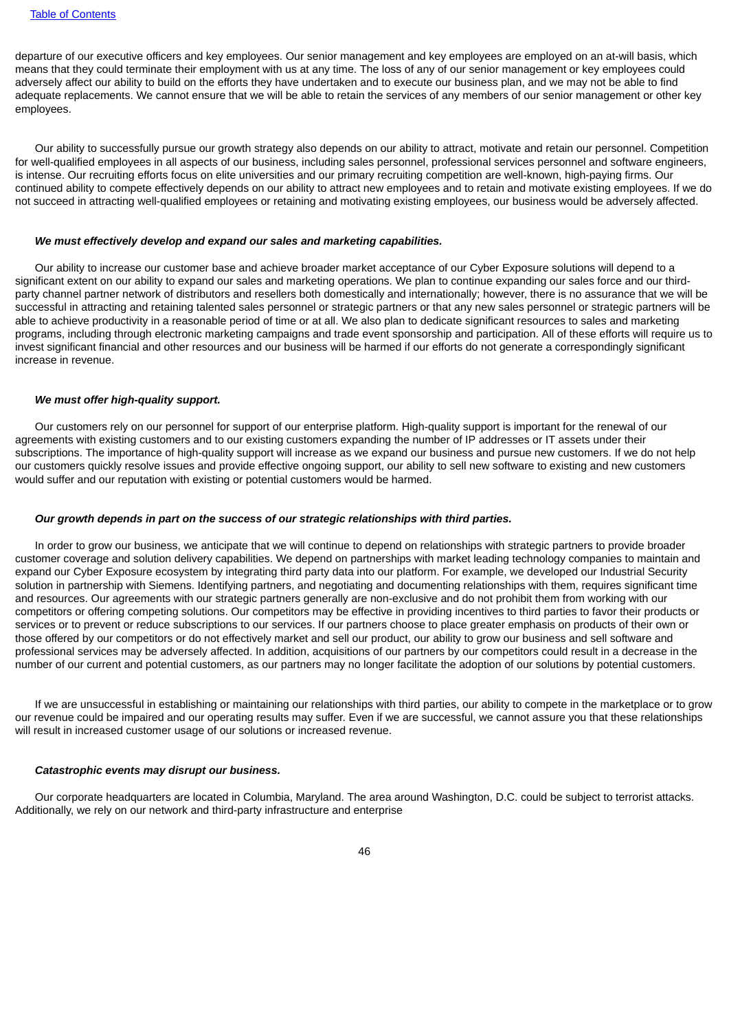departure of our executive officers and key employees. Our senior management and key employees are employed on an at-will basis, which means that they could terminate their employment with us at any time. The loss of any of our senior management or key employees could adversely affect our ability to build on the efforts they have undertaken and to execute our business plan, and we may not be able to find adequate replacements. We cannot ensure that we will be able to retain the services of any members of our senior management or other key employees.

Our ability to successfully pursue our growth strategy also depends on our ability to attract, motivate and retain our personnel. Competition for well-qualified employees in all aspects of our business, including sales personnel, professional services personnel and software engineers, is intense. Our recruiting efforts focus on elite universities and our primary recruiting competition are well-known, high-paying firms. Our continued ability to compete effectively depends on our ability to attract new employees and to retain and motivate existing employees. If we do not succeed in attracting well-qualified employees or retaining and motivating existing employees, our business would be adversely affected.

***We must effectively develop and expand our sales and marketing capabilities.***

Our ability to increase our customer base and achieve broader market acceptance of our Cyber Exposure solutions will depend to a significant extent on our ability to expand our sales and marketing operations. We plan to continue expanding our sales force and our third-party channel partner network of distributors and resellers both domestically and internationally; however, there is no assurance that we will be successful in attracting and retaining talented sales personnel or strategic partners or that any new sales personnel or strategic partners will be able to achieve productivity in a reasonable period of time or at all. We also plan to dedicate significant resources to sales and marketing programs, including through electronic marketing campaigns and trade event sponsorship and participation. All of these efforts will require us to invest significant financial and other resources and our business will be harmed if our efforts do not generate a correspondingly significant increase in revenue.

***We must offer high-quality support.***

Our customers rely on our personnel for support of our enterprise platform. High-quality support is important for the renewal of our agreements with existing customers and to our existing customers expanding the number of IP addresses or IT assets under their subscriptions. The importance of high-quality support will increase as we expand our business and pursue new customers. If we do not help our customers quickly resolve issues and provide effective ongoing support, our ability to sell new software to existing and new customers would suffer and our reputation with existing or potential customers would be harmed.

***Our growth depends in part on the success of our strategic relationships with third parties.***

In order to grow our business, we anticipate that we will continue to depend on relationships with strategic partners to provide broader customer coverage and solution delivery capabilities. We depend on partnerships with market leading technology companies to maintain and expand our Cyber Exposure ecosystem by integrating third party data into our platform. For example, we developed our Industrial Security solution in partnership with Siemens. Identifying partners, and negotiating and documenting relationships with them, requires significant time and resources. Our agreements with our strategic partners generally are non-exclusive and do not prohibit them from working with our competitors or offering competing solutions. Our competitors may be effective in providing incentives to third parties to favor their products or services or to prevent or reduce subscriptions to our services. If our partners choose to place greater emphasis on products of their own or those offered by our competitors or do not effectively market and sell our product, our ability to grow our business and sell software and professional services may be adversely affected. In addition, acquisitions of our partners by our competitors could result in a decrease in the number of our current and potential customers, as our partners may no longer facilitate the adoption of our solutions by potential customers.

If we are unsuccessful in establishing or maintaining our relationships with third parties, our ability to compete in the marketplace or to grow our revenue could be impaired and our operating results may suffer. Even if we are successful, we cannot assure you that these relationships will result in increased customer usage of our solutions or increased revenue.

***Catastrophic events may disrupt our business.***

Our corporate headquarters are located in Columbia, Maryland. The area around Washington, D.C. could be subject to terrorist attacks. Additionally, we rely on our network and third-party infrastructure and enterprise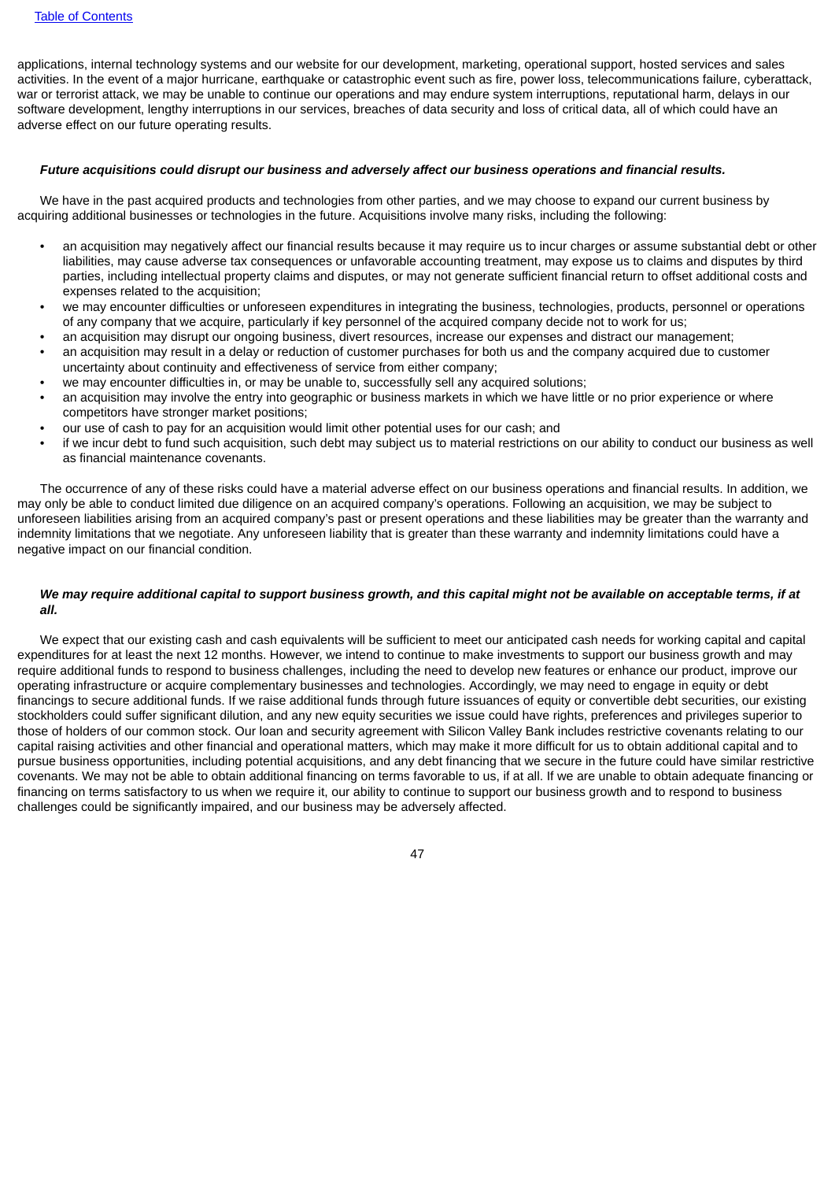applications, internal technology systems and our website for our development, marketing, operational support, hosted services and sales activities. In the event of a major hurricane, earthquake or catastrophic event such as fire, power loss, telecommunications failure, cyberattack, war or terrorist attack, we may be unable to continue our operations and may endure system interruptions, reputational harm, delays in our software development, lengthy interruptions in our services, breaches of data security and loss of critical data, all of which could have an adverse effect on our future operating results.

***Future acquisitions could disrupt our business and adversely affect our business operations and financial results.***

We have in the past acquired products and technologies from other parties, and we may choose to expand our current business by acquiring additional businesses or technologies in the future. Acquisitions involve many risks, including the following:

- an acquisition may negatively affect our financial results because it may require us to incur charges or assume substantial debt or other liabilities, may cause adverse tax consequences or unfavorable accounting treatment, may expose us to claims and disputes by third parties, including intellectual property claims and disputes, or may not generate sufficient financial return to offset additional costs and expenses related to the acquisition;
- we may encounter difficulties or unforeseen expenditures in integrating the business, technologies, products, personnel or operations of any company that we acquire, particularly if key personnel of the acquired company decide not to work for us;
- an acquisition may disrupt our ongoing business, divert resources, increase our expenses and distract our management;
- an acquisition may result in a delay or reduction of customer purchases for both us and the company acquired due to customer uncertainty about continuity and effectiveness of service from either company;
- we may encounter difficulties in, or may be unable to, successfully sell any acquired solutions;
- an acquisition may involve the entry into geographic or business markets in which we have little or no prior experience or where competitors have stronger market positions;
- our use of cash to pay for an acquisition would limit other potential uses for our cash; and
- if we incur debt to fund such acquisition, such debt may subject us to material restrictions on our ability to conduct our business as well as financial maintenance covenants.

The occurrence of any of these risks could have a material adverse effect on our business operations and financial results. In addition, we may only be able to conduct limited due diligence on an acquired company's operations. Following an acquisition, we may be subject to unforeseen liabilities arising from an acquired company's past or present operations and these liabilities may be greater than the warranty and indemnity limitations that we negotiate. Any unforeseen liability that is greater than these warranty and indemnity limitations could have a negative impact on our financial condition.

***We may require additional capital to support business growth, and this capital might not be available on acceptable terms, if at all.***

We expect that our existing cash and cash equivalents will be sufficient to meet our anticipated cash needs for working capital and capital expenditures for at least the next 12 months. However, we intend to continue to make investments to support our business growth and may require additional funds to respond to business challenges, including the need to develop new features or enhance our product, improve our operating infrastructure or acquire complementary businesses and technologies. Accordingly, we may need to engage in equity or debt financings to secure additional funds. If we raise additional funds through future issuances of equity or convertible debt securities, our existing stockholders could suffer significant dilution, and any new equity securities we issue could have rights, preferences and privileges superior to those of holders of our common stock. Our loan and security agreement with Silicon Valley Bank includes restrictive covenants relating to our capital raising activities and other financial and operational matters, which may make it more difficult for us to obtain additional capital and to pursue business opportunities, including potential acquisitions, and any debt financing that we secure in the future could have similar restrictive covenants. We may not be able to obtain additional financing on terms favorable to us, if at all. If we are unable to obtain adequate financing or financing on terms satisfactory to us when we require it, our ability to continue to support our business growth and to respond to business challenges could be significantly impaired, and our business may be adversely affected.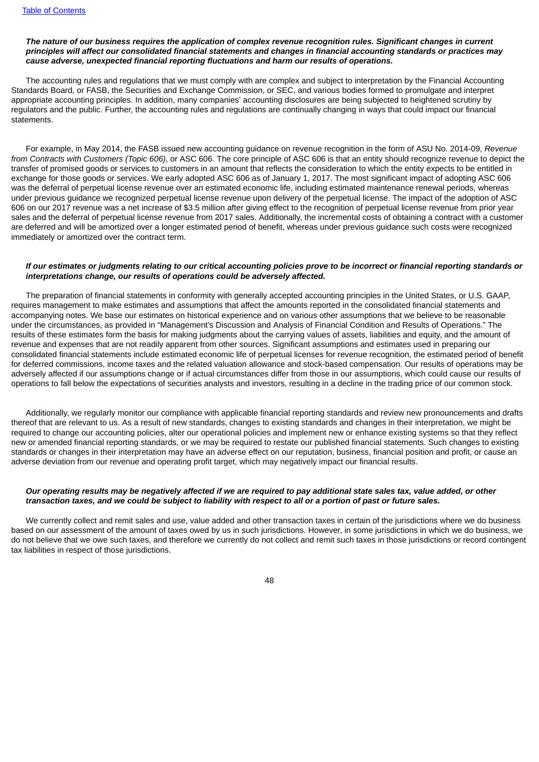***The nature of our business requires the application of complex revenue recognition rules. Significant changes in current principles will affect our consolidated financial statements and changes in financial accounting standards or practices may cause adverse, unexpected financial reporting fluctuations and harm our results of operations.***

The accounting rules and regulations that we must comply with are complex and subject to interpretation by the Financial Accounting Standards Board, or FASB, the Securities and Exchange Commission, or SEC, and various bodies formed to promulgate and interpret appropriate accounting principles. In addition, many companies' accounting disclosures are being subjected to heightened scrutiny by regulators and the public. Further, the accounting rules and regulations are continually changing in ways that could impact our financial statements.

For example, in May 2014, the FASB issued new accounting guidance on revenue recognition in the form of ASU No. 2014-09, *Revenue from Contracts with Customers (Topic 606)*, or ASC 606. The core principle of ASC 606 is that an entity should recognize revenue to depict the transfer of promised goods or services to customers in an amount that reflects the consideration to which the entity expects to be entitled in exchange for those goods or services. We early adopted ASC 606 as of January 1, 2017. The most significant impact of adopting ASC 606 was the deferral of perpetual license revenue over an estimated economic life, including estimated maintenance renewal periods, whereas under previous guidance we recognized perpetual license revenue upon delivery of the perpetual license. The impact of the adoption of ASC 606 on our 2017 revenue was a net increase of $3.5 million after giving effect to the recognition of perpetual license revenue from prior year sales and the deferral of perpetual license revenue from 2017 sales. Additionally, the incremental costs of obtaining a contract with a customer are deferred and will be amortized over a longer estimated period of benefit, whereas under previous guidance such costs were recognized immediately or amortized over the contract term.

***If our estimates or judgments relating to our critical accounting policies prove to be incorrect or financial reporting standards or interpretations change, our results of operations could be adversely affected.***

The preparation of financial statements in conformity with generally accepted accounting principles in the United States, or U.S. GAAP, requires management to make estimates and assumptions that affect the amounts reported in the consolidated financial statements and accompanying notes. We base our estimates on historical experience and on various other assumptions that we believe to be reasonable under the circumstances, as provided in "Management's Discussion and Analysis of Financial Condition and Results of Operations." The results of these estimates form the basis for making judgments about the carrying values of assets, liabilities and equity, and the amount of revenue and expenses that are not readily apparent from other sources. Significant assumptions and estimates used in preparing our consolidated financial statements include estimated economic life of perpetual licenses for revenue recognition, the estimated period of benefit for deferred commissions, income taxes and the related valuation allowance and stock-based compensation. Our results of operations may be adversely affected if our assumptions change or if actual circumstances differ from those in our assumptions, which could cause our results of operations to fall below the expectations of securities analysts and investors, resulting in a decline in the trading price of our common stock.

Additionally, we regularly monitor our compliance with applicable financial reporting standards and review new pronouncements and drafts thereof that are relevant to us. As a result of new standards, changes to existing standards and changes in their interpretation, we might be required to change our accounting policies, alter our operational policies and implement new or enhance existing systems so that they reflect new or amended financial reporting standards, or we may be required to restate our published financial statements. Such changes to existing standards or changes in their interpretation may have an adverse effect on our reputation, business, financial position and profit, or cause an adverse deviation from our revenue and operating profit target, which may negatively impact our financial results.

***Our operating results may be negatively affected if we are required to pay additional state sales tax, value added, or other transaction taxes, and we could be subject to liability with respect to all or a portion of past or future sales.***

We currently collect and remit sales and use, value added and other transaction taxes in certain of the jurisdictions where we do business based on our assessment of the amount of taxes owed by us in such jurisdictions. However, in some jurisdictions in which we do business, we do not believe that we owe such taxes, and therefore we currently do not collect and remit such taxes in those jurisdictions or record contingent tax liabilities in respect of those jurisdictions.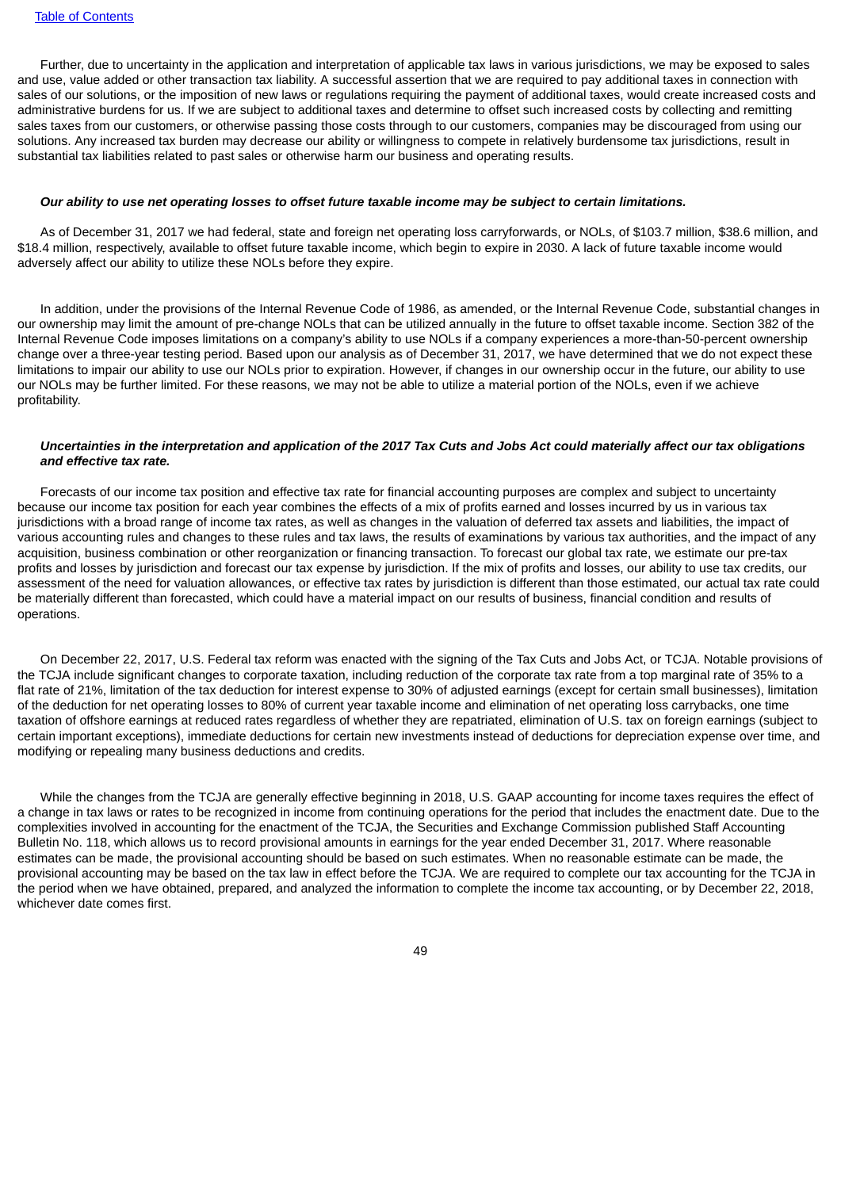Further, due to uncertainty in the application and interpretation of applicable tax laws in various jurisdictions, we may be exposed to sales and use, value added or other transaction tax liability. A successful assertion that we are required to pay additional taxes in connection with sales of our solutions, or the imposition of new laws or regulations requiring the payment of additional taxes, would create increased costs and administrative burdens for us. If we are subject to additional taxes and determine to offset such increased costs by collecting and remitting sales taxes from our customers, or otherwise passing those costs through to our customers, companies may be discouraged from using our solutions. Any increased tax burden may decrease our ability or willingness to compete in relatively burdensome tax jurisdictions, result in substantial tax liabilities related to past sales or otherwise harm our business and operating results.

***Our ability to use net operating losses to offset future taxable income may be subject to certain limitations.***

As of December 31, 2017 we had federal, state and foreign net operating loss carryforwards, or NOLs, of $103.7 million, $38.6 million, and $18.4 million, respectively, available to offset future taxable income, which begin to expire in 2030. A lack of future taxable income would adversely affect our ability to utilize these NOLs before they expire.

In addition, under the provisions of the Internal Revenue Code of 1986, as amended, or the Internal Revenue Code, substantial changes in our ownership may limit the amount of pre-change NOLs that can be utilized annually in the future to offset taxable income. Section 382 of the Internal Revenue Code imposes limitations on a company's ability to use NOLs if a company experiences a more-than-50-percent ownership change over a three-year testing period. Based upon our analysis as of December 31, 2017, we have determined that we do not expect these limitations to impair our ability to use our NOLs prior to expiration. However, if changes in our ownership occur in the future, our ability to use our NOLs may be further limited. For these reasons, we may not be able to utilize a material portion of the NOLs, even if we achieve profitability.

***Uncertainties in the interpretation and application of the 2017 Tax Cuts and Jobs Act could materially affect our tax obligations and effective tax rate.***

Forecasts of our income tax position and effective tax rate for financial accounting purposes are complex and subject to uncertainty because our income tax position for each year combines the effects of a mix of profits earned and losses incurred by us in various tax jurisdictions with a broad range of income tax rates, as well as changes in the valuation of deferred tax assets and liabilities, the impact of various accounting rules and changes to these rules and tax laws, the results of examinations by various tax authorities, and the impact of any acquisition, business combination or other reorganization or financing transaction. To forecast our global tax rate, we estimate our pre-tax profits and losses by jurisdiction and forecast our tax expense by jurisdiction. If the mix of profits and losses, our ability to use tax credits, our assessment of the need for valuation allowances, or effective tax rates by jurisdiction is different than those estimated, our actual tax rate could be materially different than forecasted, which could have a material impact on our results of business, financial condition and results of operations.

On December 22, 2017, U.S. Federal tax reform was enacted with the signing of the Tax Cuts and Jobs Act, or TCJA. Notable provisions of the TCJA include significant changes to corporate taxation, including reduction of the corporate tax rate from a top marginal rate of 35% to a flat rate of 21%, limitation of the tax deduction for interest expense to 30% of adjusted earnings (except for certain small businesses), limitation of the deduction for net operating losses to 80% of current year taxable income and elimination of net operating loss carrybacks, one time taxation of offshore earnings at reduced rates regardless of whether they are repatriated, elimination of U.S. tax on foreign earnings (subject to certain important exceptions), immediate deductions for certain new investments instead of deductions for depreciation expense over time, and modifying or repealing many business deductions and credits.

While the changes from the TCJA are generally effective beginning in 2018, U.S. GAAP accounting for income taxes requires the effect of a change in tax laws or rates to be recognized in income from continuing operations for the period that includes the enactment date. Due to the complexities involved in accounting for the enactment of the TCJA, the Securities and Exchange Commission published Staff Accounting Bulletin No. 118, which allows us to record provisional amounts in earnings for the year ended December 31, 2017. Where reasonable estimates can be made, the provisional accounting should be based on such estimates. When no reasonable estimate can be made, the provisional accounting may be based on the tax law in effect before the TCJA. We are required to complete our tax accounting for the TCJA in the period when we have obtained, prepared, and analyzed the information to complete the income tax accounting, or by December 22, 2018, whichever date comes first.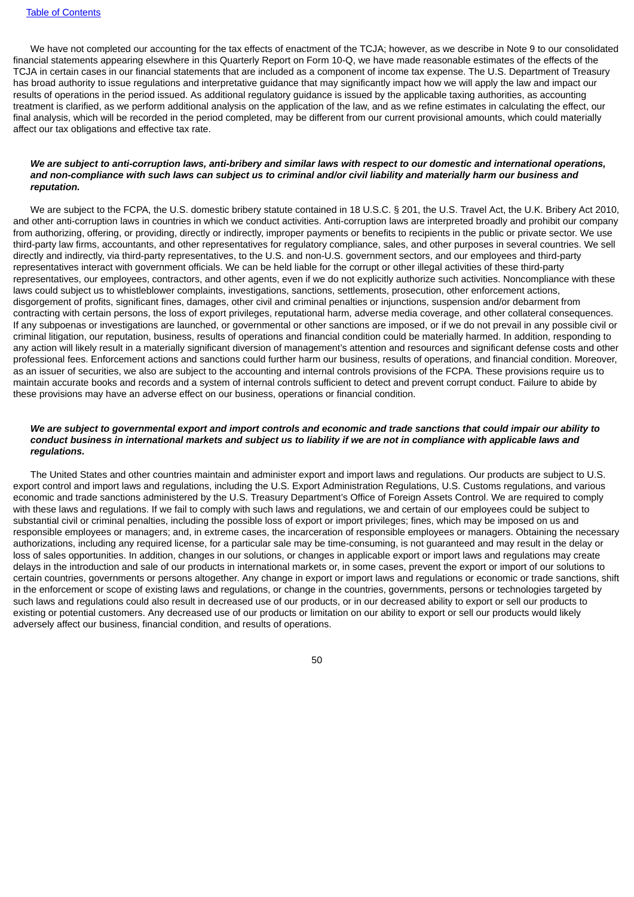We have not completed our accounting for the tax effects of enactment of the TCJA; however, as we describe in Note 9 to our consolidated financial statements appearing elsewhere in this Quarterly Report on Form 10-Q, we have made reasonable estimates of the effects of the TCJA in certain cases in our financial statements that are included as a component of income tax expense. The U.S. Department of Treasury has broad authority to issue regulations and interpretative guidance that may significantly impact how we will apply the law and impact our results of operations in the period issued. As additional regulatory guidance is issued by the applicable taxing authorities, as accounting treatment is clarified, as we perform additional analysis on the application of the law, and as we refine estimates in calculating the effect, our final analysis, which will be recorded in the period completed, may be different from our current provisional amounts, which could materially affect our tax obligations and effective tax rate.

***We are subject to anti-corruption laws, anti-bribery and similar laws with respect to our domestic and international operations, and non-compliance with such laws can subject us to criminal and/or civil liability and materially harm our business and reputation.***

We are subject to the FCPA, the U.S. domestic bribery statute contained in 18 U.S.C. § 201, the U.S. Travel Act, the U.K. Bribery Act 2010, and other anti-corruption laws in countries in which we conduct activities. Anti-corruption laws are interpreted broadly and prohibit our company from authorizing, offering, or providing, directly or indirectly, improper payments or benefits to recipients in the public or private sector. We use third-party law firms, accountants, and other representatives for regulatory compliance, sales, and other purposes in several countries. We sell directly and indirectly, via third-party representatives, to the U.S. and non-U.S. government sectors, and our employees and third-party representatives interact with government officials. We can be held liable for the corrupt or other illegal activities of these third-party representatives, our employees, contractors, and other agents, even if we do not explicitly authorize such activities. Noncompliance with these laws could subject us to whistleblower complaints, investigations, sanctions, settlements, prosecution, other enforcement actions, disgorgement of profits, significant fines, damages, other civil and criminal penalties or injunctions, suspension and/or debarment from contracting with certain persons, the loss of export privileges, reputational harm, adverse media coverage, and other collateral consequences. If any subpoenas or investigations are launched, or governmental or other sanctions are imposed, or if we do not prevail in any possible civil or criminal litigation, our reputation, business, results of operations and financial condition could be materially harmed. In addition, responding to any action will likely result in a materially significant diversion of management's attention and resources and significant defense costs and other professional fees. Enforcement actions and sanctions could further harm our business, results of operations, and financial condition. Moreover, as an issuer of securities, we also are subject to the accounting and internal controls provisions of the FCPA. These provisions require us to maintain accurate books and records and a system of internal controls sufficient to detect and prevent corrupt conduct. Failure to abide by these provisions may have an adverse effect on our business, operations or financial condition.

***We are subject to governmental export and import controls and economic and trade sanctions that could impair our ability to conduct business in international markets and subject us to liability if we are not in compliance with applicable laws and regulations.***

The United States and other countries maintain and administer export and import laws and regulations. Our products are subject to U.S. export control and import laws and regulations, including the U.S. Export Administration Regulations, U.S. Customs regulations, and various economic and trade sanctions administered by the U.S. Treasury Department's Office of Foreign Assets Control. We are required to comply with these laws and regulations. If we fail to comply with such laws and regulations, we and certain of our employees could be subject to substantial civil or criminal penalties, including the possible loss of export or import privileges; fines, which may be imposed on us and responsible employees or managers; and, in extreme cases, the incarceration of responsible employees or managers. Obtaining the necessary authorizations, including any required license, for a particular sale may be time-consuming, is not guaranteed and may result in the delay or loss of sales opportunities. In addition, changes in our solutions, or changes in applicable export or import laws and regulations may create delays in the introduction and sale of our products in international markets or, in some cases, prevent the export or import of our solutions to certain countries, governments or persons altogether. Any change in export or import laws and regulations or economic or trade sanctions, shift in the enforcement or scope of existing laws and regulations, or change in the countries, governments, persons or technologies targeted by such laws and regulations could also result in decreased use of our products, or in our decreased ability to export or sell our products to existing or potential customers. Any decreased use of our products or limitation on our ability to export or sell our products would likely adversely affect our business, financial condition, and results of operations.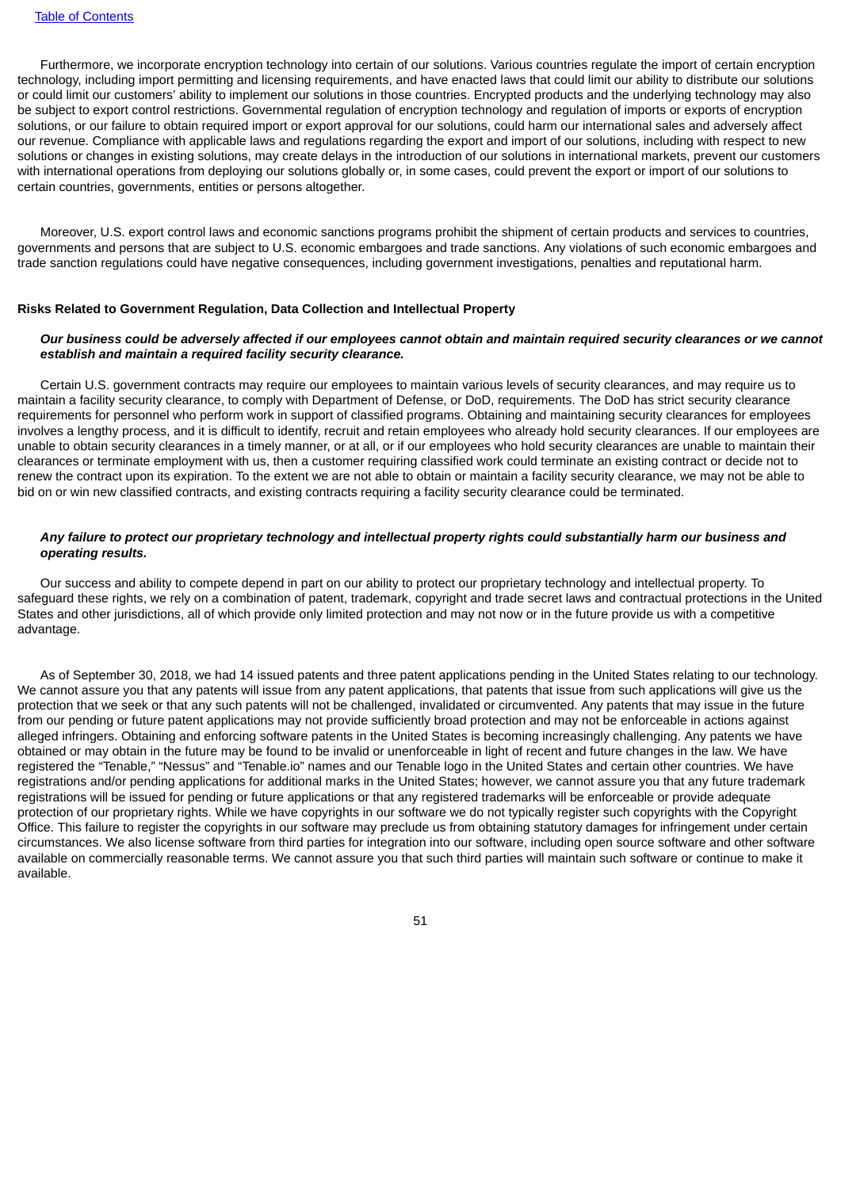Furthermore, we incorporate encryption technology into certain of our solutions. Various countries regulate the import of certain encryption technology, including import permitting and licensing requirements, and have enacted laws that could limit our ability to distribute our solutions or could limit our customers' ability to implement our solutions in those countries. Encrypted products and the underlying technology may also be subject to export control restrictions. Governmental regulation of encryption technology and regulation of imports or exports of encryption solutions, or our failure to obtain required import or export approval for our solutions, could harm our international sales and adversely affect our revenue. Compliance with applicable laws and regulations regarding the export and import of our solutions, including with respect to new solutions or changes in existing solutions, may create delays in the introduction of our solutions in international markets, prevent our customers with international operations from deploying our solutions globally or, in some cases, could prevent the export or import of our solutions to certain countries, governments, entities or persons altogether.

Moreover, U.S. export control laws and economic sanctions programs prohibit the shipment of certain products and services to countries, governments and persons that are subject to U.S. economic embargoes and trade sanctions. Any violations of such economic embargoes and trade sanction regulations could have negative consequences, including government investigations, penalties and reputational harm.

**Risks Related to Government Regulation, Data Collection and Intellectual Property**

***Our business could be adversely affected if our employees cannot obtain and maintain required security clearances or we cannot establish and maintain a required facility security clearance.***

Certain U.S. government contracts may require our employees to maintain various levels of security clearances, and may require us to maintain a facility security clearance, to comply with Department of Defense, or DoD, requirements. The DoD has strict security clearance requirements for personnel who perform work in support of classified programs. Obtaining and maintaining security clearances for employees involves a lengthy process, and it is difficult to identify, recruit and retain employees who already hold security clearances. If our employees are unable to obtain security clearances in a timely manner, or at all, or if our employees who hold security clearances are unable to maintain their clearances or terminate employment with us, then a customer requiring classified work could terminate an existing contract or decide not to renew the contract upon its expiration. To the extent we are not able to obtain or maintain a facility security clearance, we may not be able to bid on or win new classified contracts, and existing contracts requiring a facility security clearance could be terminated.

***Any failure to protect our proprietary technology and intellectual property rights could substantially harm our business and operating results.***

Our success and ability to compete depend in part on our ability to protect our proprietary technology and intellectual property. To safeguard these rights, we rely on a combination of patent, trademark, copyright and trade secret laws and contractual protections in the United States and other jurisdictions, all of which provide only limited protection and may not now or in the future provide us with a competitive advantage.

As of September 30, 2018, we had 14 issued patents and three patent applications pending in the United States relating to our technology. We cannot assure you that any patents will issue from any patent applications, that patents that issue from such applications will give us the protection that we seek or that any such patents will not be challenged, invalidated or circumvented. Any patents that may issue in the future from our pending or future patent applications may not provide sufficiently broad protection and may not be enforceable in actions against alleged infringers. Obtaining and enforcing software patents in the United States is becoming increasingly challenging. Any patents we have obtained or may obtain in the future may be found to be invalid or unenforceable in light of recent and future changes in the law. We have registered the "Tenable," "Nessus" and "Tenable.io" names and our Tenable logo in the United States and certain other countries. We have registrations and/or pending applications for additional marks in the United States; however, we cannot assure you that any future trademark registrations will be issued for pending or future applications or that any registered trademarks will be enforceable or provide adequate protection of our proprietary rights. While we have copyrights in our software we do not typically register such copyrights with the Copyright Office. This failure to register the copyrights in our software may preclude us from obtaining statutory damages for infringement under certain circumstances. We also license software from third parties for integration into our software, including open source software and other software available on commercially reasonable terms. We cannot assure you that such third parties will maintain such software or continue to make it available.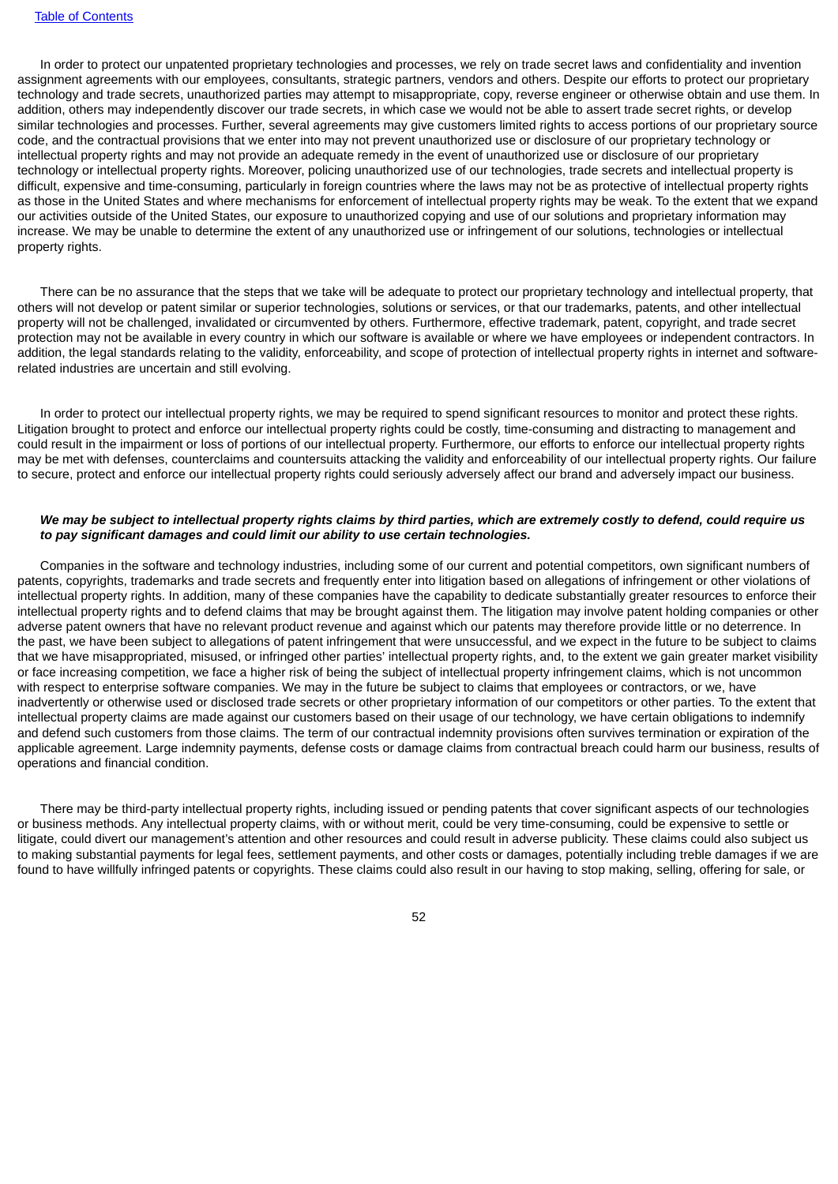In order to protect our unpatented proprietary technologies and processes, we rely on trade secret laws and confidentiality and invention assignment agreements with our employees, consultants, strategic partners, vendors and others. Despite our efforts to protect our proprietary technology and trade secrets, unauthorized parties may attempt to misappropriate, copy, reverse engineer or otherwise obtain and use them. In addition, others may independently discover our trade secrets, in which case we would not be able to assert trade secret rights, or develop similar technologies and processes. Further, several agreements may give customers limited rights to access portions of our proprietary source code, and the contractual provisions that we enter into may not prevent unauthorized use or disclosure of our proprietary technology or intellectual property rights and may not provide an adequate remedy in the event of unauthorized use or disclosure of our proprietary technology or intellectual property rights. Moreover, policing unauthorized use of our technologies, trade secrets and intellectual property is difficult, expensive and time-consuming, particularly in foreign countries where the laws may not be as protective of intellectual property rights as those in the United States and where mechanisms for enforcement of intellectual property rights may be weak. To the extent that we expand our activities outside of the United States, our exposure to unauthorized copying and use of our solutions and proprietary information may increase. We may be unable to determine the extent of any unauthorized use or infringement of our solutions, technologies or intellectual property rights.

There can be no assurance that the steps that we take will be adequate to protect our proprietary technology and intellectual property, that others will not develop or patent similar or superior technologies, solutions or services, or that our trademarks, patents, and other intellectual property will not be challenged, invalidated or circumvented by others. Furthermore, effective trademark, patent, copyright, and trade secret protection may not be available in every country in which our software is available or where we have employees or independent contractors. In addition, the legal standards relating to the validity, enforceability, and scope of protection of intellectual property rights in internet and software-related industries are uncertain and still evolving.

In order to protect our intellectual property rights, we may be required to spend significant resources to monitor and protect these rights. Litigation brought to protect and enforce our intellectual property rights could be costly, time-consuming and distracting to management and could result in the impairment or loss of portions of our intellectual property. Furthermore, our efforts to enforce our intellectual property rights may be met with defenses, counterclaims and countersuits attacking the validity and enforceability of our intellectual property rights. Our failure to secure, protect and enforce our intellectual property rights could seriously adversely affect our brand and adversely impact our business.

***We may be subject to intellectual property rights claims by third parties, which are extremely costly to defend, could require us to pay significant damages and could limit our ability to use certain technologies.***

Companies in the software and technology industries, including some of our current and potential competitors, own significant numbers of patents, copyrights, trademarks and trade secrets and frequently enter into litigation based on allegations of infringement or other violations of intellectual property rights. In addition, many of these companies have the capability to dedicate substantially greater resources to enforce their intellectual property rights and to defend claims that may be brought against them. The litigation may involve patent holding companies or other adverse patent owners that have no relevant product revenue and against which our patents may therefore provide little or no deterrence. In the past, we have been subject to allegations of patent infringement that were unsuccessful, and we expect in the future to be subject to claims that we have misappropriated, misused, or infringed other parties' intellectual property rights, and, to the extent we gain greater market visibility or face increasing competition, we face a higher risk of being the subject of intellectual property infringement claims, which is not uncommon with respect to enterprise software companies. We may in the future be subject to claims that employees or contractors, or we, have inadvertently or otherwise used or disclosed trade secrets or other proprietary information of our competitors or other parties. To the extent that intellectual property claims are made against our customers based on their usage of our technology, we have certain obligations to indemnify and defend such customers from those claims. The term of our contractual indemnity provisions often survives termination or expiration of the applicable agreement. Large indemnity payments, defense costs or damage claims from contractual breach could harm our business, results of operations and financial condition.

There may be third-party intellectual property rights, including issued or pending patents that cover significant aspects of our technologies or business methods. Any intellectual property claims, with or without merit, could be very time-consuming, could be expensive to settle or litigate, could divert our management's attention and other resources and could result in adverse publicity. These claims could also subject us to making substantial payments for legal fees, settlement payments, and other costs or damages, potentially including treble damages if we are found to have willfully infringed patents or copyrights. These claims could also result in our having to stop making, selling, offering for sale, or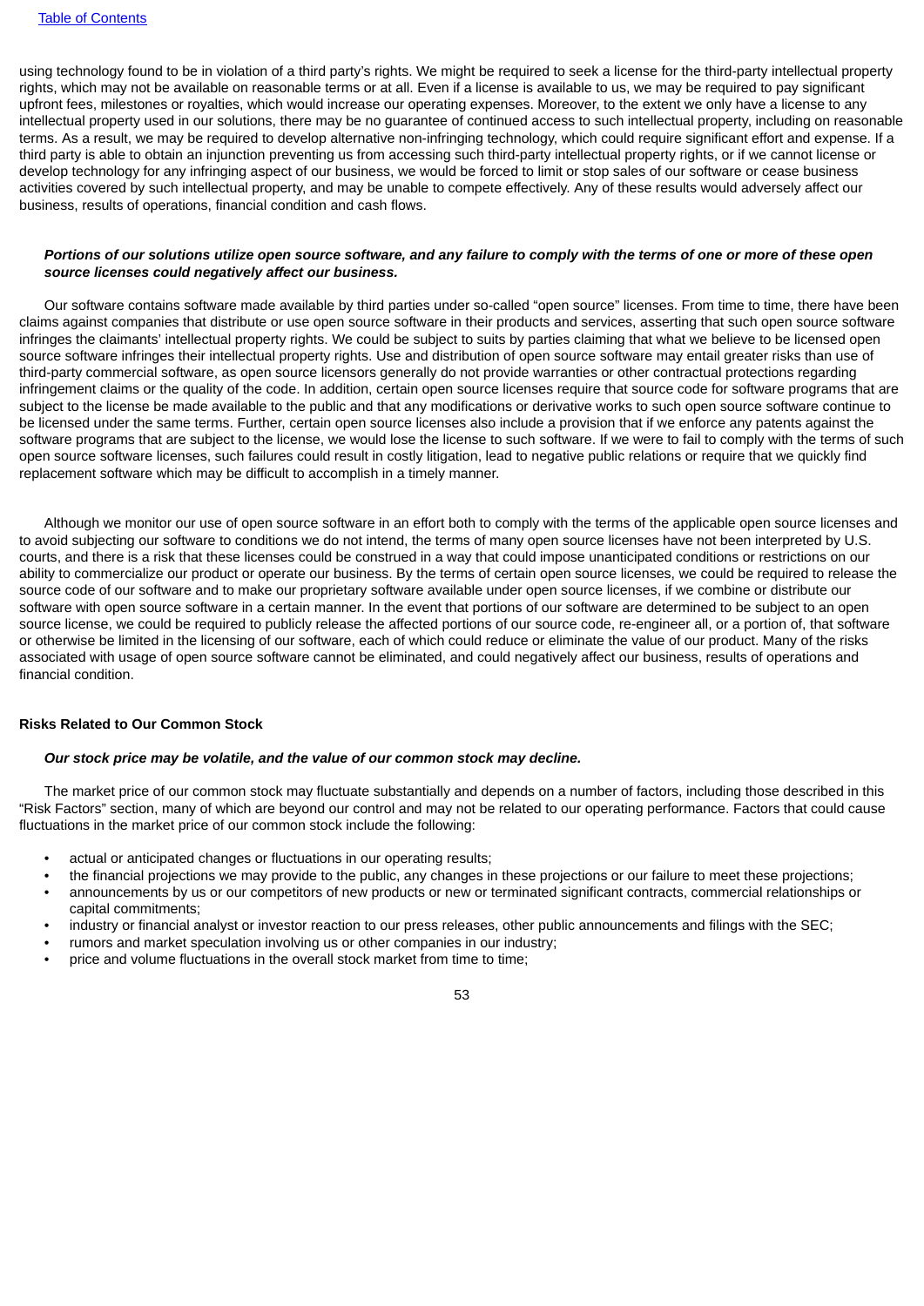using technology found to be in violation of a third party's rights. We might be required to seek a license for the third-party intellectual property rights, which may not be available on reasonable terms or at all. Even if a license is available to us, we may be required to pay significant upfront fees, milestones or royalties, which would increase our operating expenses. Moreover, to the extent we only have a license to any intellectual property used in our solutions, there may be no guarantee of continued access to such intellectual property, including on reasonable terms. As a result, we may be required to develop alternative non-infringing technology, which could require significant effort and expense. If a third party is able to obtain an injunction preventing us from accessing such third-party intellectual property rights, or if we cannot license or develop technology for any infringing aspect of our business, we would be forced to limit or stop sales of our software or cease business activities covered by such intellectual property, and may be unable to compete effectively. Any of these results would adversely affect our business, results of operations, financial condition and cash flows.

***Portions of our solutions utilize open source software, and any failure to comply with the terms of one or more of these open source licenses could negatively affect our business.***

Our software contains software made available by third parties under so-called "open source" licenses. From time to time, there have been claims against companies that distribute or use open source software in their products and services, asserting that such open source software infringes the claimants' intellectual property rights. We could be subject to suits by parties claiming that what we believe to be licensed open source software infringes their intellectual property rights. Use and distribution of open source software may entail greater risks than use of third-party commercial software, as open source licensors generally do not provide warranties or other contractual protections regarding infringement claims or the quality of the code. In addition, certain open source licenses require that source code for software programs that are subject to the license be made available to the public and that any modifications or derivative works to such open source software continue to be licensed under the same terms. Further, certain open source licenses also include a provision that if we enforce any patents against the software programs that are subject to the license, we would lose the license to such software. If we were to fail to comply with the terms of such open source software licenses, such failures could result in costly litigation, lead to negative public relations or require that we quickly find replacement software which may be difficult to accomplish in a timely manner.

Although we monitor our use of open source software in an effort both to comply with the terms of the applicable open source licenses and to avoid subjecting our software to conditions we do not intend, the terms of many open source licenses have not been interpreted by U.S. courts, and there is a risk that these licenses could be construed in a way that could impose unanticipated conditions or restrictions on our ability to commercialize our product or operate our business. By the terms of certain open source licenses, we could be required to release the source code of our software and to make our proprietary software available under open source licenses, if we combine or distribute our software with open source software in a certain manner. In the event that portions of our software are determined to be subject to an open source license, we could be required to publicly release the affected portions of our source code, re-engineer all, or a portion of, that software or otherwise be limited in the licensing of our software, each of which could reduce or eliminate the value of our product. Many of the risks associated with usage of open source software cannot be eliminated, and could negatively affect our business, results of operations and financial condition.

**Risks Related to Our Common Stock**

***Our stock price may be volatile, and the value of our common stock may decline.***

The market price of our common stock may fluctuate substantially and depends on a number of factors, including those described in this "Risk Factors" section, many of which are beyond our control and may not be related to our operating performance. Factors that could cause fluctuations in the market price of our common stock include the following:

- actual or anticipated changes or fluctuations in our operating results;
- the financial projections we may provide to the public, any changes in these projections or our failure to meet these projections;
- announcements by us or our competitors of new products or new or terminated significant contracts, commercial relationships or capital commitments;
- industry or financial analyst or investor reaction to our press releases, other public announcements and filings with the SEC;
- rumors and market speculation involving us or other companies in our industry;
- price and volume fluctuations in the overall stock market from time to time;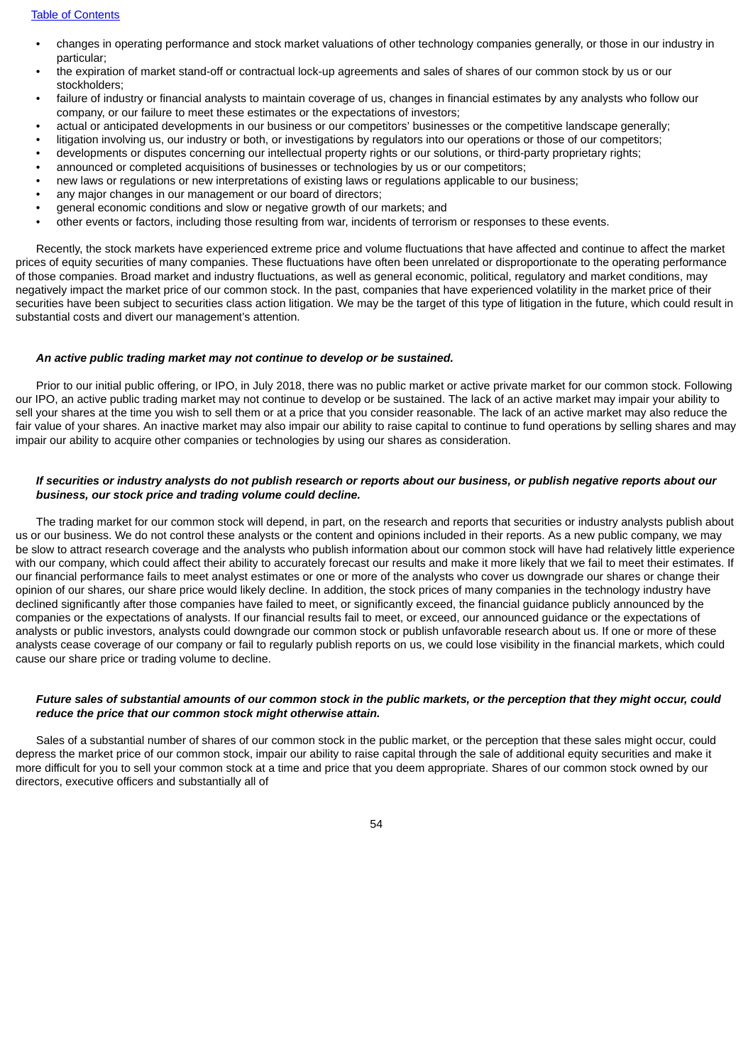- changes in operating performance and stock market valuations of other technology companies generally, or those in our industry in particular;
- the expiration of market stand-off or contractual lock-up agreements and sales of shares of our common stock by us or our stockholders;
- failure of industry or financial analysts to maintain coverage of us, changes in financial estimates by any analysts who follow our company, or our failure to meet these estimates or the expectations of investors;
- actual or anticipated developments in our business or our competitors' businesses or the competitive landscape generally;
- litigation involving us, our industry or both, or investigations by regulators into our operations or those of our competitors;
- developments or disputes concerning our intellectual property rights or our solutions, or third-party proprietary rights;
- announced or completed acquisitions of businesses or technologies by us or our competitors;
- new laws or regulations or new interpretations of existing laws or regulations applicable to our business;
- any major changes in our management or our board of directors;
- general economic conditions and slow or negative growth of our markets; and
- other events or factors, including those resulting from war, incidents of terrorism or responses to these events.

Recently, the stock markets have experienced extreme price and volume fluctuations that have affected and continue to affect the market prices of equity securities of many companies. These fluctuations have often been unrelated or disproportionate to the operating performance of those companies. Broad market and industry fluctuations, as well as general economic, political, regulatory and market conditions, may negatively impact the market price of our common stock. In the past, companies that have experienced volatility in the market price of their securities have been subject to securities class action litigation. We may be the target of this type of litigation in the future, which could result in substantial costs and divert our management's attention.

***An active public trading market may not continue to develop or be sustained.***

Prior to our initial public offering, or IPO, in July 2018, there was no public market or active private market for our common stock. Following our IPO, an active public trading market may not continue to develop or be sustained. The lack of an active market may impair your ability to sell your shares at the time you wish to sell them or at a price that you consider reasonable. The lack of an active market may also reduce the fair value of your shares. An inactive market may also impair our ability to raise capital to continue to fund operations by selling shares and may impair our ability to acquire other companies or technologies by using our shares as consideration.

***If securities or industry analysts do not publish research or reports about our business, or publish negative reports about our business, our stock price and trading volume could decline.***

The trading market for our common stock will depend, in part, on the research and reports that securities or industry analysts publish about us or our business. We do not control these analysts or the content and opinions included in their reports. As a new public company, we may be slow to attract research coverage and the analysts who publish information about our common stock will have had relatively little experience with our company, which could affect their ability to accurately forecast our results and make it more likely that we fail to meet their estimates. If our financial performance fails to meet analyst estimates or one or more of the analysts who cover us downgrade our shares or change their opinion of our shares, our share price would likely decline. In addition, the stock prices of many companies in the technology industry have declined significantly after those companies have failed to meet, or significantly exceed, the financial guidance publicly announced by the companies or the expectations of analysts. If our financial results fail to meet, or exceed, our announced guidance or the expectations of analysts or public investors, analysts could downgrade our common stock or publish unfavorable research about us. If one or more of these analysts cease coverage of our company or fail to regularly publish reports on us, we could lose visibility in the financial markets, which could cause our share price or trading volume to decline.

***Future sales of substantial amounts of our common stock in the public markets, or the perception that they might occur, could reduce the price that our common stock might otherwise attain.***

Sales of a substantial number of shares of our common stock in the public market, or the perception that these sales might occur, could depress the market price of our common stock, impair our ability to raise capital through the sale of additional equity securities and make it more difficult for you to sell your common stock at a time and price that you deem appropriate. Shares of our common stock owned by our directors, executive officers and substantially all of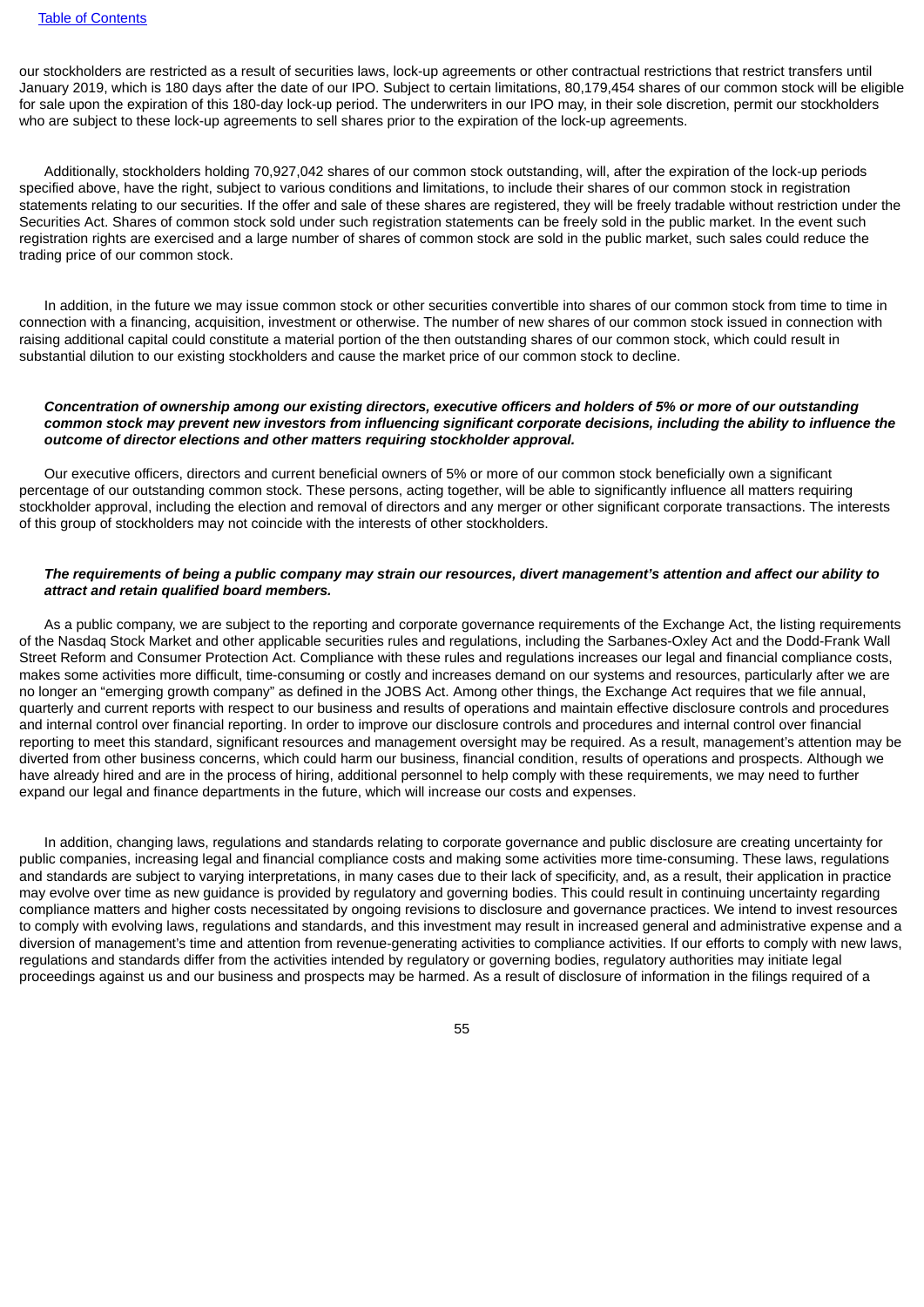our stockholders are restricted as a result of securities laws, lock-up agreements or other contractual restrictions that restrict transfers until January 2019, which is 180 days after the date of our IPO. Subject to certain limitations, 80,179,454 shares of our common stock will be eligible for sale upon the expiration of this 180-day lock-up period. The underwriters in our IPO may, in their sole discretion, permit our stockholders who are subject to these lock-up agreements to sell shares prior to the expiration of the lock-up agreements.

Additionally, stockholders holding 70,927,042 shares of our common stock outstanding, will, after the expiration of the lock-up periods specified above, have the right, subject to various conditions and limitations, to include their shares of our common stock in registration statements relating to our securities. If the offer and sale of these shares are registered, they will be freely tradable without restriction under the Securities Act. Shares of common stock sold under such registration statements can be freely sold in the public market. In the event such registration rights are exercised and a large number of shares of common stock are sold in the public market, such sales could reduce the trading price of our common stock.

In addition, in the future we may issue common stock or other securities convertible into shares of our common stock from time to time in connection with a financing, acquisition, investment or otherwise. The number of new shares of our common stock issued in connection with raising additional capital could constitute a material portion of the then outstanding shares of our common stock, which could result in substantial dilution to our existing stockholders and cause the market price of our common stock to decline.

***Concentration of ownership among our existing directors, executive officers and holders of 5% or more of our outstanding common stock may prevent new investors from influencing significant corporate decisions, including the ability to influence the outcome of director elections and other matters requiring stockholder approval.***

Our executive officers, directors and current beneficial owners of 5% or more of our common stock beneficially own a significant percentage of our outstanding common stock. These persons, acting together, will be able to significantly influence all matters requiring stockholder approval, including the election and removal of directors and any merger or other significant corporate transactions. The interests of this group of stockholders may not coincide with the interests of other stockholders.

***The requirements of being a public company may strain our resources, divert management's attention and affect our ability to attract and retain qualified board members.***

As a public company, we are subject to the reporting and corporate governance requirements of the Exchange Act, the listing requirements of the Nasdaq Stock Market and other applicable securities rules and regulations, including the Sarbanes-Oxley Act and the Dodd-Frank Wall Street Reform and Consumer Protection Act. Compliance with these rules and regulations increases our legal and financial compliance costs, makes some activities more difficult, time-consuming or costly and increases demand on our systems and resources, particularly after we are no longer an "emerging growth company" as defined in the JOBS Act. Among other things, the Exchange Act requires that we file annual, quarterly and current reports with respect to our business and results of operations and maintain effective disclosure controls and procedures and internal control over financial reporting. In order to improve our disclosure controls and procedures and internal control over financial reporting to meet this standard, significant resources and management oversight may be required. As a result, management's attention may be diverted from other business concerns, which could harm our business, financial condition, results of operations and prospects. Although we have already hired and are in the process of hiring, additional personnel to help comply with these requirements, we may need to further expand our legal and finance departments in the future, which will increase our costs and expenses.

In addition, changing laws, regulations and standards relating to corporate governance and public disclosure are creating uncertainty for public companies, increasing legal and financial compliance costs and making some activities more time-consuming. These laws, regulations and standards are subject to varying interpretations, in many cases due to their lack of specificity, and, as a result, their application in practice may evolve over time as new guidance is provided by regulatory and governing bodies. This could result in continuing uncertainty regarding compliance matters and higher costs necessitated by ongoing revisions to disclosure and governance practices. We intend to invest resources to comply with evolving laws, regulations and standards, and this investment may result in increased general and administrative expense and a diversion of management's time and attention from revenue-generating activities to compliance activities. If our efforts to comply with new laws, regulations and standards differ from the activities intended by regulatory or governing bodies, regulatory authorities may initiate legal proceedings against us and our business and prospects may be harmed. As a result of disclosure of information in the filings required of a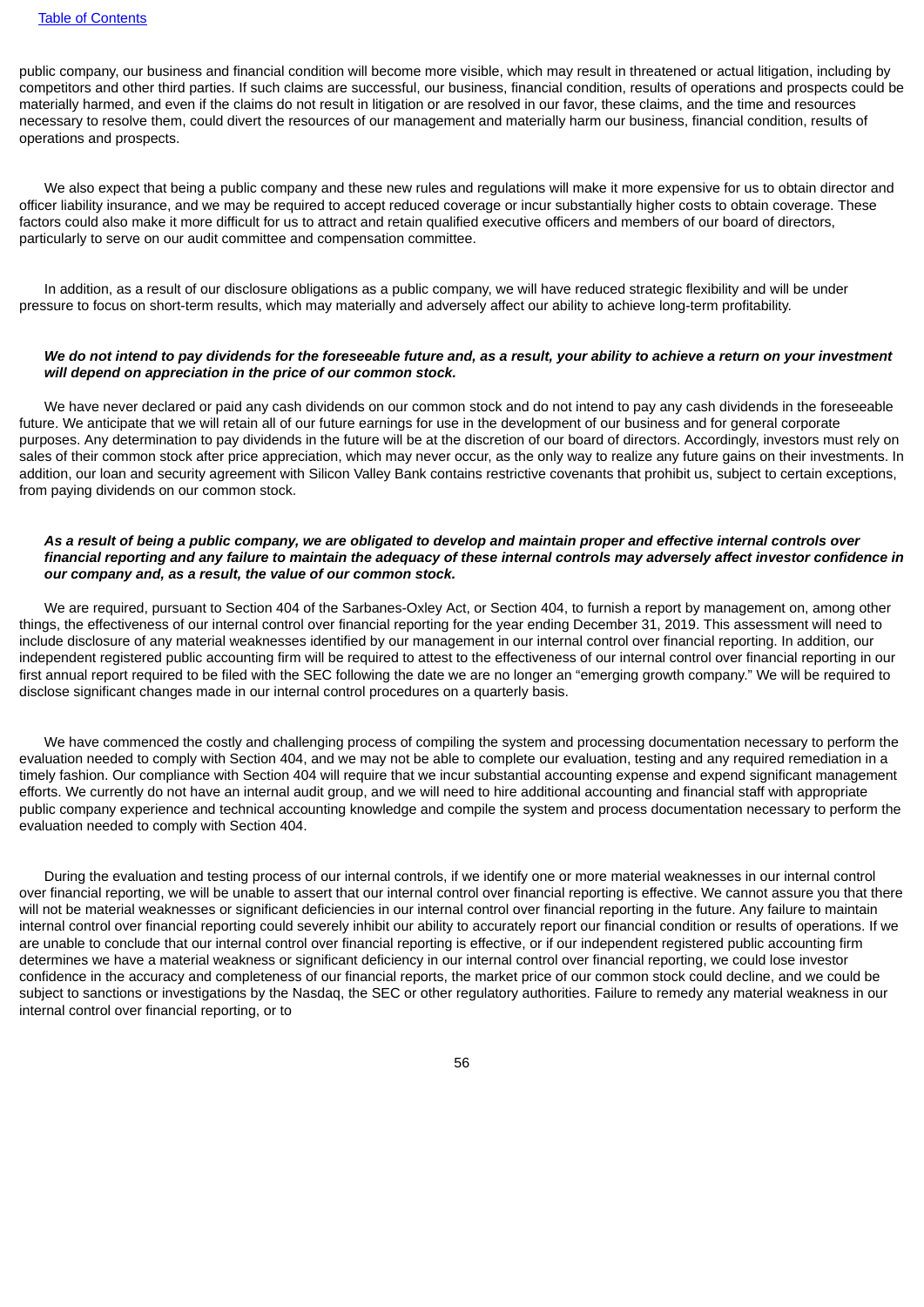public company, our business and financial condition will become more visible, which may result in threatened or actual litigation, including by competitors and other third parties. If such claims are successful, our business, financial condition, results of operations and prospects could be materially harmed, and even if the claims do not result in litigation or are resolved in our favor, these claims, and the time and resources necessary to resolve them, could divert the resources of our management and materially harm our business, financial condition, results of operations and prospects.

We also expect that being a public company and these new rules and regulations will make it more expensive for us to obtain director and officer liability insurance, and we may be required to accept reduced coverage or incur substantially higher costs to obtain coverage. These factors could also make it more difficult for us to attract and retain qualified executive officers and members of our board of directors, particularly to serve on our audit committee and compensation committee.

In addition, as a result of our disclosure obligations as a public company, we will have reduced strategic flexibility and will be under pressure to focus on short-term results, which may materially and adversely affect our ability to achieve long-term profitability.

***We do not intend to pay dividends for the foreseeable future and, as a result, your ability to achieve a return on your investment will depend on appreciation in the price of our common stock.***

We have never declared or paid any cash dividends on our common stock and do not intend to pay any cash dividends in the foreseeable future. We anticipate that we will retain all of our future earnings for use in the development of our business and for general corporate purposes. Any determination to pay dividends in the future will be at the discretion of our board of directors. Accordingly, investors must rely on sales of their common stock after price appreciation, which may never occur, as the only way to realize any future gains on their investments. In addition, our loan and security agreement with Silicon Valley Bank contains restrictive covenants that prohibit us, subject to certain exceptions, from paying dividends on our common stock.

***As a result of being a public company, we are obligated to develop and maintain proper and effective internal controls over financial reporting and any failure to maintain the adequacy of these internal controls may adversely affect investor confidence in our company and, as a result, the value of our common stock.***

We are required, pursuant to Section 404 of the Sarbanes-Oxley Act, or Section 404, to furnish a report by management on, among other things, the effectiveness of our internal control over financial reporting for the year ending December 31, 2019. This assessment will need to include disclosure of any material weaknesses identified by our management in our internal control over financial reporting. In addition, our independent registered public accounting firm will be required to attest to the effectiveness of our internal control over financial reporting in our first annual report required to be filed with the SEC following the date we are no longer an "emerging growth company." We will be required to disclose significant changes made in our internal control procedures on a quarterly basis.

We have commenced the costly and challenging process of compiling the system and processing documentation necessary to perform the evaluation needed to comply with Section 404, and we may not be able to complete our evaluation, testing and any required remediation in a timely fashion. Our compliance with Section 404 will require that we incur substantial accounting expense and expend significant management efforts. We currently do not have an internal audit group, and we will need to hire additional accounting and financial staff with appropriate public company experience and technical accounting knowledge and compile the system and process documentation necessary to perform the evaluation needed to comply with Section 404.

During the evaluation and testing process of our internal controls, if we identify one or more material weaknesses in our internal control over financial reporting, we will be unable to assert that our internal control over financial reporting is effective. We cannot assure you that there will not be material weaknesses or significant deficiencies in our internal control over financial reporting in the future. Any failure to maintain internal control over financial reporting could severely inhibit our ability to accurately report our financial condition or results of operations. If we are unable to conclude that our internal control over financial reporting is effective, or if our independent registered public accounting firm determines we have a material weakness or significant deficiency in our internal control over financial reporting, we could lose investor confidence in the accuracy and completeness of our financial reports, the market price of our common stock could decline, and we could be subject to sanctions or investigations by the Nasdaq, the SEC or other regulatory authorities. Failure to remedy any material weakness in our internal control over financial reporting, or to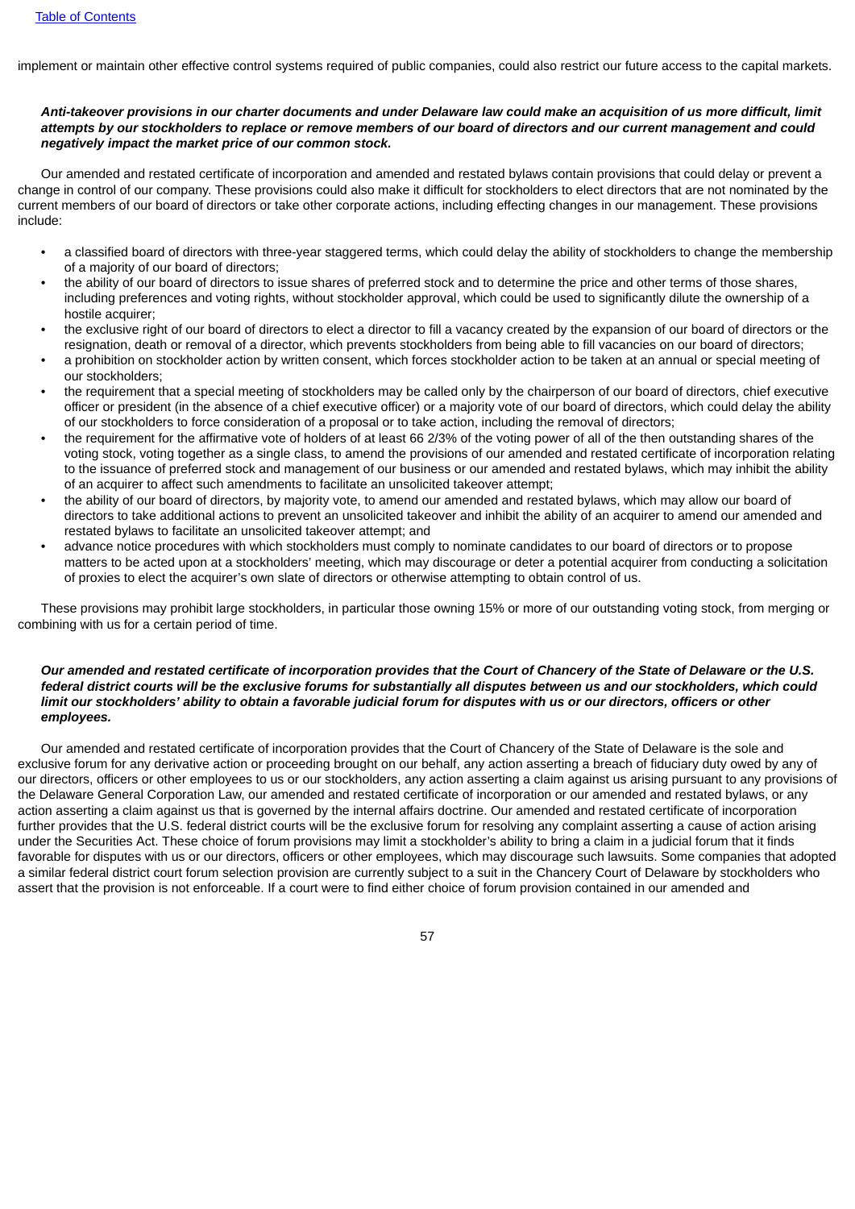implement or maintain other effective control systems required of public companies, could also restrict our future access to the capital markets.

***Anti-takeover provisions in our charter documents and under Delaware law could make an acquisition of us more difficult, limit attempts by our stockholders to replace or remove members of our board of directors and our current management and could negatively impact the market price of our common stock.***

Our amended and restated certificate of incorporation and amended and restated bylaws contain provisions that could delay or prevent a change in control of our company. These provisions could also make it difficult for stockholders to elect directors that are not nominated by the current members of our board of directors or take other corporate actions, including effecting changes in our management. These provisions include:

- a classified board of directors with three-year staggered terms, which could delay the ability of stockholders to change the membership of a majority of our board of directors;
- the ability of our board of directors to issue shares of preferred stock and to determine the price and other terms of those shares, including preferences and voting rights, without stockholder approval, which could be used to significantly dilute the ownership of a hostile acquirer;
- the exclusive right of our board of directors to elect a director to fill a vacancy created by the expansion of our board of directors or the resignation, death or removal of a director, which prevents stockholders from being able to fill vacancies on our board of directors;
- a prohibition on stockholder action by written consent, which forces stockholder action to be taken at an annual or special meeting of our stockholders;
- the requirement that a special meeting of stockholders may be called only by the chairperson of our board of directors, chief executive officer or president (in the absence of a chief executive officer) or a majority vote of our board of directors, which could delay the ability of our stockholders to force consideration of a proposal or to take action, including the removal of directors;
- the requirement for the affirmative vote of holders of at least 66 2/3% of the voting power of all of the then outstanding shares of the voting stock, voting together as a single class, to amend the provisions of our amended and restated certificate of incorporation relating to the issuance of preferred stock and management of our business or our amended and restated bylaws, which may inhibit the ability of an acquirer to affect such amendments to facilitate an unsolicited takeover attempt;
- the ability of our board of directors, by majority vote, to amend our amended and restated bylaws, which may allow our board of directors to take additional actions to prevent an unsolicited takeover and inhibit the ability of an acquirer to amend our amended and restated bylaws to facilitate an unsolicited takeover attempt; and
- advance notice procedures with which stockholders must comply to nominate candidates to our board of directors or to propose matters to be acted upon at a stockholders' meeting, which may discourage or deter a potential acquirer from conducting a solicitation of proxies to elect the acquirer's own slate of directors or otherwise attempting to obtain control of us.

These provisions may prohibit large stockholders, in particular those owning 15% or more of our outstanding voting stock, from merging or combining with us for a certain period of time.

***Our amended and restated certificate of incorporation provides that the Court of Chancery of the State of Delaware or the U.S. federal district courts will be the exclusive forums for substantially all disputes between us and our stockholders, which could limit our stockholders' ability to obtain a favorable judicial forum for disputes with us or our directors, officers or other employees.***

Our amended and restated certificate of incorporation provides that the Court of Chancery of the State of Delaware is the sole and exclusive forum for any derivative action or proceeding brought on our behalf, any action asserting a breach of fiduciary duty owed by any of our directors, officers or other employees to us or our stockholders, any action asserting a claim against us arising pursuant to any provisions of the Delaware General Corporation Law, our amended and restated certificate of incorporation or our amended and restated bylaws, or any action asserting a claim against us that is governed by the internal affairs doctrine. Our amended and restated certificate of incorporation further provides that the U.S. federal district courts will be the exclusive forum for resolving any complaint asserting a cause of action arising under the Securities Act. These choice of forum provisions may limit a stockholder's ability to bring a claim in a judicial forum that it finds favorable for disputes with us or our directors, officers or other employees, which may discourage such lawsuits. Some companies that adopted a similar federal district court forum selection provision are currently subject to a suit in the Chancery Court of Delaware by stockholders who assert that the provision is not enforceable. If a court were to find either choice of forum provision contained in our amended and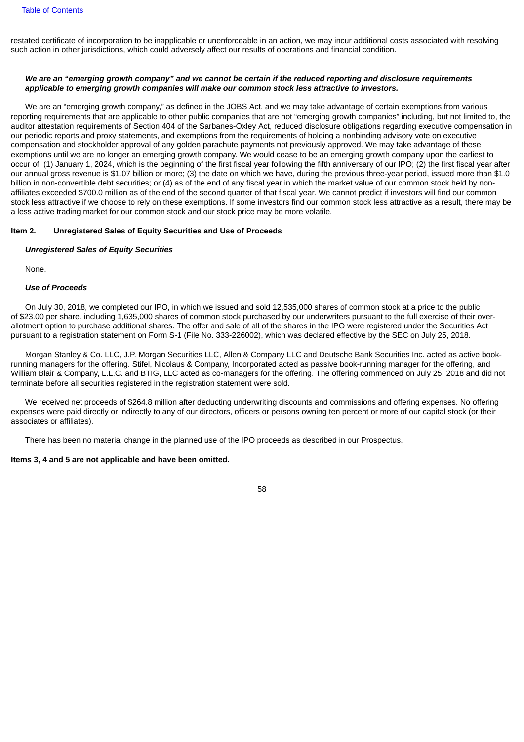restated certificate of incorporation to be inapplicable or unenforceable in an action, we may incur additional costs associated with resolving such action in other jurisdictions, which could adversely affect our results of operations and financial condition.

***We are an "emerging growth company" and we cannot be certain if the reduced reporting and disclosure requirements applicable to emerging growth companies will make our common stock less attractive to investors.***

We are an "emerging growth company," as defined in the JOBS Act, and we may take advantage of certain exemptions from various reporting requirements that are applicable to other public companies that are not "emerging growth companies" including, but not limited to, the auditor attestation requirements of Section 404 of the Sarbanes-Oxley Act, reduced disclosure obligations regarding executive compensation in our periodic reports and proxy statements, and exemptions from the requirements of holding a nonbinding advisory vote on executive compensation and stockholder approval of any golden parachute payments not previously approved. We may take advantage of these exemptions until we are no longer an emerging growth company. We would cease to be an emerging growth company upon the earliest to occur of: (1) January 1, 2024, which is the beginning of the first fiscal year following the fifth anniversary of our IPO; (2) the first fiscal year after our annual gross revenue is $1.07 billion or more; (3) the date on which we have, during the previous three-year period, issued more than $1.0 billion in non-convertible debt securities; or (4) as of the end of any fiscal year in which the market value of our common stock held by non-affiliates exceeded $700.0 million as of the end of the second quarter of that fiscal year. We cannot predict if investors will find our common stock less attractive if we choose to rely on these exemptions. If some investors find our common stock less attractive as a result, there may be a less active trading market for our common stock and our stock price may be more volatile.

## Item 2. Unregistered Sales of Equity Securities and Use of Proceeds

***Unregistered Sales of Equity Securities***

None.

***Use of Proceeds***

On July 30, 2018, we completed our IPO, in which we issued and sold 12,535,000 shares of common stock at a price to the public of $23.00 per share, including 1,635,000 shares of common stock purchased by our underwriters pursuant to the full exercise of their over-allotment option to purchase additional shares. The offer and sale of all of the shares in the IPO were registered under the Securities Act pursuant to a registration statement on Form S-1 (File No. 333-226002), which was declared effective by the SEC on July 25, 2018.

Morgan Stanley & Co. LLC, J.P. Morgan Securities LLC, Allen & Company LLC and Deutsche Bank Securities Inc. acted as active book-running managers for the offering. Stifel, Nicolaus & Company, Incorporated acted as passive book-running manager for the offering, and William Blair & Company, L.L.C. and BTIG, LLC acted as co-managers for the offering. The offering commenced on July 25, 2018 and did not terminate before all securities registered in the registration statement were sold.

We received net proceeds of $264.8 million after deducting underwriting discounts and commissions and offering expenses. No offering expenses were paid directly or indirectly to any of our directors, officers or persons owning ten percent or more of our capital stock (or their associates or affiliates).

There has been no material change in the planned use of the IPO proceeds as described in our Prospectus.

**Items 3, 4 and 5 are not applicable and have been omitted.**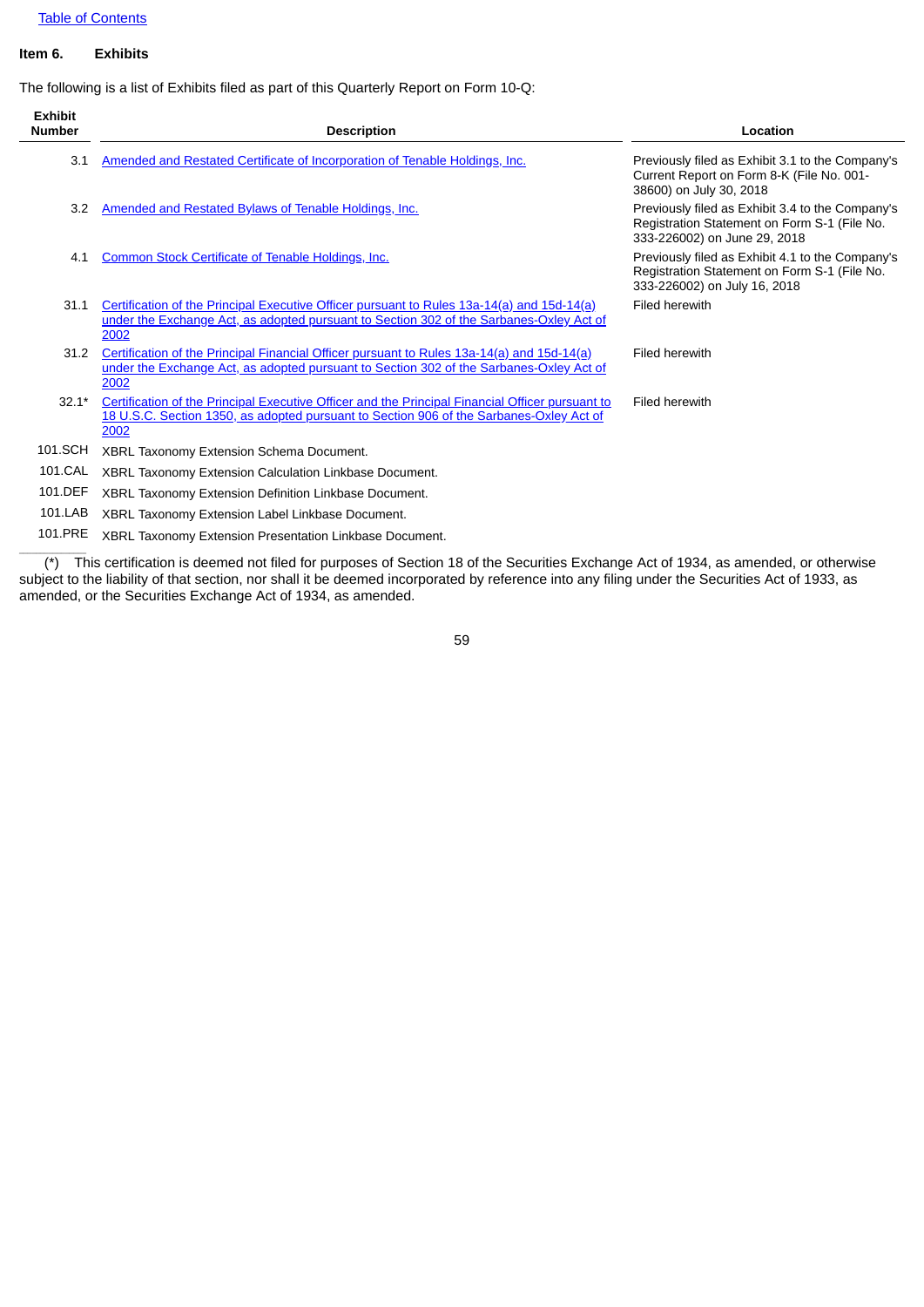Table of Contents

## Item 6. Exhibits

The following is a list of Exhibits filed as part of this Quarterly Report on Form 10-Q:

| Exhibit Number | Description | Location |
|---|---|---|
| 3.1 | Amended and Restated Certificate of Incorporation of Tenable Holdings, Inc. | Previously filed as Exhibit 3.1 to the Company's Current Report on Form 8-K (File No. 001-38600) on July 30, 2018 |
| 3.2 | Amended and Restated Bylaws of Tenable Holdings, Inc. | Previously filed as Exhibit 3.4 to the Company's Registration Statement on Form S-1 (File No. 333-226002) on June 29, 2018 |
| 4.1 | Common Stock Certificate of Tenable Holdings, Inc. | Previously filed as Exhibit 4.1 to the Company's Registration Statement on Form S-1 (File No. 333-226002) on July 16, 2018 |
| 31.1 | Certification of the Principal Executive Officer pursuant to Rules 13a-14(a) and 15d-14(a) under the Exchange Act, as adopted pursuant to Section 302 of the Sarbanes-Oxley Act of 2002 | Filed herewith |
| 31.2 | Certification of the Principal Financial Officer pursuant to Rules 13a-14(a) and 15d-14(a) under the Exchange Act, as adopted pursuant to Section 302 of the Sarbanes-Oxley Act of 2002 | Filed herewith |
| 32.1* | Certification of the Principal Executive Officer and the Principal Financial Officer pursuant to 18 U.S.C. Section 1350, as adopted pursuant to Section 906 of the Sarbanes-Oxley Act of 2002 | Filed herewith |
| 101.SCH | XBRL Taxonomy Extension Schema Document. | |
| 101.CAL | XBRL Taxonomy Extension Calculation Linkbase Document. | |
| 101.DEF | XBRL Taxonomy Extension Definition Linkbase Document. | |
| 101.LAB | XBRL Taxonomy Extension Label Linkbase Document. | |
| 101.PRE | XBRL Taxonomy Extension Presentation Linkbase Document. | |

(*) This certification is deemed not filed for purposes of Section 18 of the Securities Exchange Act of 1934, as amended, or otherwise subject to the liability of that section, nor shall it be deemed incorporated by reference into any filing under the Securities Act of 1933, as amended, or the Securities Exchange Act of 1934, as amended.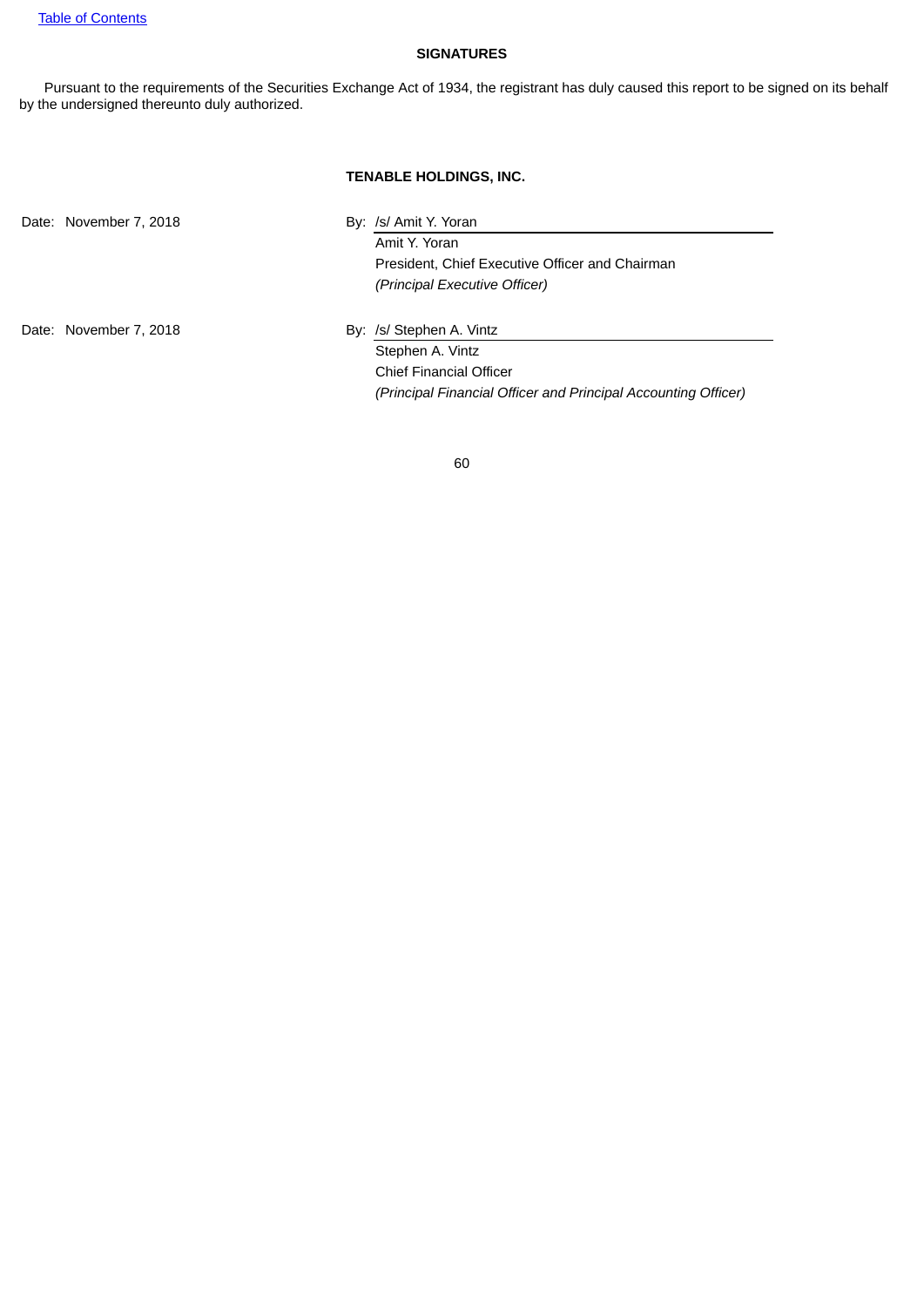## SIGNATURES

Pursuant to the requirements of the Securities Exchange Act of 1934, the registrant has duly caused this report to be signed on its behalf by the undersigned thereunto duly authorized.

**TENABLE HOLDINGS, INC.**

Date: November 7, 2018

By: /s/ Amit Y. Yoran
Amit Y. Yoran
President, Chief Executive Officer and Chairman
*(Principal Executive Officer)*

Date: November 7, 2018

By: /s/ Stephen A. Vintz
Stephen A. Vintz
Chief Financial Officer
*(Principal Financial Officer and Principal Accounting Officer)*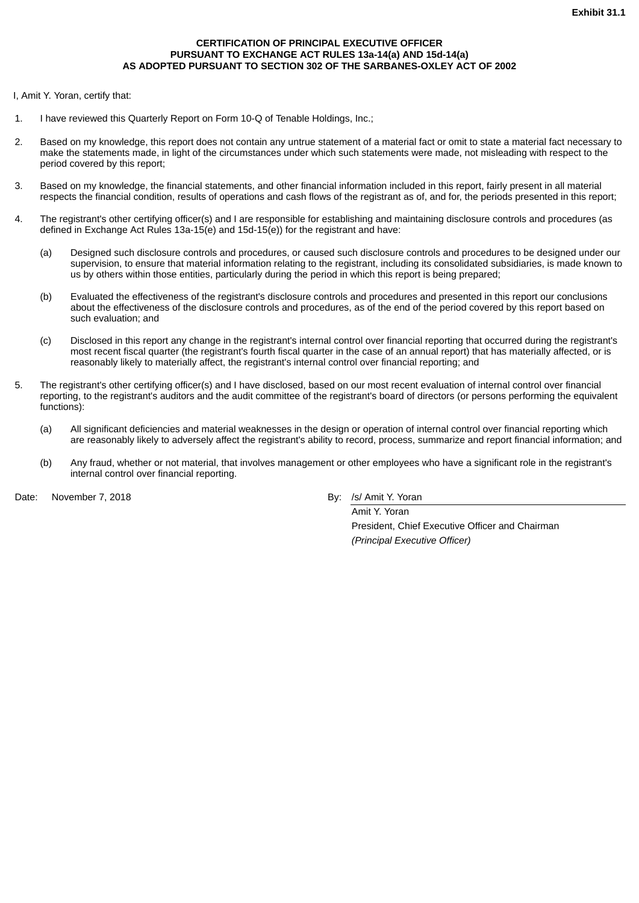**Exhibit 31.1**

**CERTIFICATION OF PRINCIPAL EXECUTIVE OFFICER**
**PURSUANT TO EXCHANGE ACT RULES 13a-14(a) AND 15d-14(a)**
**AS ADOPTED PURSUANT TO SECTION 302 OF THE SARBANES-OXLEY ACT OF 2002**

I, Amit Y. Yoran, certify that:

1. I have reviewed this Quarterly Report on Form 10-Q of Tenable Holdings, Inc.;

2. Based on my knowledge, this report does not contain any untrue statement of a material fact or omit to state a material fact necessary to make the statements made, in light of the circumstances under which such statements were made, not misleading with respect to the period covered by this report;

3. Based on my knowledge, the financial statements, and other financial information included in this report, fairly present in all material respects the financial condition, results of operations and cash flows of the registrant as of, and for, the periods presented in this report;

4. The registrant's other certifying officer(s) and I are responsible for establishing and maintaining disclosure controls and procedures (as defined in Exchange Act Rules 13a-15(e) and 15d-15(e)) for the registrant and have:

   (a) Designed such disclosure controls and procedures, or caused such disclosure controls and procedures to be designed under our supervision, to ensure that material information relating to the registrant, including its consolidated subsidiaries, is made known to us by others within those entities, particularly during the period in which this report is being prepared;

   (b) Evaluated the effectiveness of the registrant's disclosure controls and procedures and presented in this report our conclusions about the effectiveness of the disclosure controls and procedures, as of the end of the period covered by this report based on such evaluation; and

   (c) Disclosed in this report any change in the registrant's internal control over financial reporting that occurred during the registrant's most recent fiscal quarter (the registrant's fourth fiscal quarter in the case of an annual report) that has materially affected, or is reasonably likely to materially affect, the registrant's internal control over financial reporting; and

5. The registrant's other certifying officer(s) and I have disclosed, based on our most recent evaluation of internal control over financial reporting, to the registrant's auditors and the audit committee of the registrant's board of directors (or persons performing the equivalent functions):

   (a) All significant deficiencies and material weaknesses in the design or operation of internal control over financial reporting which are reasonably likely to adversely affect the registrant's ability to record, process, summarize and report financial information; and

   (b) Any fraud, whether or not material, that involves management or other employees who have a significant role in the registrant's internal control over financial reporting.

Date: November 7, 2018

By: /s/ Amit Y. Yoran
Amit Y. Yoran
President, Chief Executive Officer and Chairman
*(Principal Executive Officer)*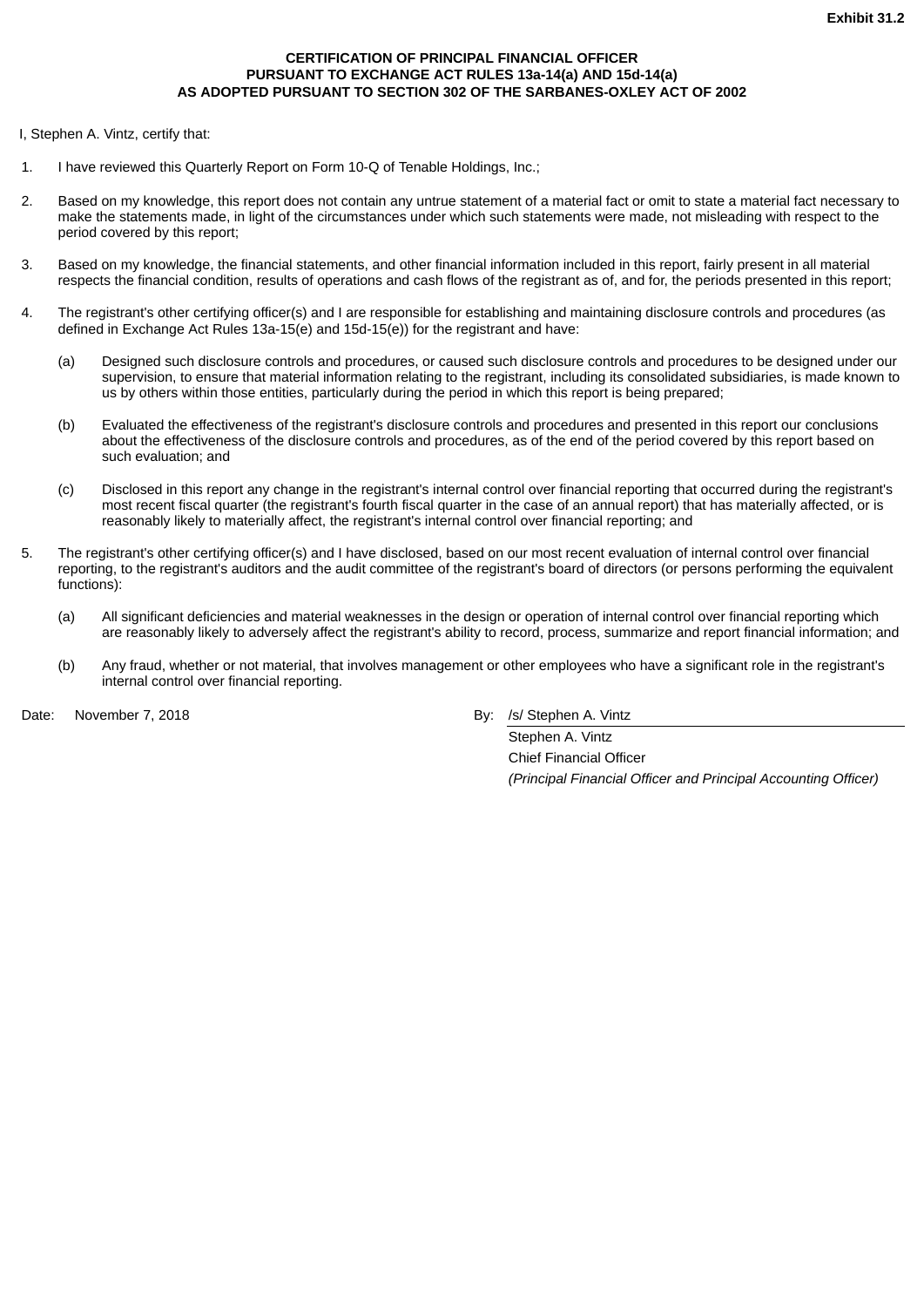**Exhibit 31.2**

**CERTIFICATION OF PRINCIPAL FINANCIAL OFFICER**
**PURSUANT TO EXCHANGE ACT RULES 13a-14(a) AND 15d-14(a)**
**AS ADOPTED PURSUANT TO SECTION 302 OF THE SARBANES-OXLEY ACT OF 2002**

I, Stephen A. Vintz, certify that:

1. I have reviewed this Quarterly Report on Form 10-Q of Tenable Holdings, Inc.;

2. Based on my knowledge, this report does not contain any untrue statement of a material fact or omit to state a material fact necessary to make the statements made, in light of the circumstances under which such statements were made, not misleading with respect to the period covered by this report;

3. Based on my knowledge, the financial statements, and other financial information included in this report, fairly present in all material respects the financial condition, results of operations and cash flows of the registrant as of, and for, the periods presented in this report;

4. The registrant's other certifying officer(s) and I are responsible for establishing and maintaining disclosure controls and procedures (as defined in Exchange Act Rules 13a-15(e) and 15d-15(e)) for the registrant and have:

   (a) Designed such disclosure controls and procedures, or caused such disclosure controls and procedures to be designed under our supervision, to ensure that material information relating to the registrant, including its consolidated subsidiaries, is made known to us by others within those entities, particularly during the period in which this report is being prepared;

   (b) Evaluated the effectiveness of the registrant's disclosure controls and procedures and presented in this report our conclusions about the effectiveness of the disclosure controls and procedures, as of the end of the period covered by this report based on such evaluation; and

   (c) Disclosed in this report any change in the registrant's internal control over financial reporting that occurred during the registrant's most recent fiscal quarter (the registrant's fourth fiscal quarter in the case of an annual report) that has materially affected, or is reasonably likely to materially affect, the registrant's internal control over financial reporting; and

5. The registrant's other certifying officer(s) and I have disclosed, based on our most recent evaluation of internal control over financial reporting, to the registrant's auditors and the audit committee of the registrant's board of directors (or persons performing the equivalent functions):

   (a) All significant deficiencies and material weaknesses in the design or operation of internal control over financial reporting which are reasonably likely to adversely affect the registrant's ability to record, process, summarize and report financial information; and

   (b) Any fraud, whether or not material, that involves management or other employees who have a significant role in the registrant's internal control over financial reporting.

Date: November 7, 2018

By: /s/ Stephen A. Vintz
Stephen A. Vintz
Chief Financial Officer
*(Principal Financial Officer and Principal Accounting Officer)*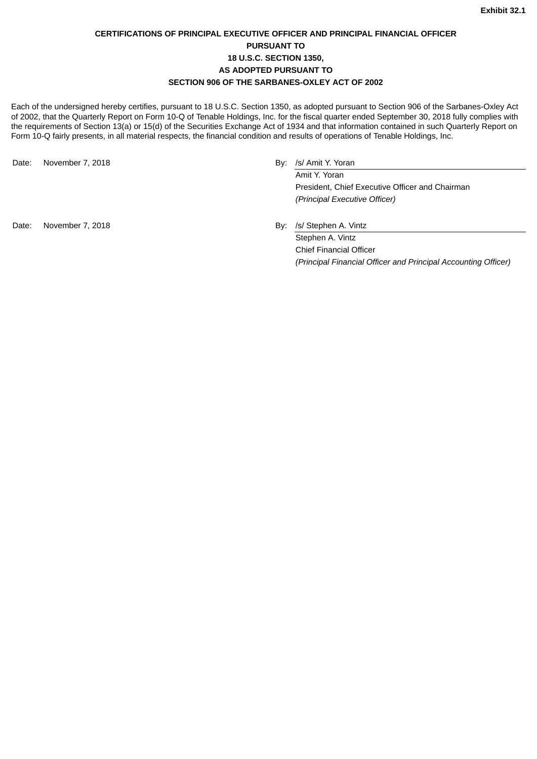**Exhibit 32.1**

**CERTIFICATIONS OF PRINCIPAL EXECUTIVE OFFICER AND PRINCIPAL FINANCIAL OFFICER**
**PURSUANT TO**
**18 U.S.C. SECTION 1350,**
**AS ADOPTED PURSUANT TO**
**SECTION 906 OF THE SARBANES-OXLEY ACT OF 2002**

Each of the undersigned hereby certifies, pursuant to 18 U.S.C. Section 1350, as adopted pursuant to Section 906 of the Sarbanes-Oxley Act of 2002, that the Quarterly Report on Form 10-Q of Tenable Holdings, Inc. for the fiscal quarter ended September 30, 2018 fully complies with the requirements of Section 13(a) or 15(d) of the Securities Exchange Act of 1934 and that information contained in such Quarterly Report on Form 10-Q fairly presents, in all material respects, the financial condition and results of operations of Tenable Holdings, Inc.

Date: November 7, 2018

By: /s/ Amit Y. Yoran
Amit Y. Yoran
President, Chief Executive Officer and Chairman
*(Principal Executive Officer)*

Date: November 7, 2018

By: /s/ Stephen A. Vintz
Stephen A. Vintz
Chief Financial Officer
*(Principal Financial Officer and Principal Accounting Officer)*